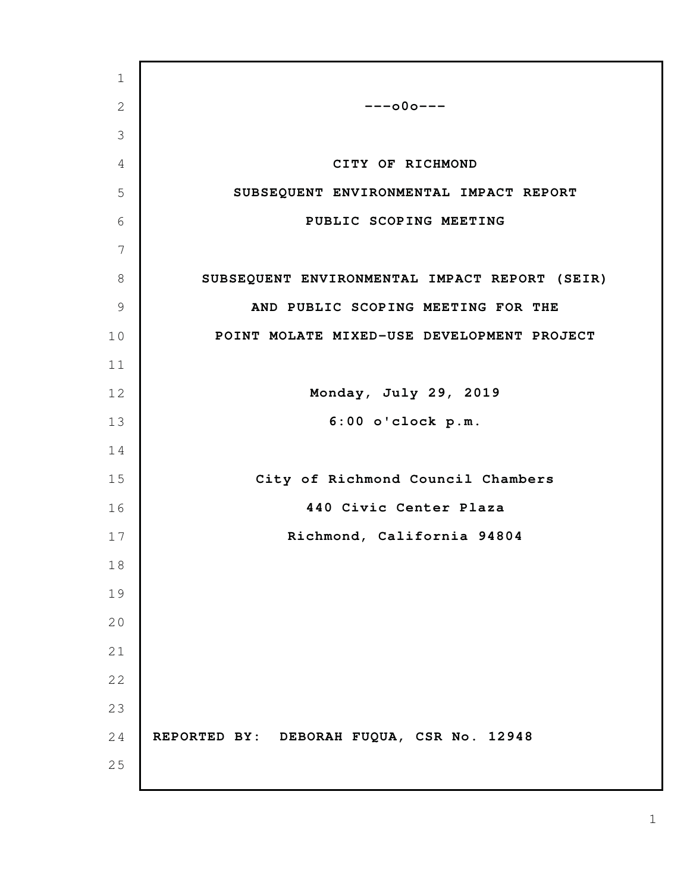---o0o---

# CITY OF RICHMOND

## SUBSEQUENT ENVIRONMENTAL IMPACT REPORT

## PUBLIC SCOPING MEETING

**SUBSEQUENT ENVIRONMENTAL IMPACT REPORT (SEIR)**
**AND PUBLIC SCOPING MEETING FOR THE**
**POINT MOLATE MIXED-USE DEVELOPMENT PROJECT**

**Monday, July 29, 2019**
**6:00 o'clock p.m.**

**City of Richmond Council Chambers**
**440 Civic Center Plaza**
**Richmond, California 94804**

**REPORTED BY: DEBORAH FUQUA, CSR No. 12948**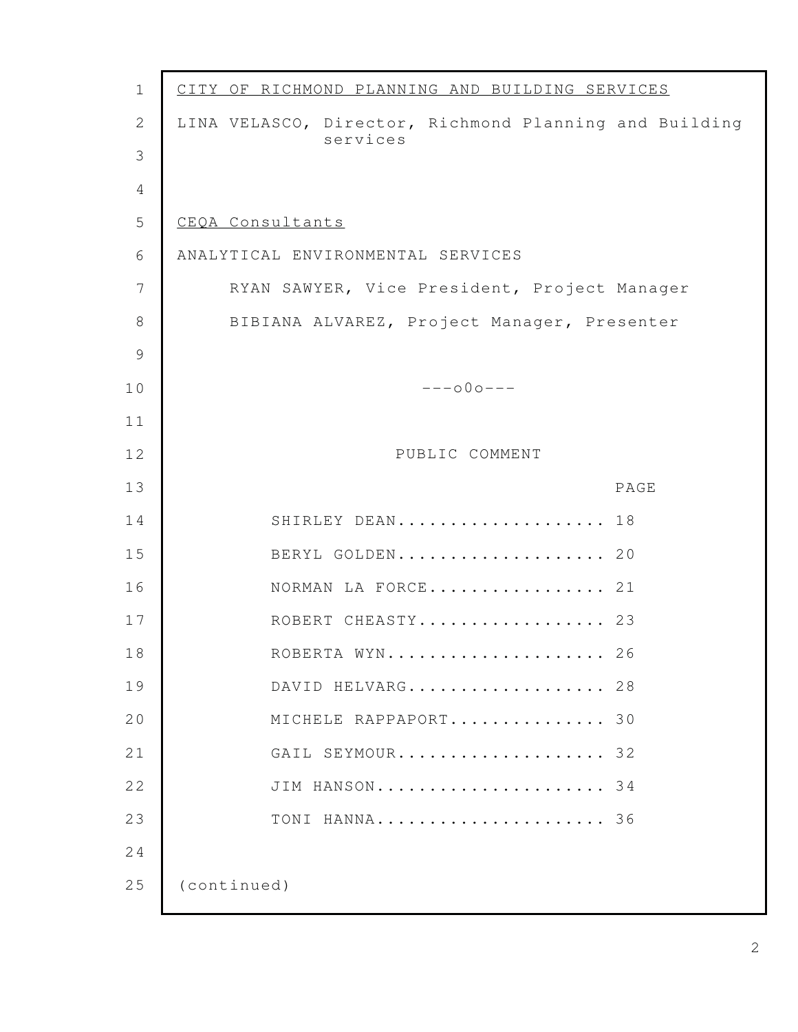<u>CITY OF RICHMOND PLANNING AND BUILDING SERVICES</u>

LINA VELASCO, Director, Richmond Planning and Building services

<u>CEQA Consultants</u>

ANALYTICAL ENVIRONMENTAL SERVICES

RYAN SAWYER, Vice President, Project Manager

BIBIANA ALVAREZ, Project Manager, Presenter

---o0o---

PUBLIC COMMENT

| | PAGE |
|---|---|
| SHIRLEY DEAN | 18 |
| BERYL GOLDEN | 20 |
| NORMAN LA FORCE | 21 |
| ROBERT CHEASTY | 23 |
| ROBERTA WYN | 26 |
| DAVID HELVARG | 28 |
| MICHELE RAPPAPORT | 30 |
| GAIL SEYMOUR | 32 |
| JIM HANSON | 34 |
| TONI HANNA | 36 |

(continued)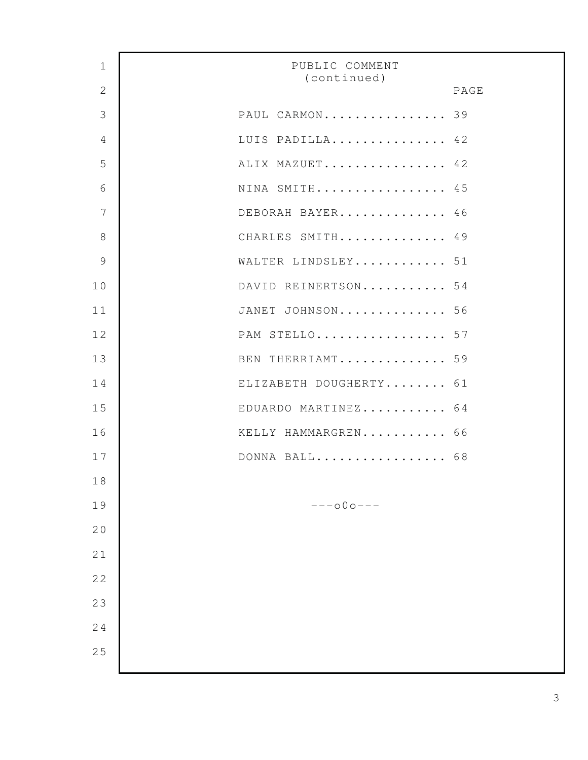## PUBLIC COMMENT (continued)

| | PAGE |
|---|---|
| PAUL CARMON | 39 |
| LUIS PADILLA | 42 |
| ALIX MAZUET | 42 |
| NINA SMITH | 45 |
| DEBORAH BAYER | 46 |
| CHARLES SMITH | 49 |
| WALTER LINDSLEY | 51 |
| DAVID REINERTSON | 54 |
| JANET JOHNSON | 56 |
| PAM STELLO | 57 |
| BEN THERRIAMT | 59 |
| ELIZABETH DOUGHERTY | 61 |
| EDUARDO MARTINEZ | 64 |
| KELLY HAMMARGREN | 66 |
| DONNA BALL | 68 |

---o0o---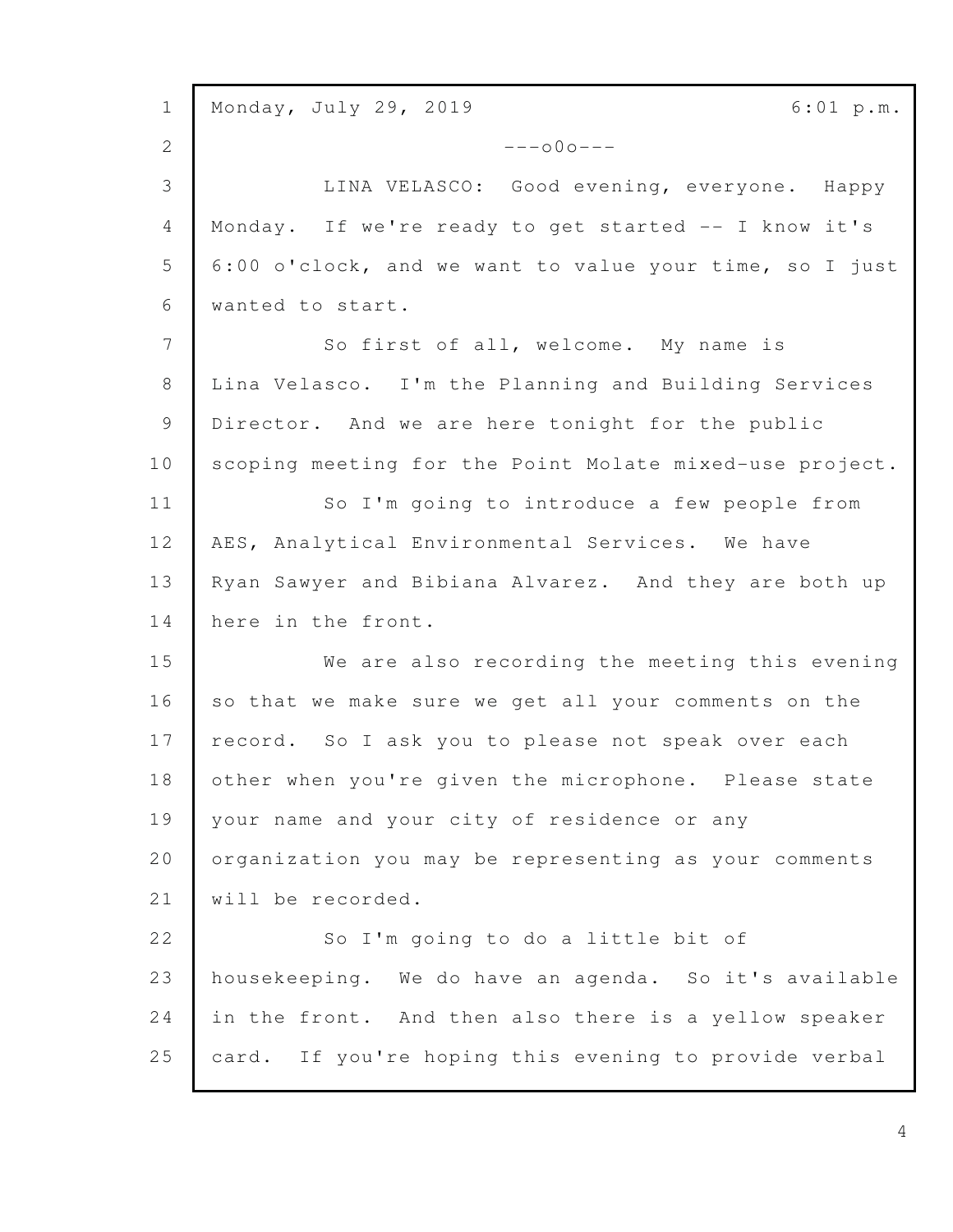Monday, July 29, 2019 6:01 p.m.

---o0o---

LINA VELASCO: Good evening, everyone. Happy Monday. If we're ready to get started -- I know it's 6:00 o'clock, and we want to value your time, so I just wanted to start.

So first of all, welcome. My name is Lina Velasco. I'm the Planning and Building Services Director. And we are here tonight for the public scoping meeting for the Point Molate mixed-use project.

So I'm going to introduce a few people from AES, Analytical Environmental Services. We have Ryan Sawyer and Bibiana Alvarez. And they are both up here in the front.

We are also recording the meeting this evening so that we make sure we get all your comments on the record. So I ask you to please not speak over each other when you're given the microphone. Please state your name and your city of residence or any organization you may be representing as your comments will be recorded.

So I'm going to do a little bit of housekeeping. We do have an agenda. So it's available in the front. And then also there is a yellow speaker card. If you're hoping this evening to provide verbal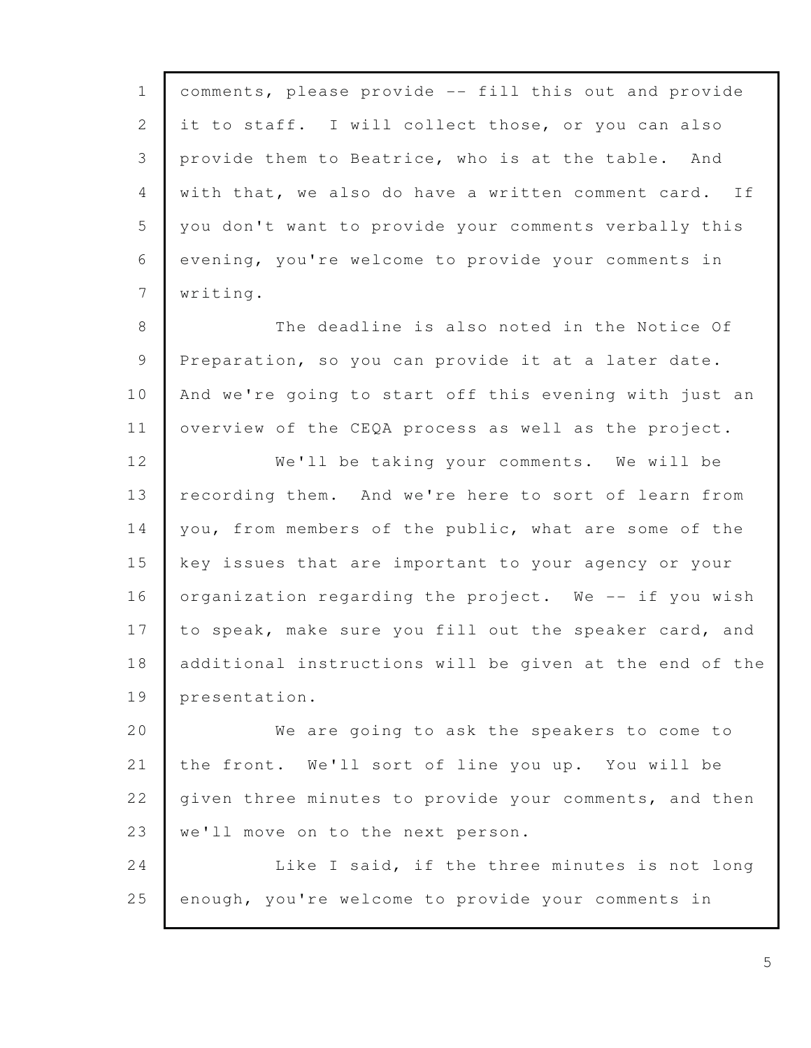comments, please provide -- fill this out and provide it to staff. I will collect those, or you can also provide them to Beatrice, who is at the table. And with that, we also do have a written comment card. If you don't want to provide your comments verbally this evening, you're welcome to provide your comments in writing.

The deadline is also noted in the Notice Of Preparation, so you can provide it at a later date. And we're going to start off this evening with just an overview of the CEQA process as well as the project.

We'll be taking your comments. We will be recording them. And we're here to sort of learn from you, from members of the public, what are some of the key issues that are important to your agency or your organization regarding the project. We -- if you wish to speak, make sure you fill out the speaker card, and additional instructions will be given at the end of the presentation.

We are going to ask the speakers to come to the front. We'll sort of line you up. You will be given three minutes to provide your comments, and then we'll move on to the next person.

Like I said, if the three minutes is not long enough, you're welcome to provide your comments in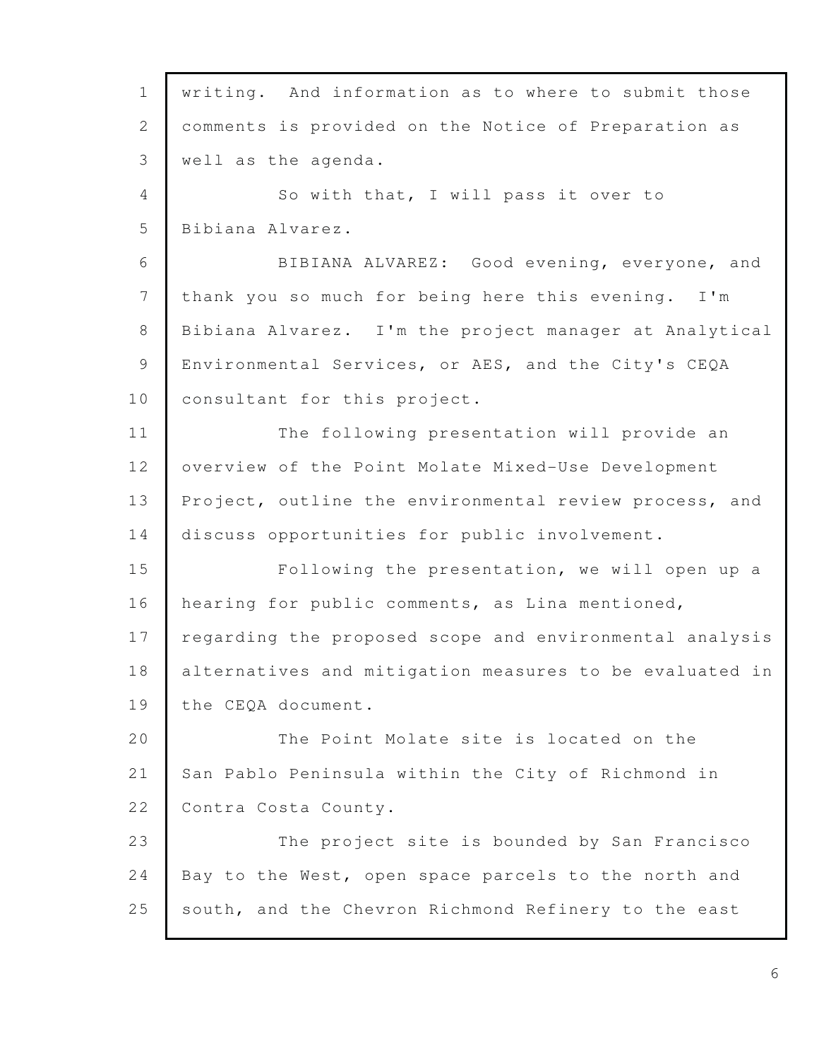writing. And information as to where to submit those comments is provided on the Notice of Preparation as well as the agenda.

So with that, I will pass it over to Bibiana Alvarez.

BIBIANA ALVAREZ: Good evening, everyone, and thank you so much for being here this evening. I'm Bibiana Alvarez. I'm the project manager at Analytical Environmental Services, or AES, and the City's CEQA consultant for this project.

The following presentation will provide an overview of the Point Molate Mixed-Use Development Project, outline the environmental review process, and discuss opportunities for public involvement.

Following the presentation, we will open up a hearing for public comments, as Lina mentioned, regarding the proposed scope and environmental analysis alternatives and mitigation measures to be evaluated in the CEQA document.

The Point Molate site is located on the San Pablo Peninsula within the City of Richmond in Contra Costa County.

The project site is bounded by San Francisco Bay to the West, open space parcels to the north and south, and the Chevron Richmond Refinery to the east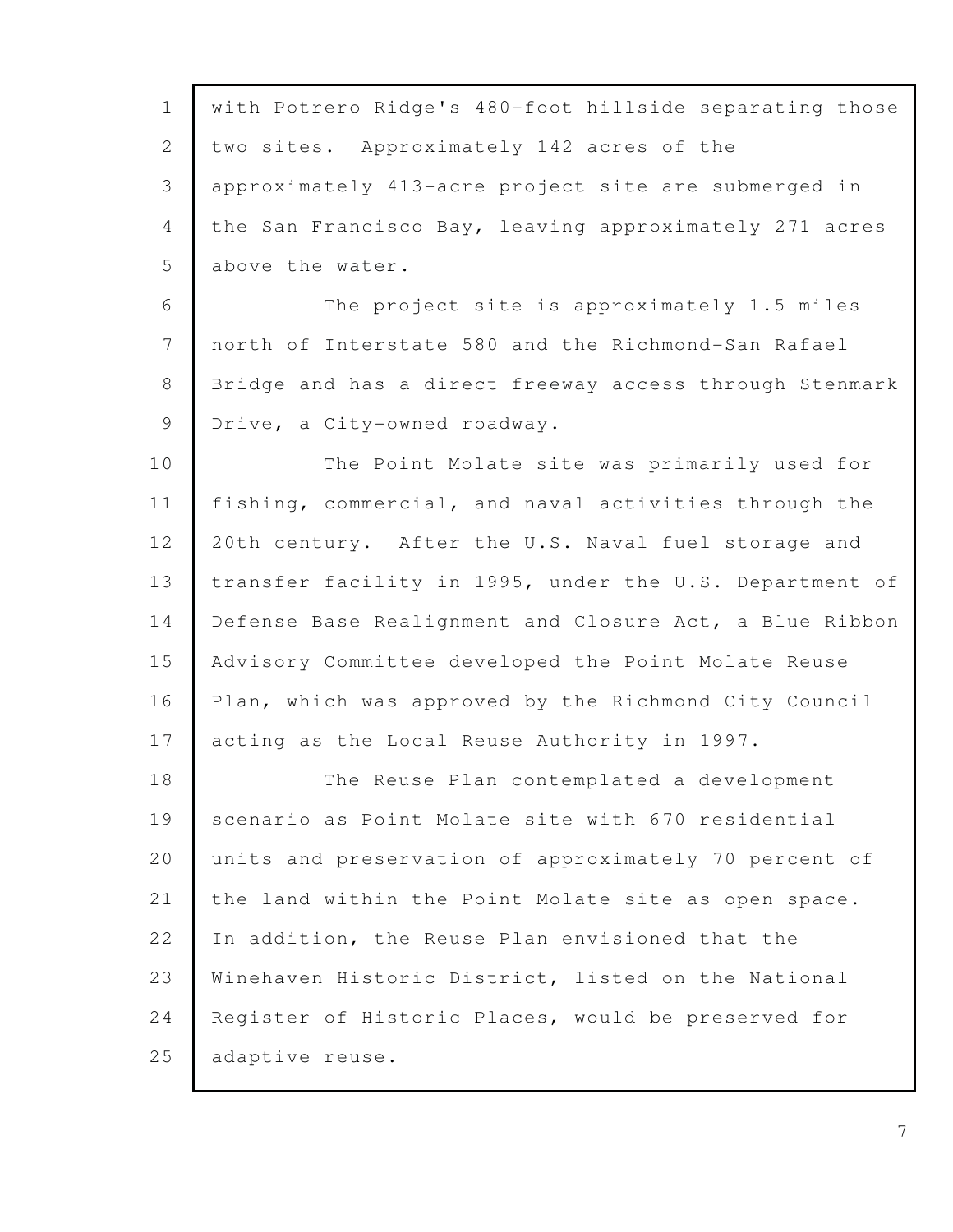with Potrero Ridge's 480-foot hillside separating those two sites. Approximately 142 acres of the approximately 413-acre project site are submerged in the San Francisco Bay, leaving approximately 271 acres above the water.

The project site is approximately 1.5 miles north of Interstate 580 and the Richmond-San Rafael Bridge and has a direct freeway access through Stenmark Drive, a City-owned roadway.

The Point Molate site was primarily used for fishing, commercial, and naval activities through the 20th century. After the U.S. Naval fuel storage and transfer facility in 1995, under the U.S. Department of Defense Base Realignment and Closure Act, a Blue Ribbon Advisory Committee developed the Point Molate Reuse Plan, which was approved by the Richmond City Council acting as the Local Reuse Authority in 1997.

The Reuse Plan contemplated a development scenario as Point Molate site with 670 residential units and preservation of approximately 70 percent of the land within the Point Molate site as open space. In addition, the Reuse Plan envisioned that the Winehaven Historic District, listed on the National Register of Historic Places, would be preserved for adaptive reuse.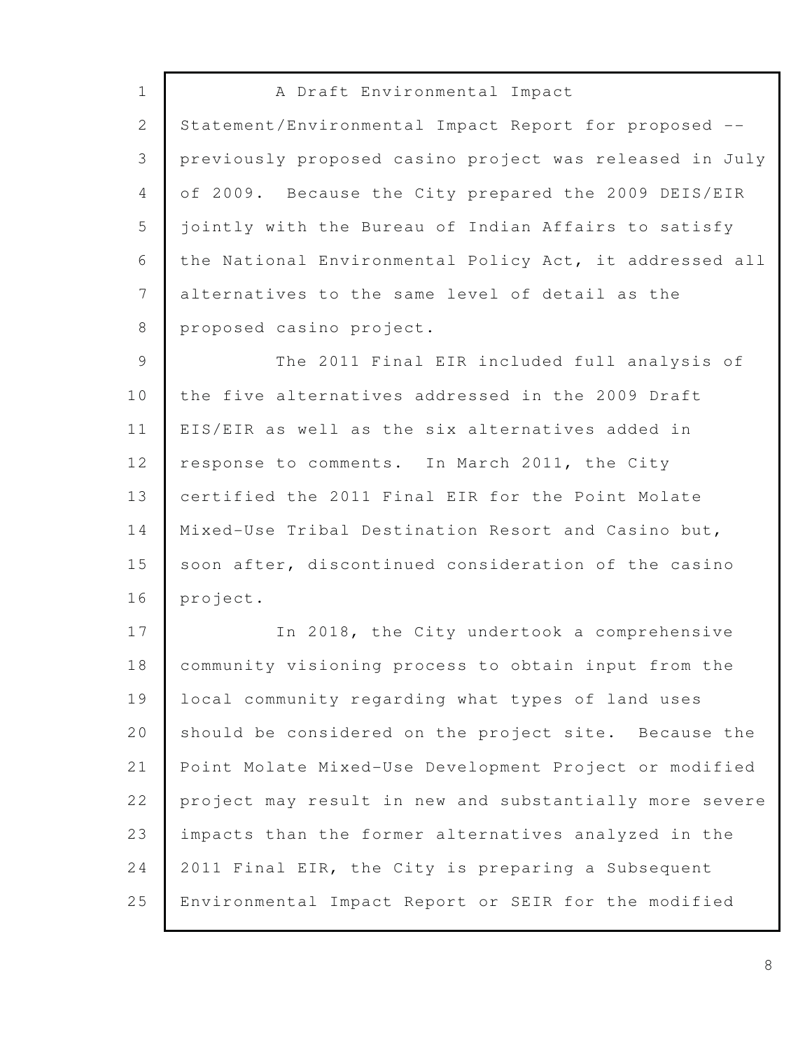A Draft Environmental Impact Statement/Environmental Impact Report for proposed -- previously proposed casino project was released in July of 2009. Because the City prepared the 2009 DEIS/EIR jointly with the Bureau of Indian Affairs to satisfy the National Environmental Policy Act, it addressed all alternatives to the same level of detail as the proposed casino project.

The 2011 Final EIR included full analysis of the five alternatives addressed in the 2009 Draft EIS/EIR as well as the six alternatives added in response to comments. In March 2011, the City certified the 2011 Final EIR for the Point Molate Mixed-Use Tribal Destination Resort and Casino but, soon after, discontinued consideration of the casino project.

In 2018, the City undertook a comprehensive community visioning process to obtain input from the local community regarding what types of land uses should be considered on the project site. Because the Point Molate Mixed-Use Development Project or modified project may result in new and substantially more severe impacts than the former alternatives analyzed in the 2011 Final EIR, the City is preparing a Subsequent Environmental Impact Report or SEIR for the modified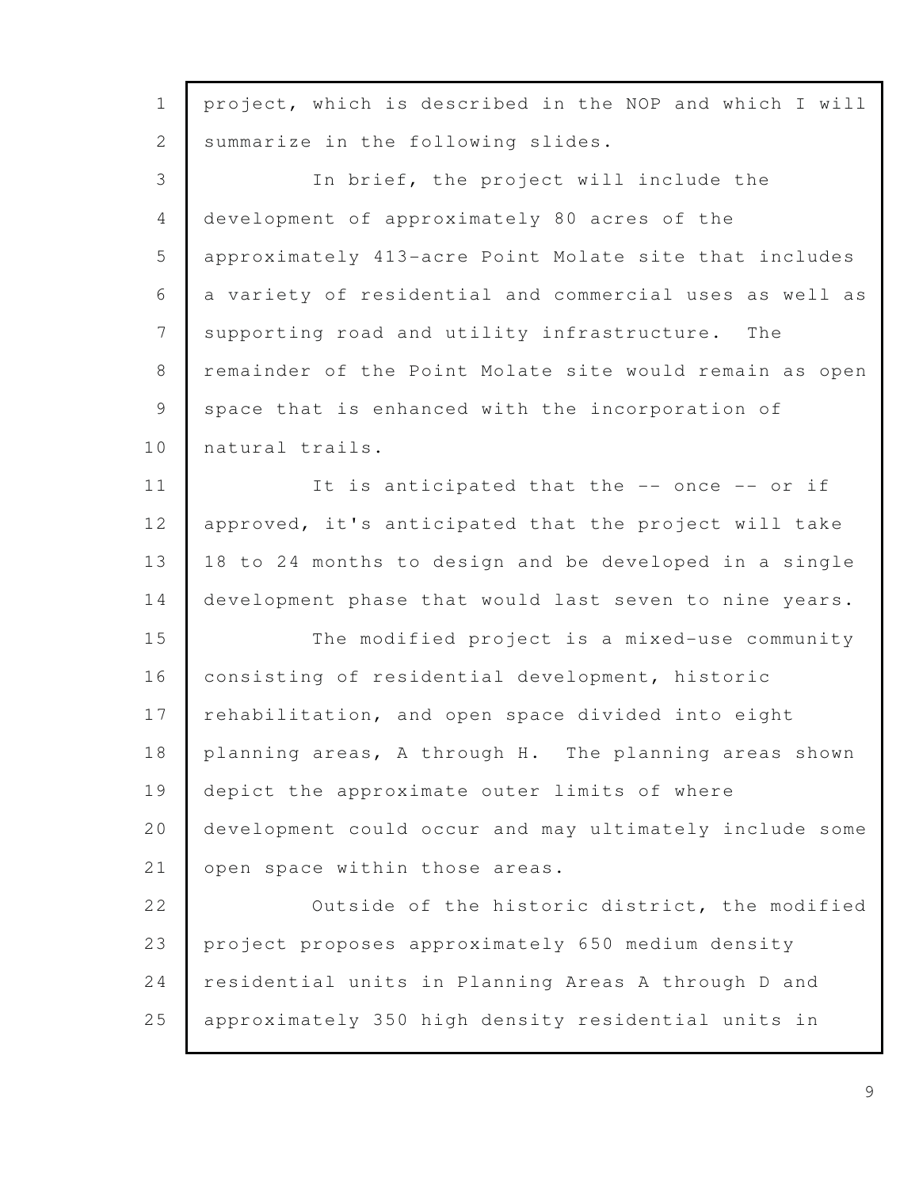project, which is described in the NOP and which I will summarize in the following slides.

In brief, the project will include the development of approximately 80 acres of the approximately 413-acre Point Molate site that includes a variety of residential and commercial uses as well as supporting road and utility infrastructure. The remainder of the Point Molate site would remain as open space that is enhanced with the incorporation of natural trails.

It is anticipated that the -- once -- or if approved, it's anticipated that the project will take 18 to 24 months to design and be developed in a single development phase that would last seven to nine years.

The modified project is a mixed-use community consisting of residential development, historic rehabilitation, and open space divided into eight planning areas, A through H. The planning areas shown depict the approximate outer limits of where development could occur and may ultimately include some open space within those areas.

Outside of the historic district, the modified project proposes approximately 650 medium density residential units in Planning Areas A through D and approximately 350 high density residential units in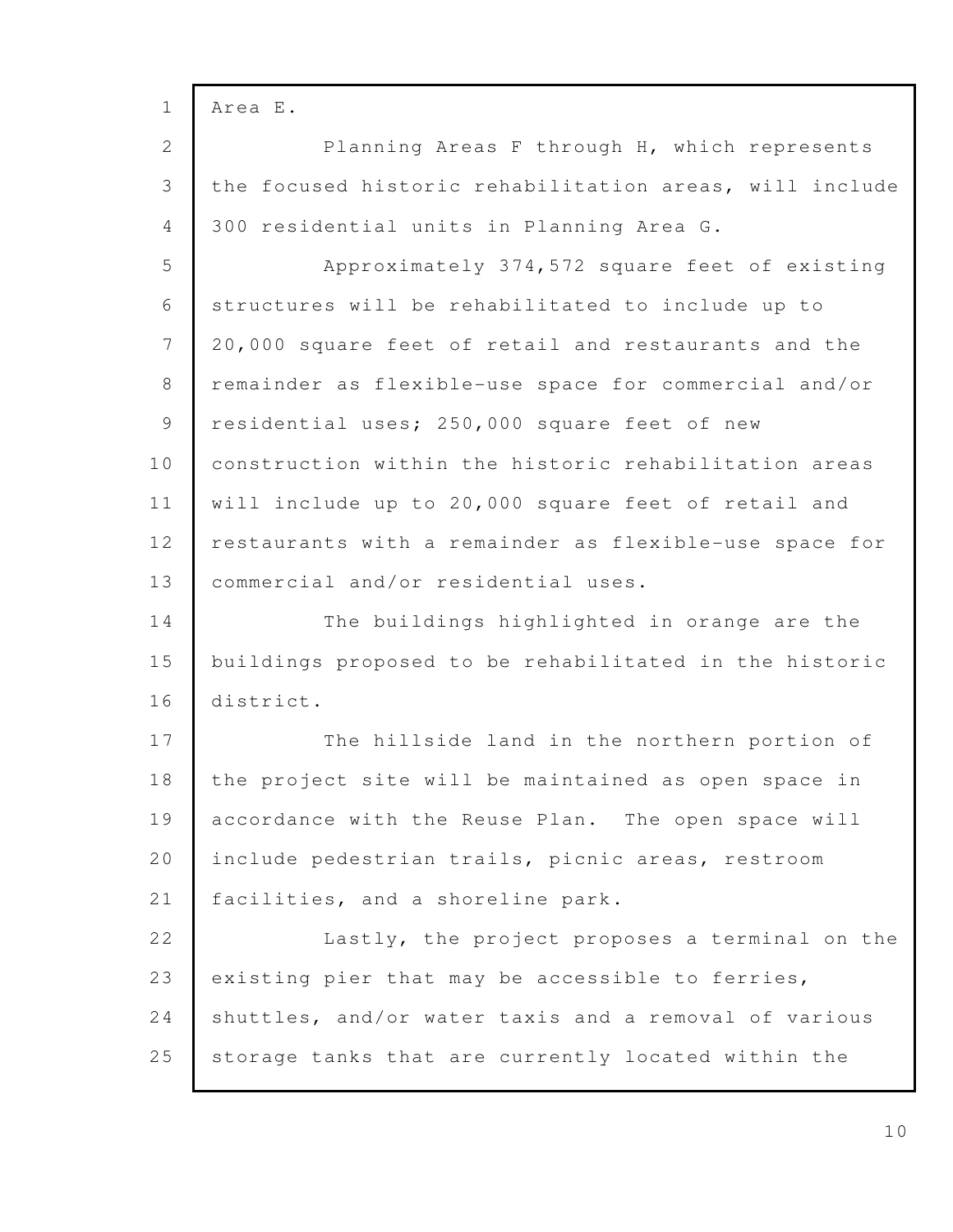Area E.

Planning Areas F through H, which represents the focused historic rehabilitation areas, will include 300 residential units in Planning Area G.

Approximately 374,572 square feet of existing structures will be rehabilitated to include up to 20,000 square feet of retail and restaurants and the remainder as flexible-use space for commercial and/or residential uses; 250,000 square feet of new construction within the historic rehabilitation areas will include up to 20,000 square feet of retail and restaurants with a remainder as flexible-use space for commercial and/or residential uses.

The buildings highlighted in orange are the buildings proposed to be rehabilitated in the historic district.

The hillside land in the northern portion of the project site will be maintained as open space in accordance with the Reuse Plan. The open space will include pedestrian trails, picnic areas, restroom facilities, and a shoreline park.

Lastly, the project proposes a terminal on the existing pier that may be accessible to ferries, shuttles, and/or water taxis and a removal of various storage tanks that are currently located within the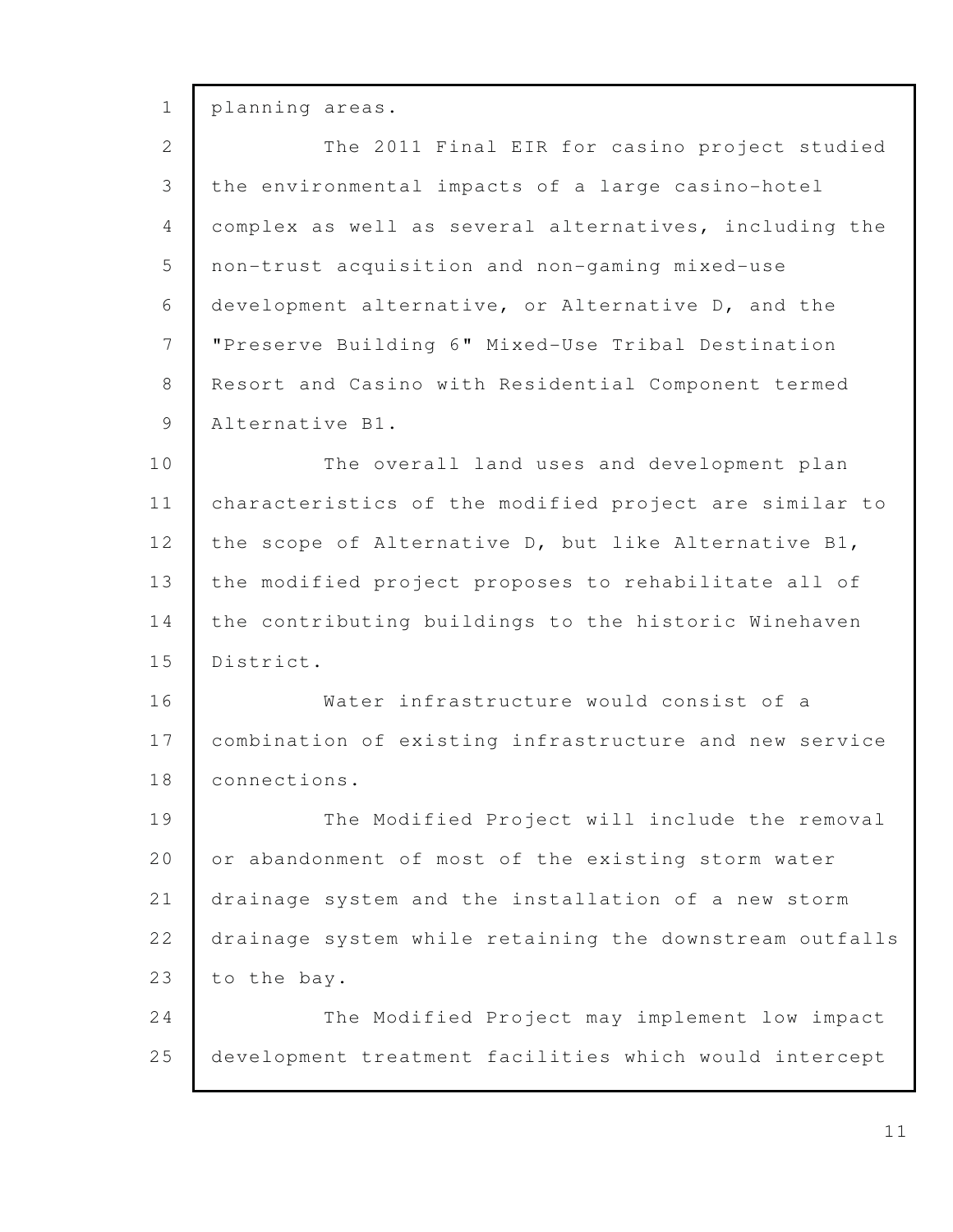planning areas.

The 2011 Final EIR for casino project studied the environmental impacts of a large casino-hotel complex as well as several alternatives, including the non-trust acquisition and non-gaming mixed-use development alternative, or Alternative D, and the "Preserve Building 6" Mixed-Use Tribal Destination Resort and Casino with Residential Component termed Alternative B1.

The overall land uses and development plan characteristics of the modified project are similar to the scope of Alternative D, but like Alternative B1, the modified project proposes to rehabilitate all of the contributing buildings to the historic Winehaven District.

Water infrastructure would consist of a combination of existing infrastructure and new service connections.

The Modified Project will include the removal or abandonment of most of the existing storm water drainage system and the installation of a new storm drainage system while retaining the downstream outfalls to the bay.

The Modified Project may implement low impact development treatment facilities which would intercept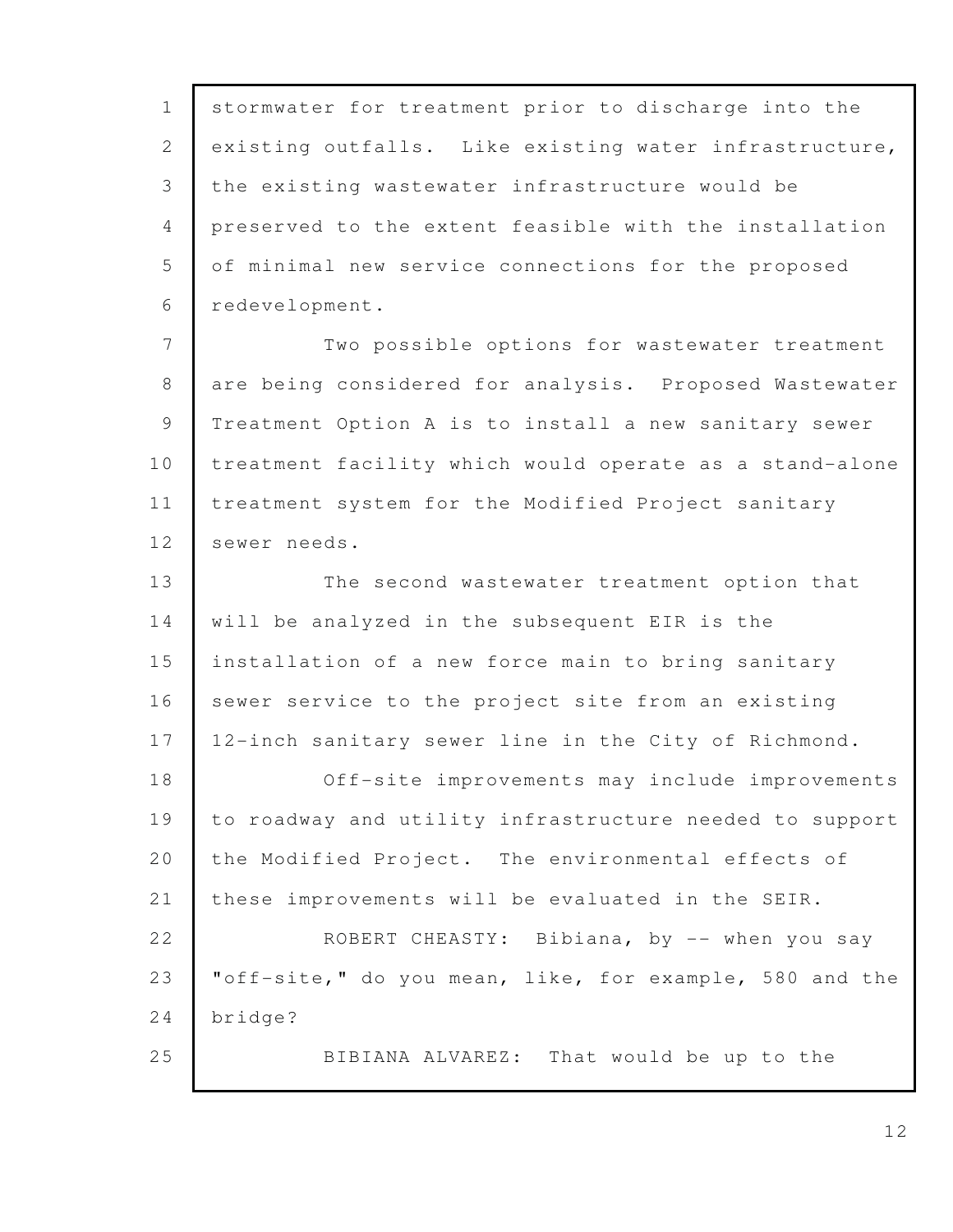stormwater for treatment prior to discharge into the existing outfalls. Like existing water infrastructure, the existing wastewater infrastructure would be preserved to the extent feasible with the installation of minimal new service connections for the proposed redevelopment.

Two possible options for wastewater treatment are being considered for analysis. Proposed Wastewater Treatment Option A is to install a new sanitary sewer treatment facility which would operate as a stand-alone treatment system for the Modified Project sanitary sewer needs.

The second wastewater treatment option that will be analyzed in the subsequent EIR is the installation of a new force main to bring sanitary sewer service to the project site from an existing 12-inch sanitary sewer line in the City of Richmond.

Off-site improvements may include improvements to roadway and utility infrastructure needed to support the Modified Project. The environmental effects of these improvements will be evaluated in the SEIR.

ROBERT CHEASTY: Bibiana, by -- when you say "off-site," do you mean, like, for example, 580 and the bridge?

BIBIANA ALVAREZ: That would be up to the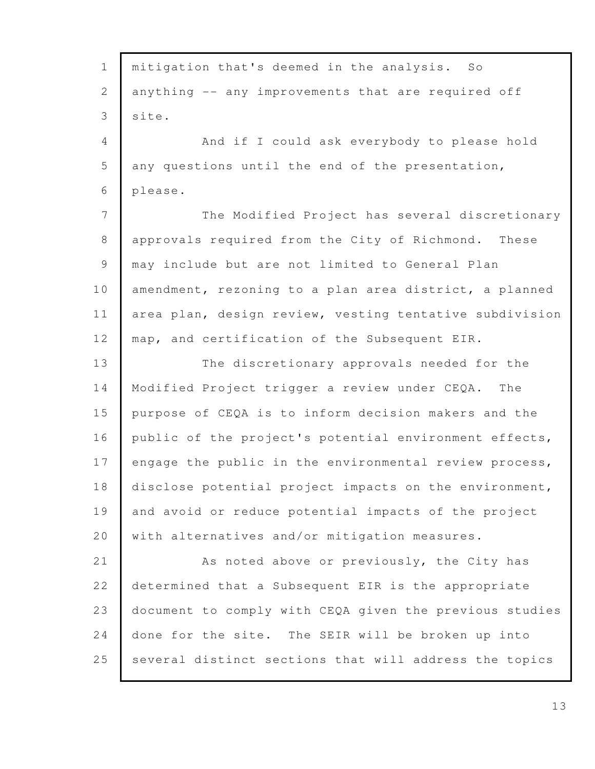mitigation that's deemed in the analysis. So anything -- any improvements that are required off site.

And if I could ask everybody to please hold any questions until the end of the presentation, please.

The Modified Project has several discretionary approvals required from the City of Richmond. These may include but are not limited to General Plan amendment, rezoning to a plan area district, a planned area plan, design review, vesting tentative subdivision map, and certification of the Subsequent EIR.

The discretionary approvals needed for the Modified Project trigger a review under CEQA. The purpose of CEQA is to inform decision makers and the public of the project's potential environment effects, engage the public in the environmental review process, disclose potential project impacts on the environment, and avoid or reduce potential impacts of the project with alternatives and/or mitigation measures.

As noted above or previously, the City has determined that a Subsequent EIR is the appropriate document to comply with CEQA given the previous studies done for the site. The SEIR will be broken up into several distinct sections that will address the topics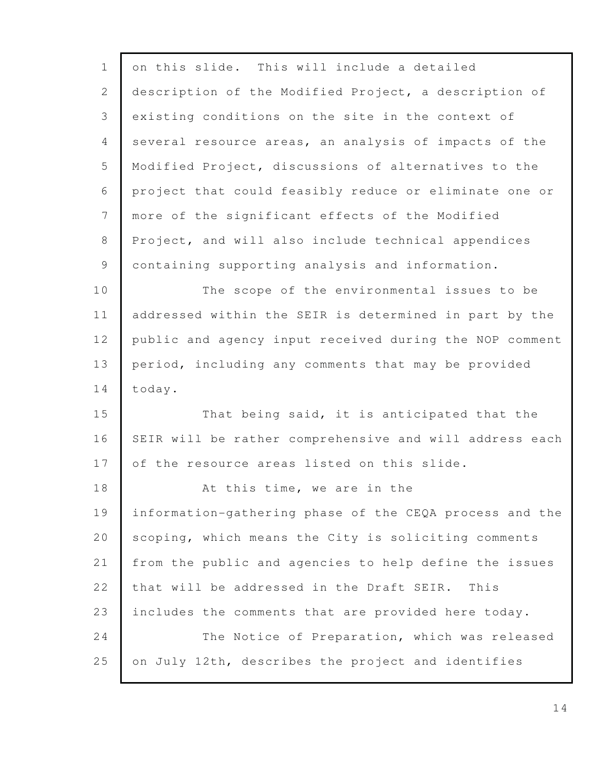on this slide. This will include a detailed description of the Modified Project, a description of existing conditions on the site in the context of several resource areas, an analysis of impacts of the Modified Project, discussions of alternatives to the project that could feasibly reduce or eliminate one or more of the significant effects of the Modified Project, and will also include technical appendices containing supporting analysis and information.

The scope of the environmental issues to be addressed within the SEIR is determined in part by the public and agency input received during the NOP comment period, including any comments that may be provided today.

That being said, it is anticipated that the SEIR will be rather comprehensive and will address each of the resource areas listed on this slide.

At this time, we are in the information-gathering phase of the CEQA process and the scoping, which means the City is soliciting comments from the public and agencies to help define the issues that will be addressed in the Draft SEIR. This includes the comments that are provided here today.

The Notice of Preparation, which was released on July 12th, describes the project and identifies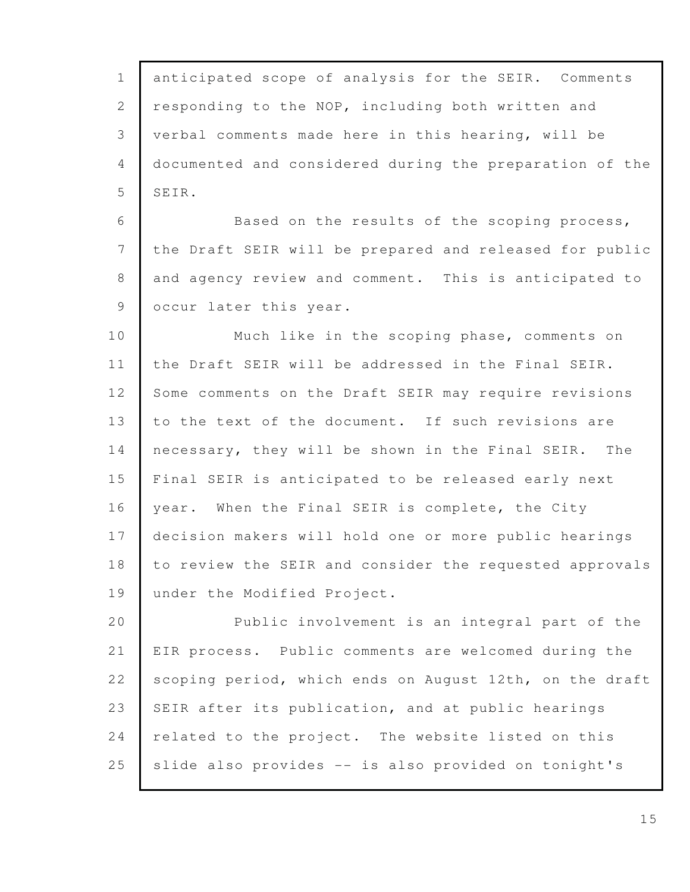anticipated scope of analysis for the SEIR. Comments responding to the NOP, including both written and verbal comments made here in this hearing, will be documented and considered during the preparation of the SEIR.

Based on the results of the scoping process, the Draft SEIR will be prepared and released for public and agency review and comment. This is anticipated to occur later this year.

Much like in the scoping phase, comments on the Draft SEIR will be addressed in the Final SEIR. Some comments on the Draft SEIR may require revisions to the text of the document. If such revisions are necessary, they will be shown in the Final SEIR. The Final SEIR is anticipated to be released early next year. When the Final SEIR is complete, the City decision makers will hold one or more public hearings to review the SEIR and consider the requested approvals under the Modified Project.

Public involvement is an integral part of the EIR process. Public comments are welcomed during the scoping period, which ends on August 12th, on the draft SEIR after its publication, and at public hearings related to the project. The website listed on this slide also provides -- is also provided on tonight's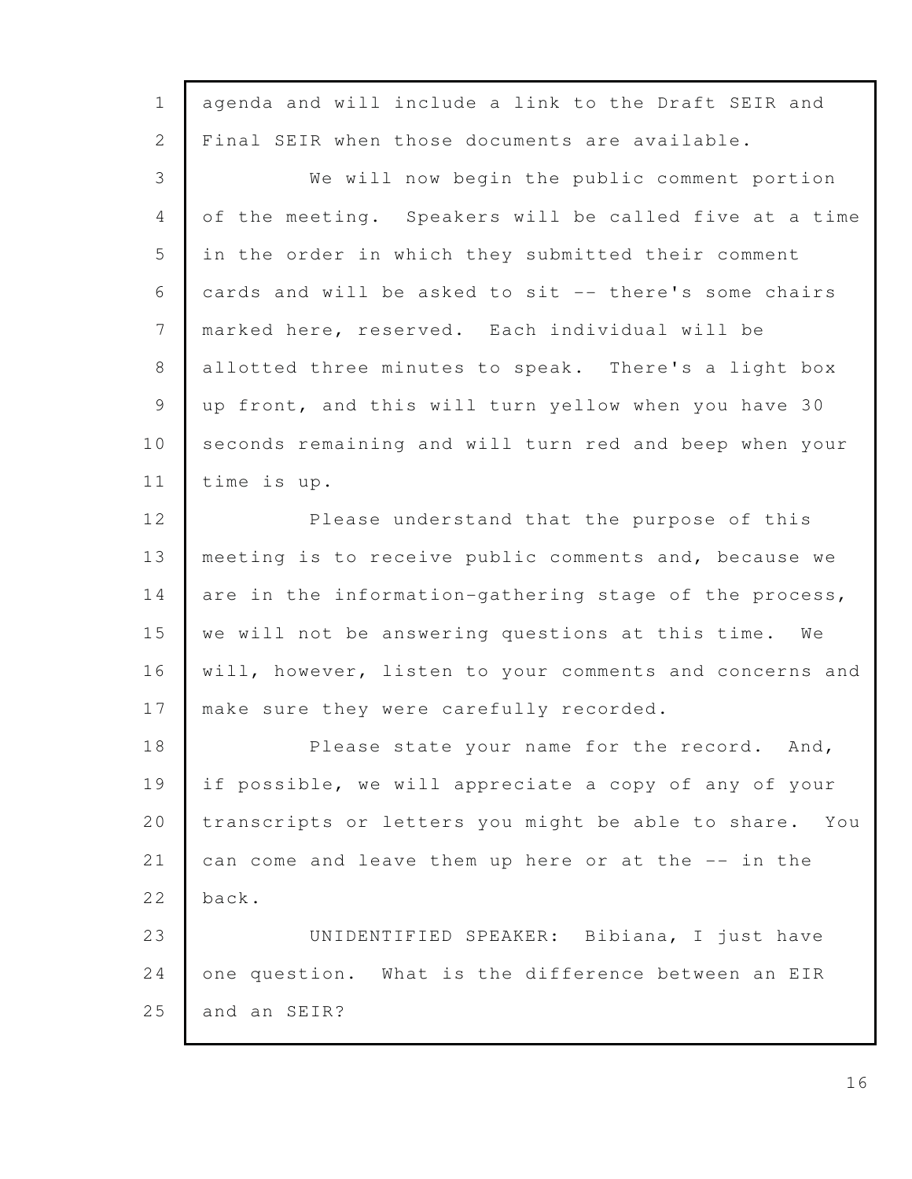agenda and will include a link to the Draft SEIR and Final SEIR when those documents are available.

We will now begin the public comment portion of the meeting. Speakers will be called five at a time in the order in which they submitted their comment cards and will be asked to sit -- there's some chairs marked here, reserved. Each individual will be allotted three minutes to speak. There's a light box up front, and this will turn yellow when you have 30 seconds remaining and will turn red and beep when your time is up.

Please understand that the purpose of this meeting is to receive public comments and, because we are in the information-gathering stage of the process, we will not be answering questions at this time. We will, however, listen to your comments and concerns and make sure they were carefully recorded.

Please state your name for the record. And, if possible, we will appreciate a copy of any of your transcripts or letters you might be able to share. You can come and leave them up here or at the -- in the back.

UNIDENTIFIED SPEAKER: Bibiana, I just have one question. What is the difference between an EIR and an SEIR?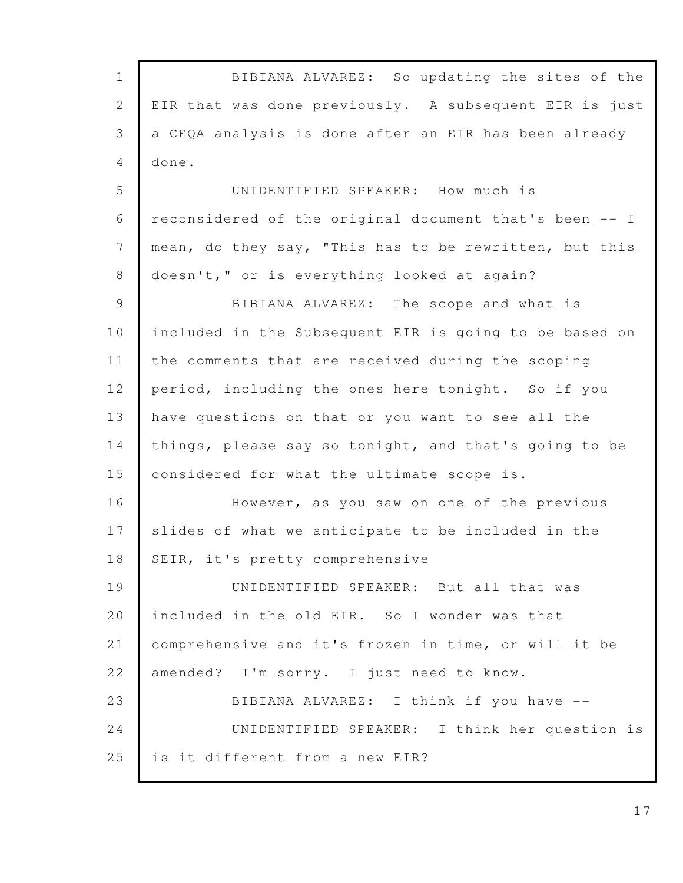BIBIANA ALVAREZ: So updating the sites of the EIR that was done previously. A subsequent EIR is just a CEQA analysis is done after an EIR has been already done.

UNIDENTIFIED SPEAKER: How much is reconsidered of the original document that's been -- I mean, do they say, "This has to be rewritten, but this doesn't," or is everything looked at again?

BIBIANA ALVAREZ: The scope and what is included in the Subsequent EIR is going to be based on the comments that are received during the scoping period, including the ones here tonight. So if you have questions on that or you want to see all the things, please say so tonight, and that's going to be considered for what the ultimate scope is.

However, as you saw on one of the previous slides of what we anticipate to be included in the SEIR, it's pretty comprehensive

UNIDENTIFIED SPEAKER: But all that was included in the old EIR. So I wonder was that comprehensive and it's frozen in time, or will it be amended? I'm sorry. I just need to know.

BIBIANA ALVAREZ: I think if you have --

UNIDENTIFIED SPEAKER: I think her question is is it different from a new EIR?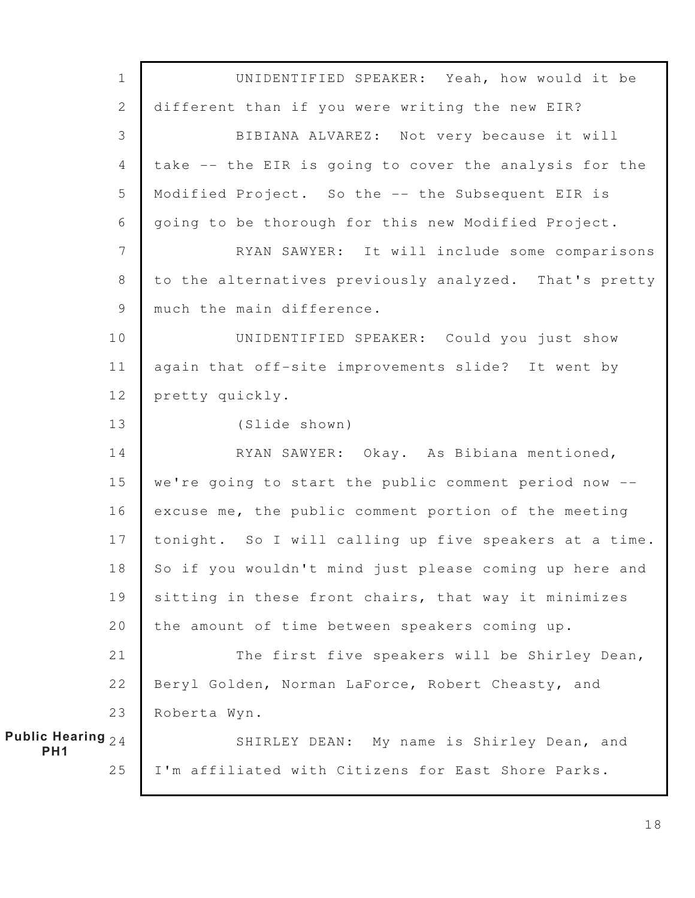UNIDENTIFIED SPEAKER: Yeah, how would it be different than if you were writing the new EIR?

BIBIANA ALVAREZ: Not very because it will take -- the EIR is going to cover the analysis for the Modified Project. So the -- the Subsequent EIR is going to be thorough for this new Modified Project.

RYAN SAWYER: It will include some comparisons to the alternatives previously analyzed. That's pretty much the main difference.

UNIDENTIFIED SPEAKER: Could you just show again that off-site improvements slide? It went by pretty quickly.

(Slide shown)

RYAN SAWYER: Okay. As Bibiana mentioned, we're going to start the public comment period now -- excuse me, the public comment portion of the meeting tonight. So I will calling up five speakers at a time. So if you wouldn't mind just please coming up here and sitting in these front chairs, that way it minimizes the amount of time between speakers coming up.

The first five speakers will be Shirley Dean, Beryl Golden, Norman LaForce, Robert Cheasty, and Roberta Wyn.

**Public Hearing PH1**

SHIRLEY DEAN: My name is Shirley Dean, and I'm affiliated with Citizens for East Shore Parks.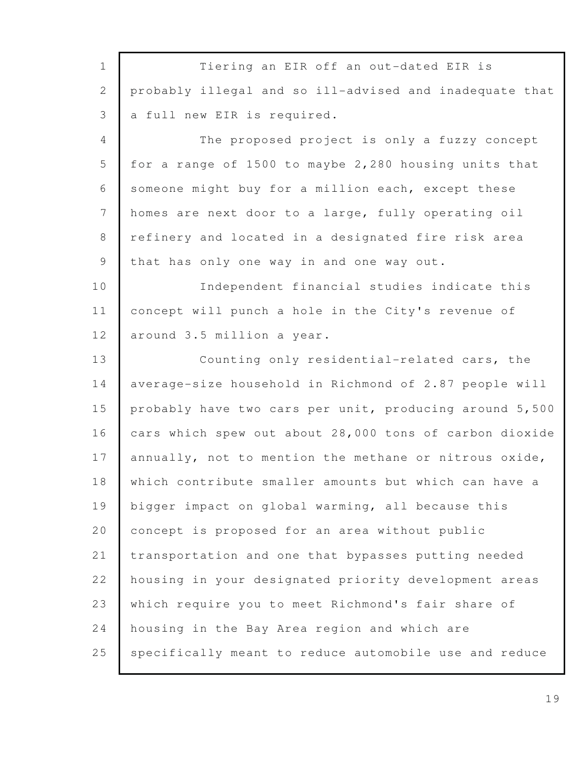Tiering an EIR off an out-dated EIR is probably illegal and so ill-advised and inadequate that a full new EIR is required.

The proposed project is only a fuzzy concept for a range of 1500 to maybe 2,280 housing units that someone might buy for a million each, except these homes are next door to a large, fully operating oil refinery and located in a designated fire risk area that has only one way in and one way out.

Independent financial studies indicate this concept will punch a hole in the City's revenue of around 3.5 million a year.

Counting only residential-related cars, the average-size household in Richmond of 2.87 people will probably have two cars per unit, producing around 5,500 cars which spew out about 28,000 tons of carbon dioxide annually, not to mention the methane or nitrous oxide, which contribute smaller amounts but which can have a bigger impact on global warming, all because this concept is proposed for an area without public transportation and one that bypasses putting needed housing in your designated priority development areas which require you to meet Richmond's fair share of housing in the Bay Area region and which are specifically meant to reduce automobile use and reduce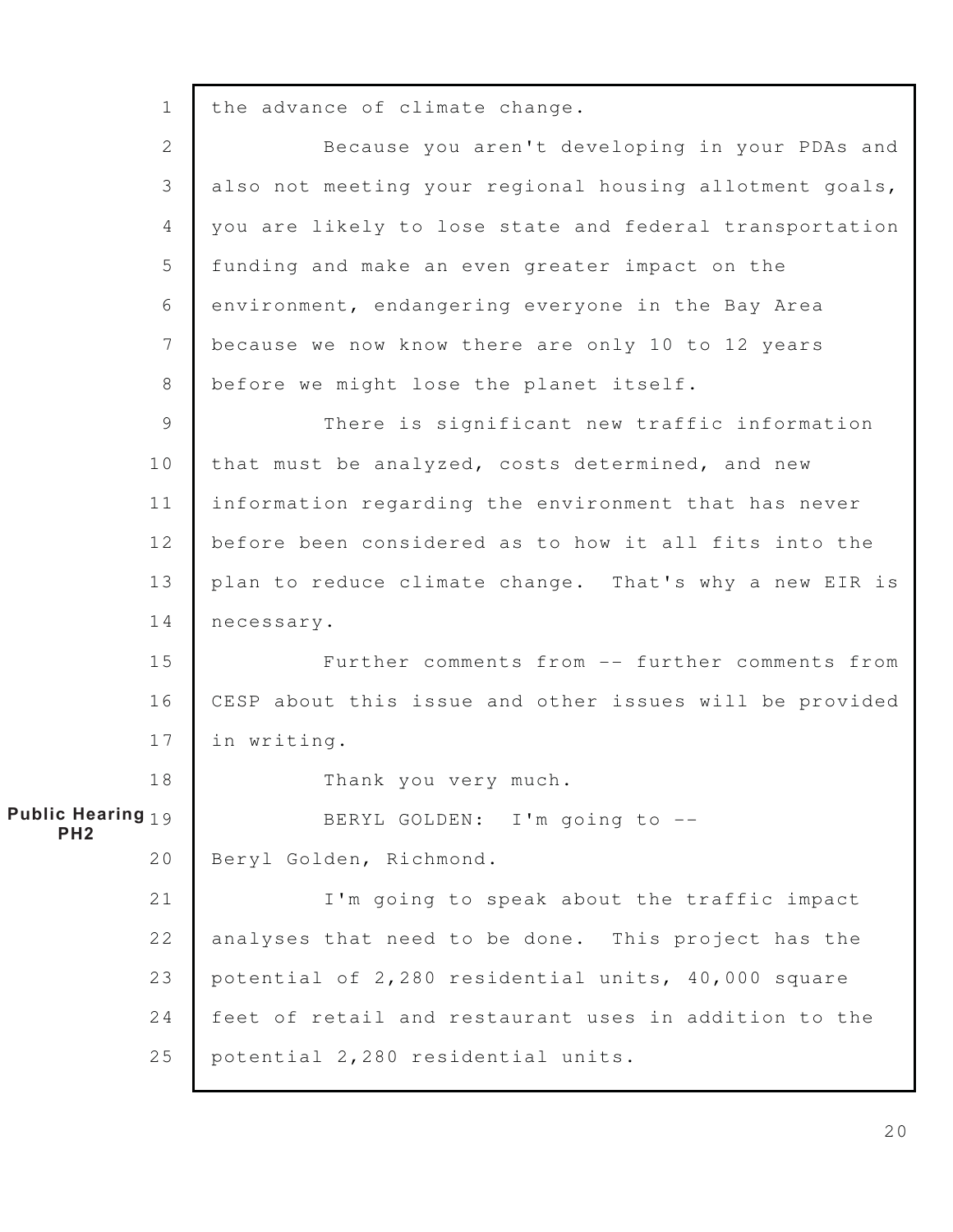the advance of climate change.

Because you aren't developing in your PDAs and also not meeting your regional housing allotment goals, you are likely to lose state and federal transportation funding and make an even greater impact on the environment, endangering everyone in the Bay Area because we now know there are only 10 to 12 years before we might lose the planet itself.

There is significant new traffic information that must be analyzed, costs determined, and new information regarding the environment that has never before been considered as to how it all fits into the plan to reduce climate change. That's why a new EIR is necessary.

Further comments from -- further comments from CESP about this issue and other issues will be provided in writing.

Thank you very much.

**Public Hearing PH2**

BERYL GOLDEN: I'm going to -- Beryl Golden, Richmond.

I'm going to speak about the traffic impact analyses that need to be done. This project has the potential of 2,280 residential units, 40,000 square feet of retail and restaurant uses in addition to the potential 2,280 residential units.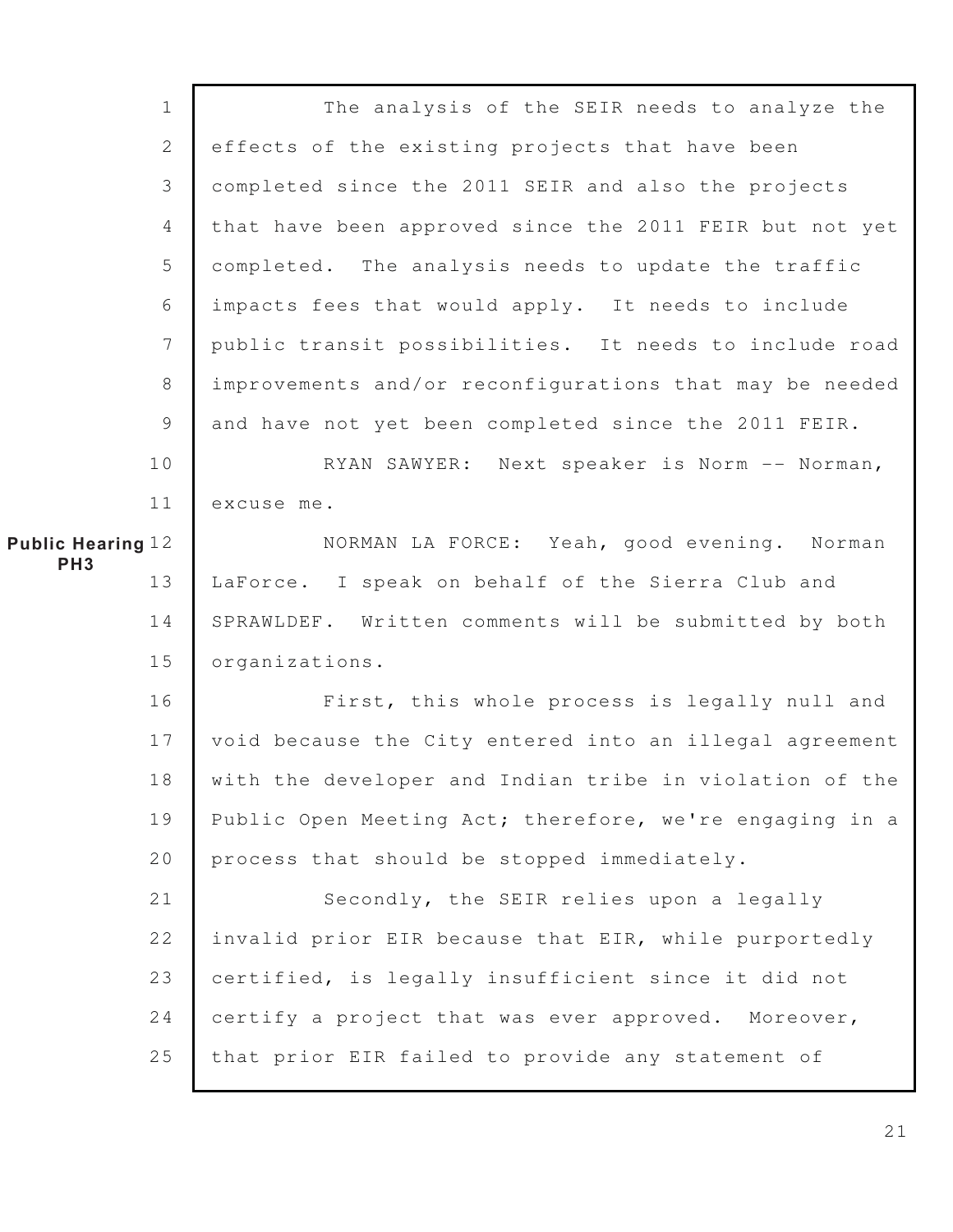The analysis of the SEIR needs to analyze the effects of the existing projects that have been completed since the 2011 SEIR and also the projects that have been approved since the 2011 FEIR but not yet completed. The analysis needs to update the traffic impacts fees that would apply. It needs to include public transit possibilities. It needs to include road improvements and/or reconfigurations that may be needed and have not yet been completed since the 2011 FEIR.

RYAN SAWYER: Next speaker is Norm -- Norman, excuse me.

**Public Hearing PH3**

NORMAN LA FORCE: Yeah, good evening. Norman LaForce. I speak on behalf of the Sierra Club and SPRAWLDEF. Written comments will be submitted by both organizations.

First, this whole process is legally null and void because the City entered into an illegal agreement with the developer and Indian tribe in violation of the Public Open Meeting Act; therefore, we're engaging in a process that should be stopped immediately.

Secondly, the SEIR relies upon a legally invalid prior EIR because that EIR, while purportedly certified, is legally insufficient since it did not certify a project that was ever approved. Moreover, that prior EIR failed to provide any statement of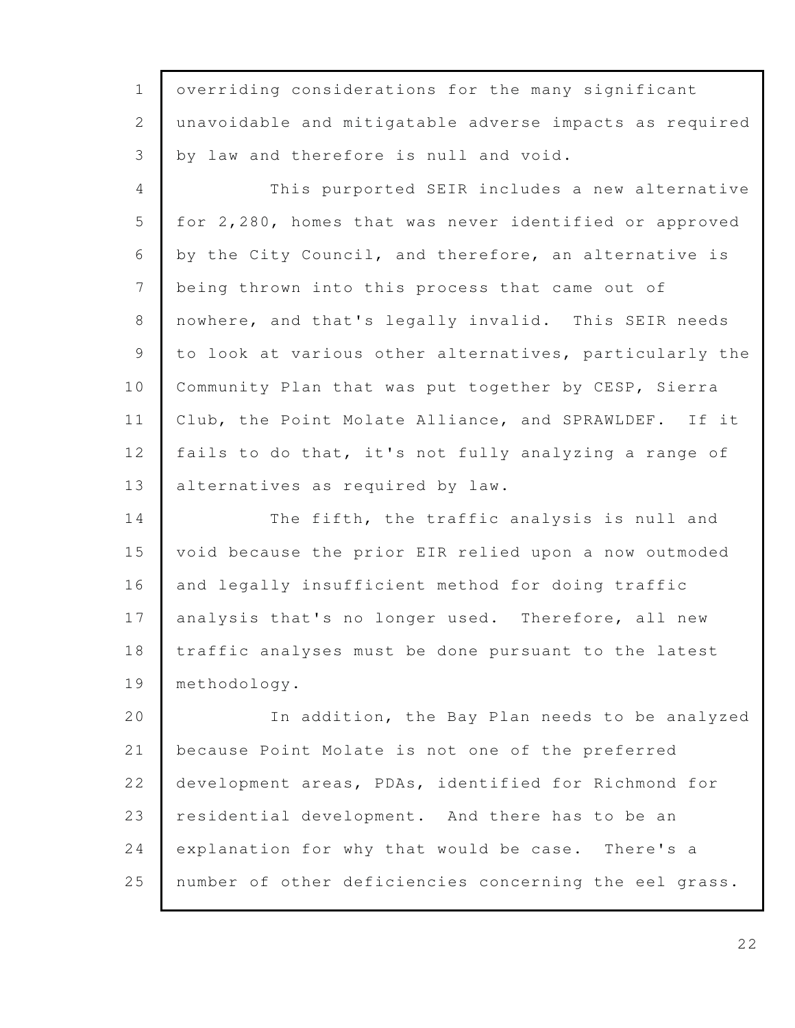overriding considerations for the many significant unavoidable and mitigatable adverse impacts as required by law and therefore is null and void.

This purported SEIR includes a new alternative for 2,280, homes that was never identified or approved by the City Council, and therefore, an alternative is being thrown into this process that came out of nowhere, and that's legally invalid. This SEIR needs to look at various other alternatives, particularly the Community Plan that was put together by CESP, Sierra Club, the Point Molate Alliance, and SPRAWLDEF. If it fails to do that, it's not fully analyzing a range of alternatives as required by law.

The fifth, the traffic analysis is null and void because the prior EIR relied upon a now outmoded and legally insufficient method for doing traffic analysis that's no longer used. Therefore, all new traffic analyses must be done pursuant to the latest methodology.

In addition, the Bay Plan needs to be analyzed because Point Molate is not one of the preferred development areas, PDAs, identified for Richmond for residential development. And there has to be an explanation for why that would be case. There's a number of other deficiencies concerning the eel grass.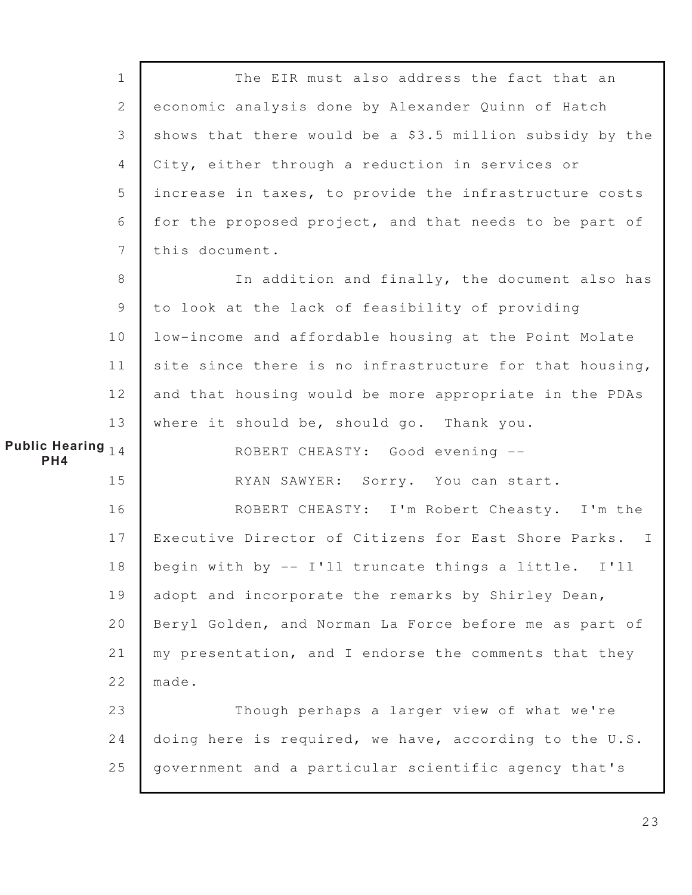The EIR must also address the fact that an economic analysis done by Alexander Quinn of Hatch shows that there would be a $3.5 million subsidy by the City, either through a reduction in services or increase in taxes, to provide the infrastructure costs for the proposed project, and that needs to be part of this document.

In addition and finally, the document also has to look at the lack of feasibility of providing low-income and affordable housing at the Point Molate site since there is no infrastructure for that housing, and that housing would be more appropriate in the PDAs where it should be, should go. Thank you.

**Public Hearing PH4**

ROBERT CHEASTY: Good evening --

RYAN SAWYER: Sorry. You can start.

ROBERT CHEASTY: I'm Robert Cheasty. I'm the Executive Director of Citizens for East Shore Parks. I begin with by -- I'll truncate things a little. I'll adopt and incorporate the remarks by Shirley Dean, Beryl Golden, and Norman La Force before me as part of my presentation, and I endorse the comments that they made.

Though perhaps a larger view of what we're doing here is required, we have, according to the U.S. government and a particular scientific agency that's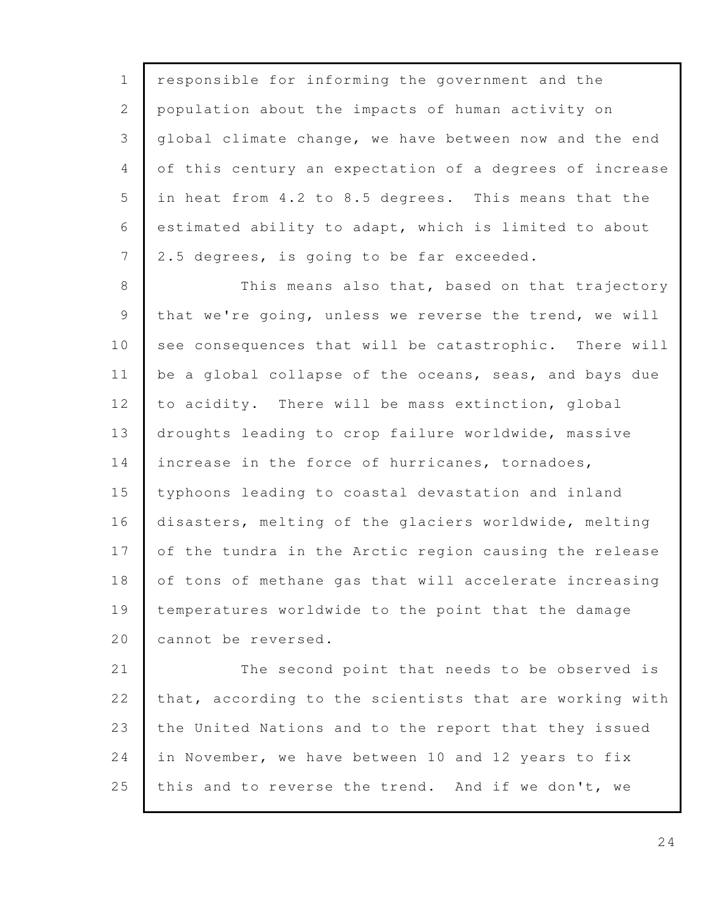responsible for informing the government and the population about the impacts of human activity on global climate change, we have between now and the end of this century an expectation of a degrees of increase in heat from 4.2 to 8.5 degrees. This means that the estimated ability to adapt, which is limited to about 2.5 degrees, is going to be far exceeded.

This means also that, based on that trajectory that we're going, unless we reverse the trend, we will see consequences that will be catastrophic. There will be a global collapse of the oceans, seas, and bays due to acidity. There will be mass extinction, global droughts leading to crop failure worldwide, massive increase in the force of hurricanes, tornadoes, typhoons leading to coastal devastation and inland disasters, melting of the glaciers worldwide, melting of the tundra in the Arctic region causing the release of tons of methane gas that will accelerate increasing temperatures worldwide to the point that the damage cannot be reversed.

The second point that needs to be observed is that, according to the scientists that are working with the United Nations and to the report that they issued in November, we have between 10 and 12 years to fix this and to reverse the trend. And if we don't, we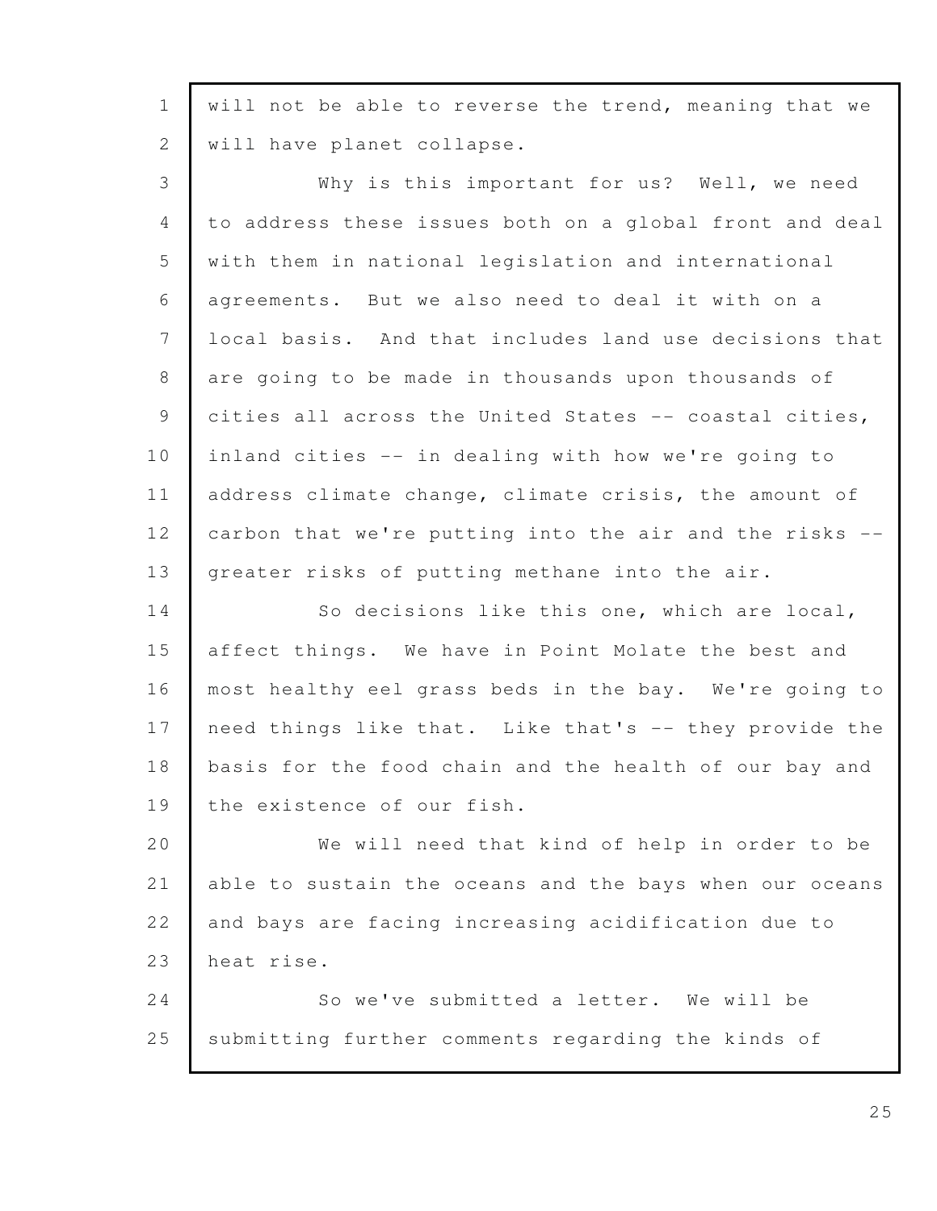will not be able to reverse the trend, meaning that we will have planet collapse.

Why is this important for us? Well, we need to address these issues both on a global front and deal with them in national legislation and international agreements. But we also need to deal it with on a local basis. And that includes land use decisions that are going to be made in thousands upon thousands of cities all across the United States -- coastal cities, inland cities -- in dealing with how we're going to address climate change, climate crisis, the amount of carbon that we're putting into the air and the risks -- greater risks of putting methane into the air.

So decisions like this one, which are local, affect things. We have in Point Molate the best and most healthy eel grass beds in the bay. We're going to need things like that. Like that's -- they provide the basis for the food chain and the health of our bay and the existence of our fish.

We will need that kind of help in order to be able to sustain the oceans and the bays when our oceans and bays are facing increasing acidification due to heat rise.

So we've submitted a letter. We will be submitting further comments regarding the kinds of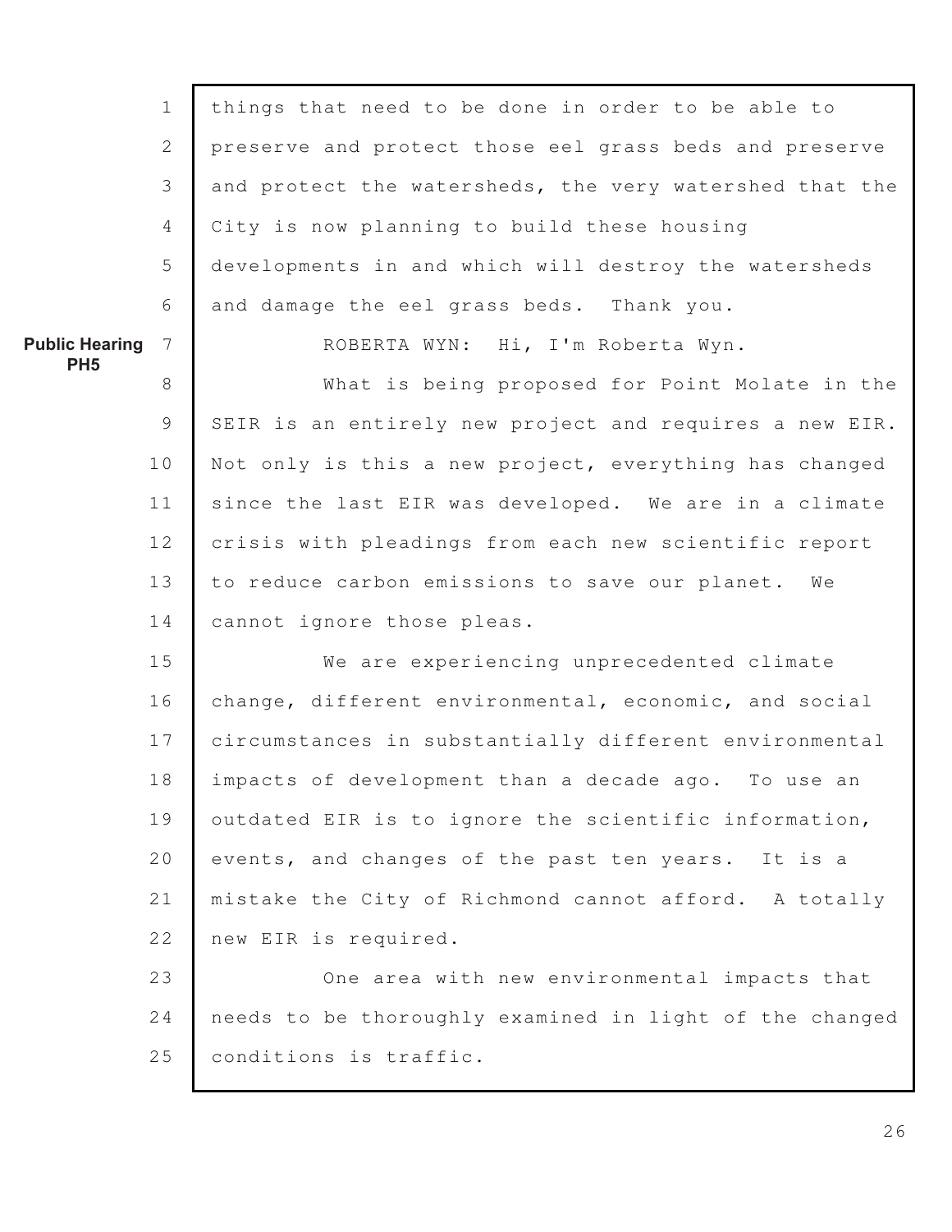things that need to be done in order to be able to preserve and protect those eel grass beds and preserve and protect the watersheds, the very watershed that the City is now planning to build these housing developments in and which will destroy the watersheds and damage the eel grass beds. Thank you.

**Public Hearing PH5**

ROBERTA WYN: Hi, I'm Roberta Wyn.

What is being proposed for Point Molate in the SEIR is an entirely new project and requires a new EIR. Not only is this a new project, everything has changed since the last EIR was developed. We are in a climate crisis with pleadings from each new scientific report to reduce carbon emissions to save our planet. We cannot ignore those pleas.

We are experiencing unprecedented climate change, different environmental, economic, and social circumstances in substantially different environmental impacts of development than a decade ago. To use an outdated EIR is to ignore the scientific information, events, and changes of the past ten years. It is a mistake the City of Richmond cannot afford. A totally new EIR is required.

One area with new environmental impacts that needs to be thoroughly examined in light of the changed conditions is traffic.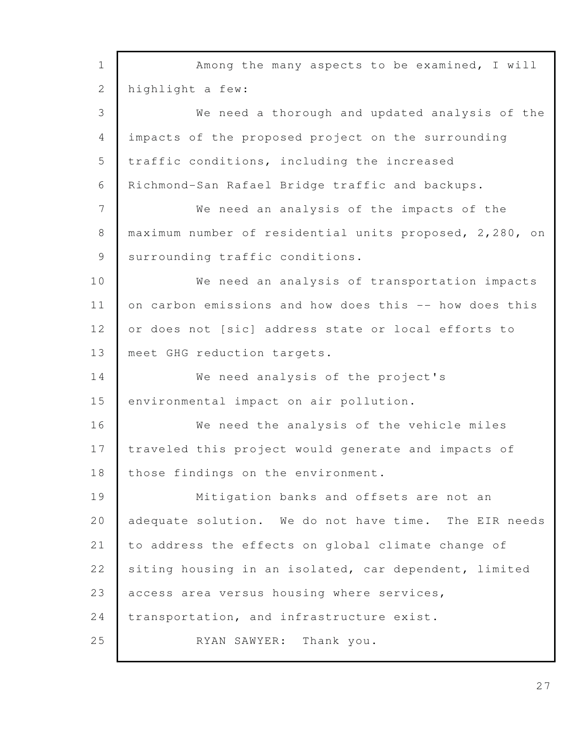Among the many aspects to be examined, I will highlight a few:

We need a thorough and updated analysis of the impacts of the proposed project on the surrounding traffic conditions, including the increased Richmond-San Rafael Bridge traffic and backups.

We need an analysis of the impacts of the maximum number of residential units proposed, 2,280, on surrounding traffic conditions.

We need an analysis of transportation impacts on carbon emissions and how does this -- how does this or does not [sic] address state or local efforts to meet GHG reduction targets.

We need analysis of the project's environmental impact on air pollution.

We need the analysis of the vehicle miles traveled this project would generate and impacts of those findings on the environment.

Mitigation banks and offsets are not an adequate solution. We do not have time. The EIR needs to address the effects on global climate change of siting housing in an isolated, car dependent, limited access area versus housing where services, transportation, and infrastructure exist.

RYAN SAWYER: Thank you.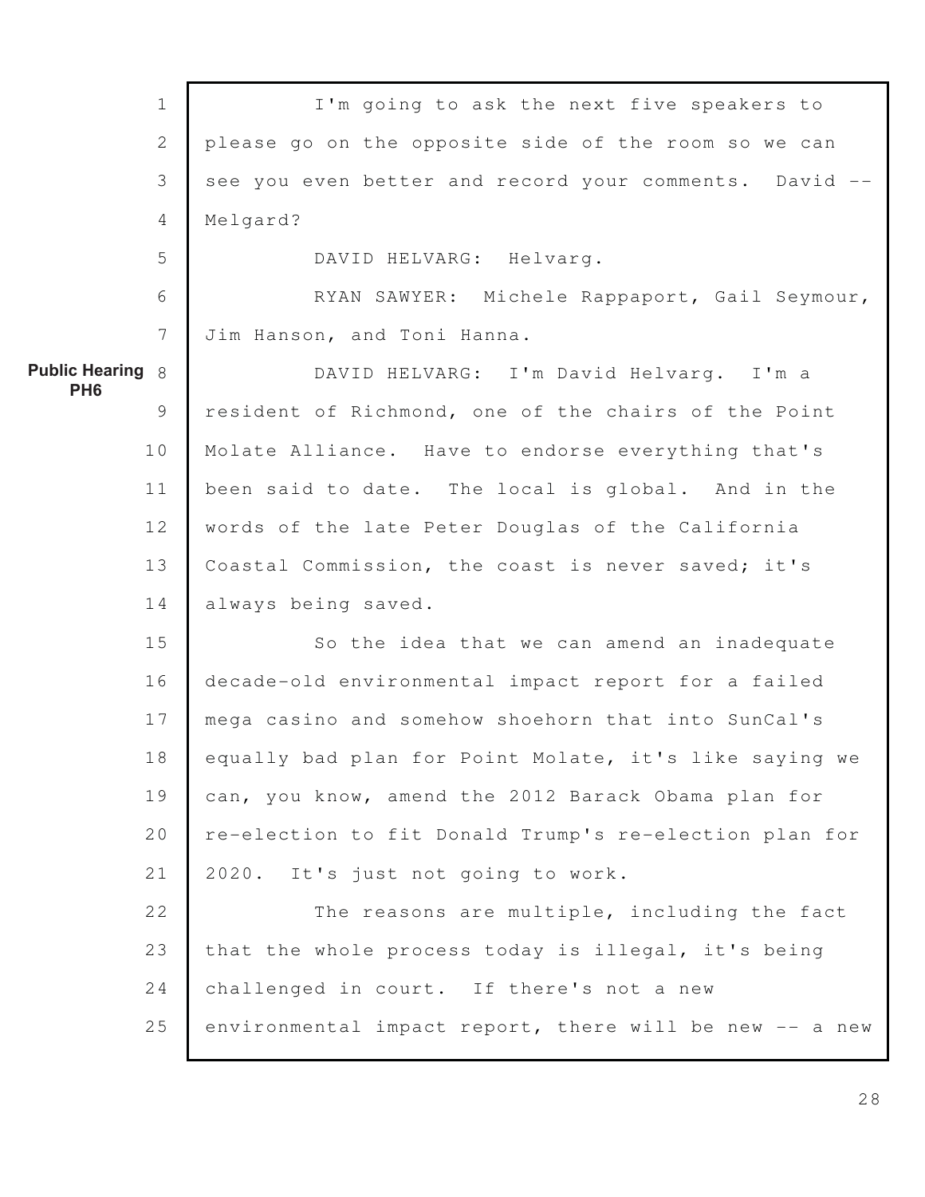I'm going to ask the next five speakers to please go on the opposite side of the room so we can see you even better and record your comments. David -- Melgard?

DAVID HELVARG: Helvarg.

RYAN SAWYER: Michele Rappaport, Gail Seymour, Jim Hanson, and Toni Hanna.

**Public Hearing PH6**

DAVID HELVARG: I'm David Helvarg. I'm a resident of Richmond, one of the chairs of the Point Molate Alliance. Have to endorse everything that's been said to date. The local is global. And in the words of the late Peter Douglas of the California Coastal Commission, the coast is never saved; it's always being saved.

So the idea that we can amend an inadequate decade-old environmental impact report for a failed mega casino and somehow shoehorn that into SunCal's equally bad plan for Point Molate, it's like saying we can, you know, amend the 2012 Barack Obama plan for re-election to fit Donald Trump's re-election plan for 2020. It's just not going to work.

The reasons are multiple, including the fact that the whole process today is illegal, it's being challenged in court. If there's not a new environmental impact report, there will be new -- a new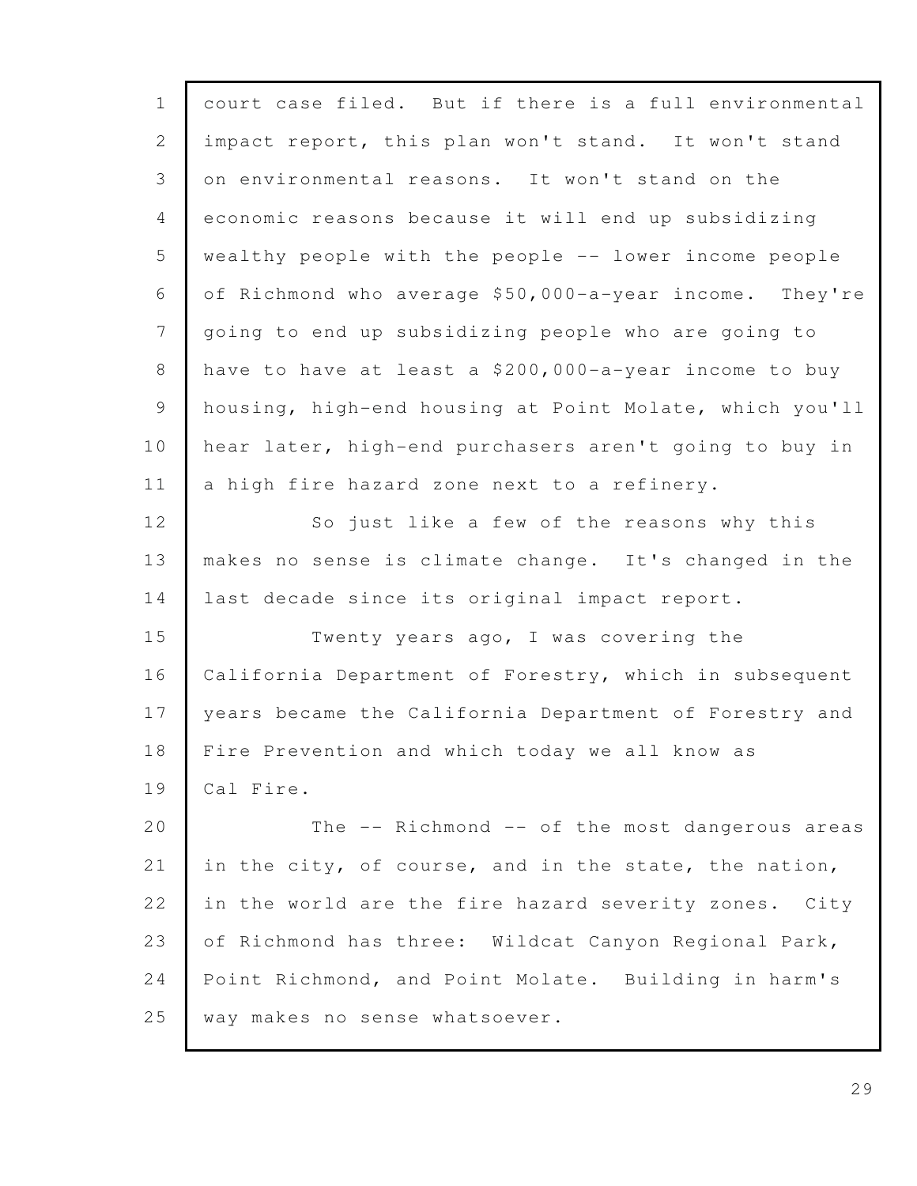court case filed. But if there is a full environmental impact report, this plan won't stand. It won't stand on environmental reasons. It won't stand on the economic reasons because it will end up subsidizing wealthy people with the people -- lower income people of Richmond who average $50,000-a-year income. They're going to end up subsidizing people who are going to have to have at least a $200,000-a-year income to buy housing, high-end housing at Point Molate, which you'll hear later, high-end purchasers aren't going to buy in a high fire hazard zone next to a refinery.

So just like a few of the reasons why this makes no sense is climate change. It's changed in the last decade since its original impact report.

Twenty years ago, I was covering the California Department of Forestry, which in subsequent years became the California Department of Forestry and Fire Prevention and which today we all know as Cal Fire.

The -- Richmond -- of the most dangerous areas in the city, of course, and in the state, the nation, in the world are the fire hazard severity zones. City of Richmond has three: Wildcat Canyon Regional Park, Point Richmond, and Point Molate. Building in harm's way makes no sense whatsoever.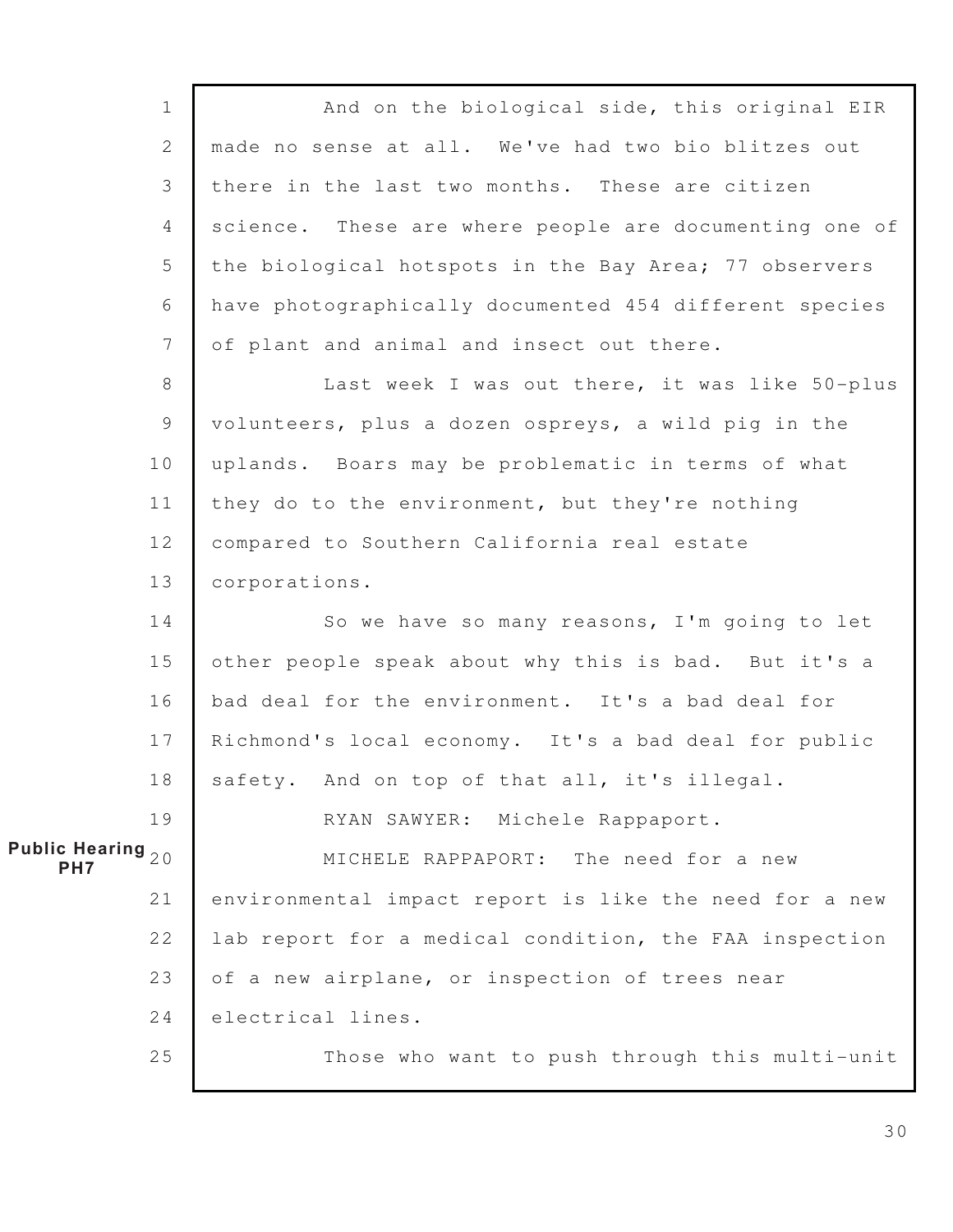And on the biological side, this original EIR made no sense at all. We've had two bio blitzes out there in the last two months. These are citizen science. These are where people are documenting one of the biological hotspots in the Bay Area; 77 observers have photographically documented 454 different species of plant and animal and insect out there.

Last week I was out there, it was like 50-plus volunteers, plus a dozen ospreys, a wild pig in the uplands. Boars may be problematic in terms of what they do to the environment, but they're nothing compared to Southern California real estate corporations.

So we have so many reasons, I'm going to let other people speak about why this is bad. But it's a bad deal for the environment. It's a bad deal for Richmond's local economy. It's a bad deal for public safety. And on top of that all, it's illegal.

RYAN SAWYER: Michele Rappaport.

**Public Hearing PH7**

MICHELE RAPPAPORT: The need for a new environmental impact report is like the need for a new lab report for a medical condition, the FAA inspection of a new airplane, or inspection of trees near electrical lines.

Those who want to push through this multi-unit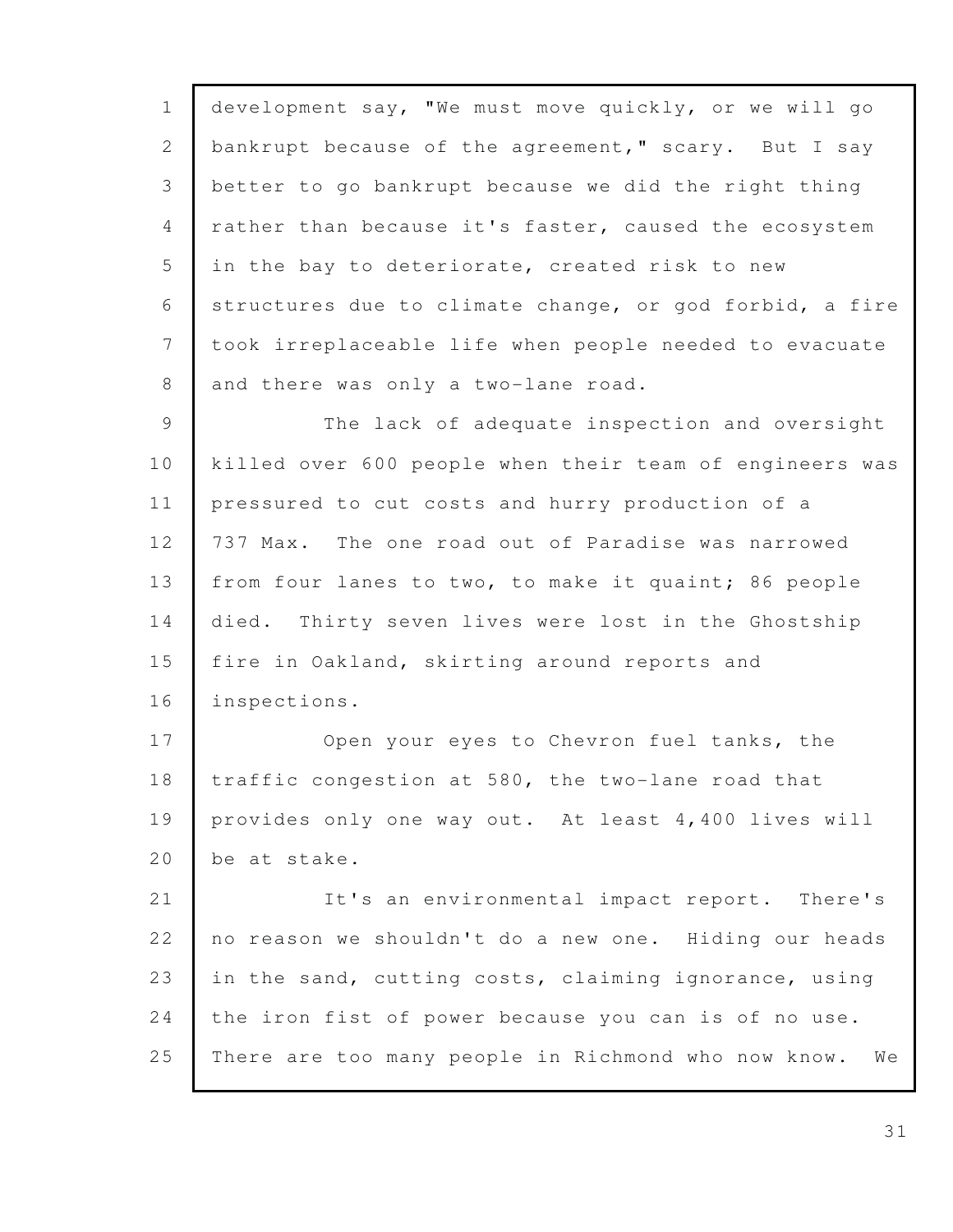development say, "We must move quickly, or we will go bankrupt because of the agreement," scary. But I say better to go bankrupt because we did the right thing rather than because it's faster, caused the ecosystem in the bay to deteriorate, created risk to new structures due to climate change, or god forbid, a fire took irreplaceable life when people needed to evacuate and there was only a two-lane road.

The lack of adequate inspection and oversight killed over 600 people when their team of engineers was pressured to cut costs and hurry production of a 737 Max. The one road out of Paradise was narrowed from four lanes to two, to make it quaint; 86 people died. Thirty seven lives were lost in the Ghostship fire in Oakland, skirting around reports and inspections.

Open your eyes to Chevron fuel tanks, the traffic congestion at 580, the two-lane road that provides only one way out. At least 4,400 lives will be at stake.

It's an environmental impact report. There's no reason we shouldn't do a new one. Hiding our heads in the sand, cutting costs, claiming ignorance, using the iron fist of power because you can is of no use. There are too many people in Richmond who now know. We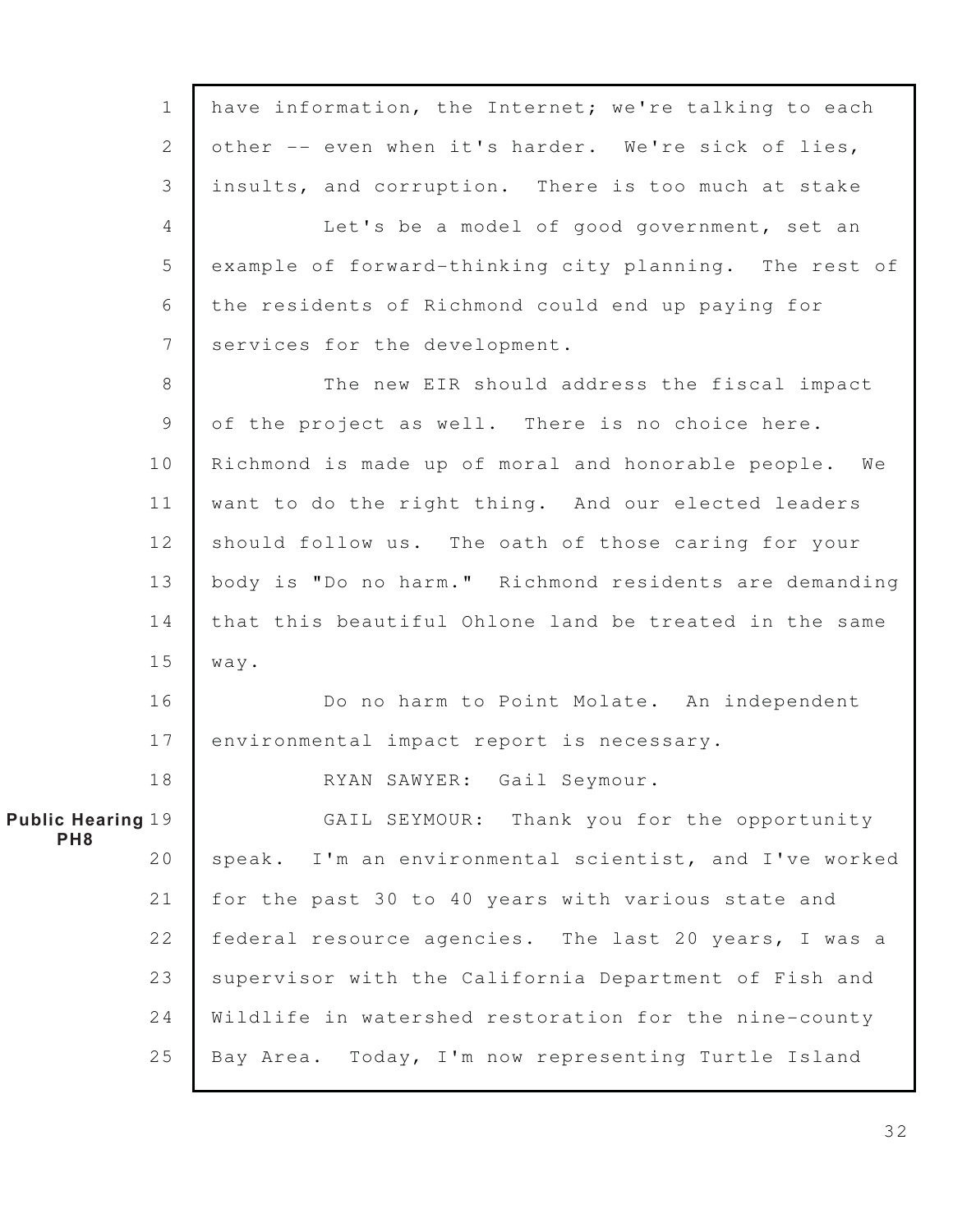have information, the Internet; we're talking to each other -- even when it's harder. We're sick of lies, insults, and corruption. There is too much at stake

Let's be a model of good government, set an example of forward-thinking city planning. The rest of the residents of Richmond could end up paying for services for the development.

The new EIR should address the fiscal impact of the project as well. There is no choice here. Richmond is made up of moral and honorable people. We want to do the right thing. And our elected leaders should follow us. The oath of those caring for your body is "Do no harm." Richmond residents are demanding that this beautiful Ohlone land be treated in the same way.

Do no harm to Point Molate. An independent environmental impact report is necessary.

RYAN SAWYER: Gail Seymour.

**Public Hearing PH8**

GAIL SEYMOUR: Thank you for the opportunity speak. I'm an environmental scientist, and I've worked for the past 30 to 40 years with various state and federal resource agencies. The last 20 years, I was a supervisor with the California Department of Fish and Wildlife in watershed restoration for the nine-county Bay Area. Today, I'm now representing Turtle Island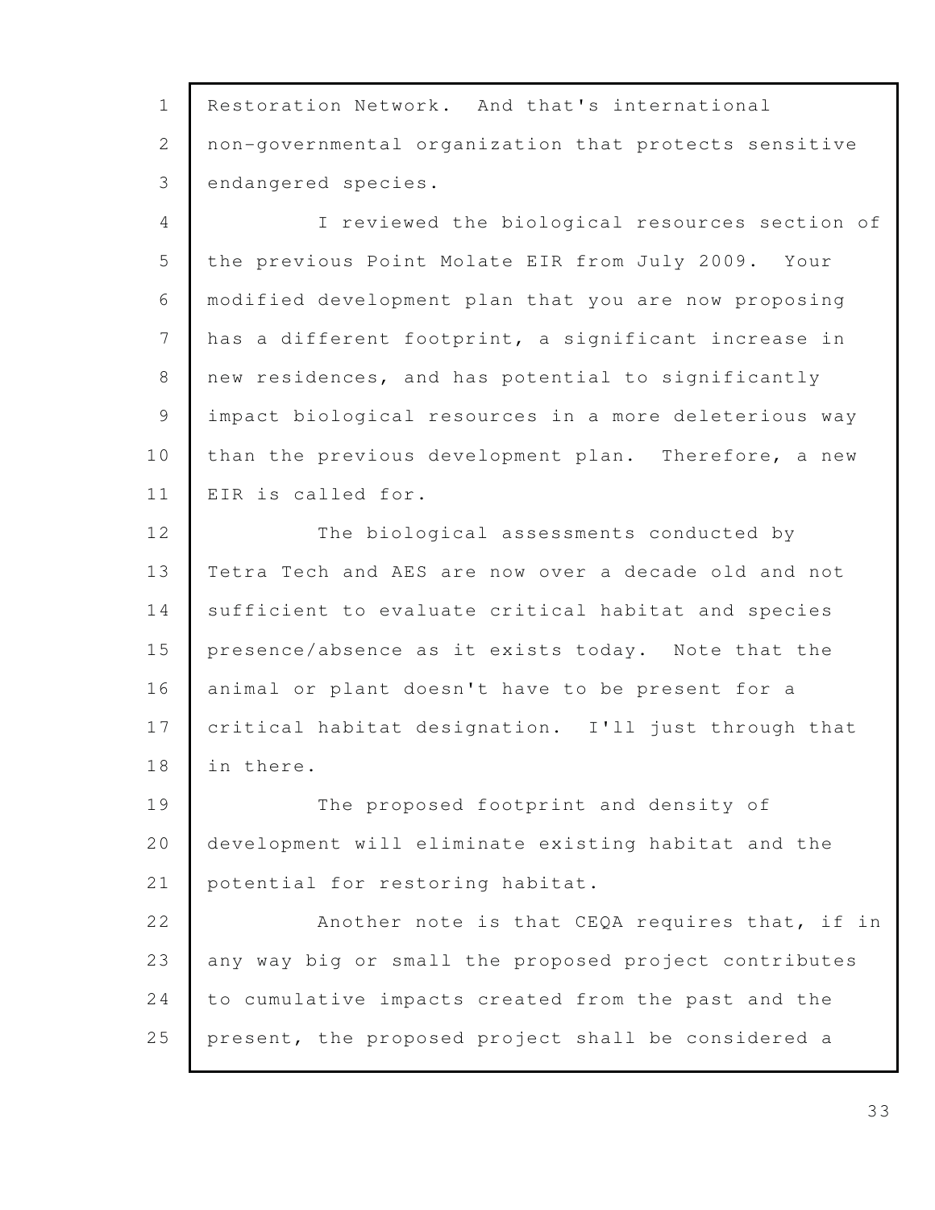Restoration Network. And that's international non-governmental organization that protects sensitive endangered species.

I reviewed the biological resources section of the previous Point Molate EIR from July 2009. Your modified development plan that you are now proposing has a different footprint, a significant increase in new residences, and has potential to significantly impact biological resources in a more deleterious way than the previous development plan. Therefore, a new EIR is called for.

The biological assessments conducted by Tetra Tech and AES are now over a decade old and not sufficient to evaluate critical habitat and species presence/absence as it exists today. Note that the animal or plant doesn't have to be present for a critical habitat designation. I'll just through that in there.

The proposed footprint and density of development will eliminate existing habitat and the potential for restoring habitat.

Another note is that CEQA requires that, if in any way big or small the proposed project contributes to cumulative impacts created from the past and the present, the proposed project shall be considered a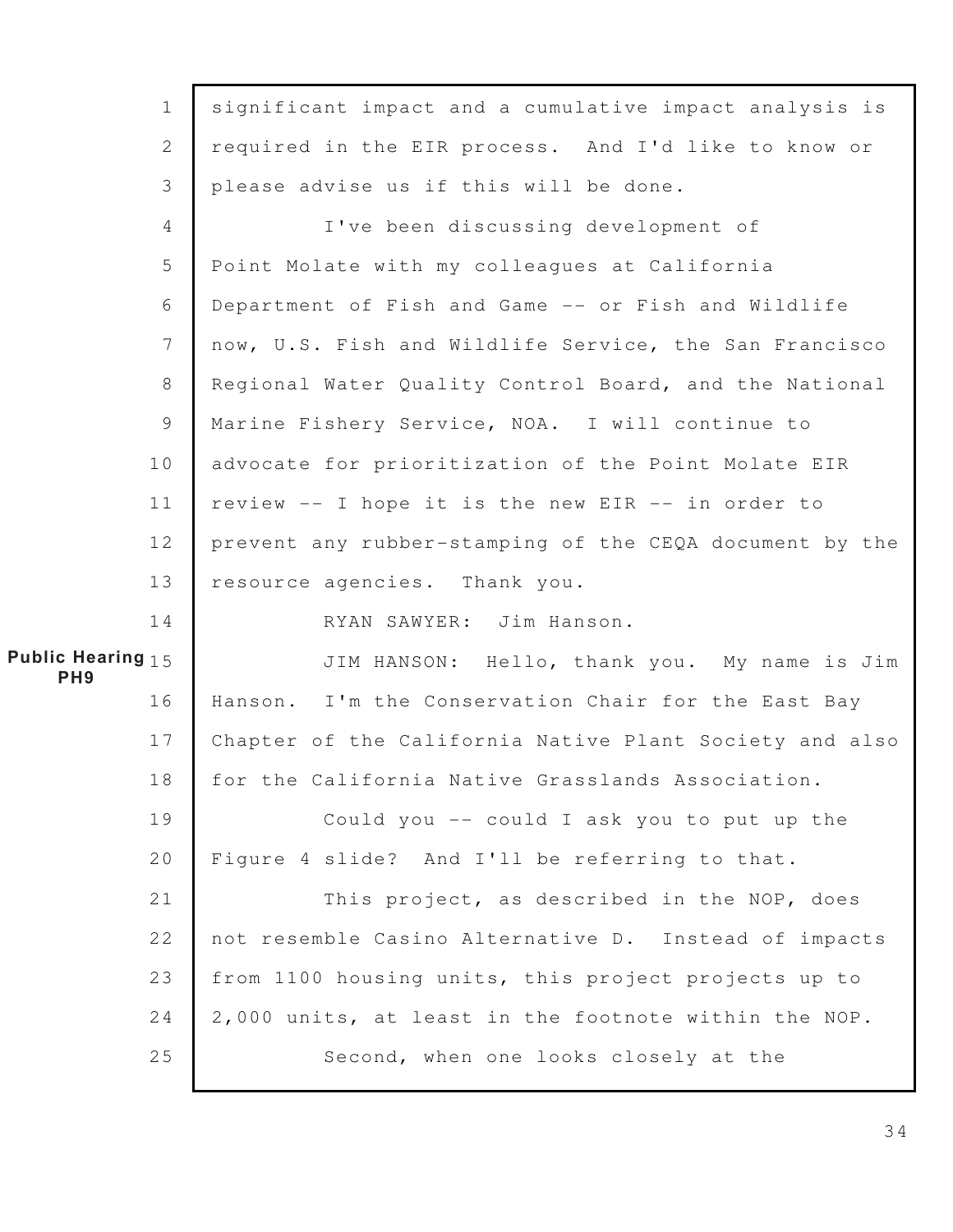significant impact and a cumulative impact analysis is required in the EIR process. And I'd like to know or please advise us if this will be done.

I've been discussing development of Point Molate with my colleagues at California Department of Fish and Game -- or Fish and Wildlife now, U.S. Fish and Wildlife Service, the San Francisco Regional Water Quality Control Board, and the National Marine Fishery Service, NOA. I will continue to advocate for prioritization of the Point Molate EIR review -- I hope it is the new EIR -- in order to prevent any rubber-stamping of the CEQA document by the resource agencies. Thank you.

RYAN SAWYER: Jim Hanson.

**Public Hearing PH9**

JIM HANSON: Hello, thank you. My name is Jim Hanson. I'm the Conservation Chair for the East Bay Chapter of the California Native Plant Society and also for the California Native Grasslands Association.

Could you -- could I ask you to put up the Figure 4 slide? And I'll be referring to that.

This project, as described in the NOP, does not resemble Casino Alternative D. Instead of impacts from 1100 housing units, this project projects up to 2,000 units, at least in the footnote within the NOP.

Second, when one looks closely at the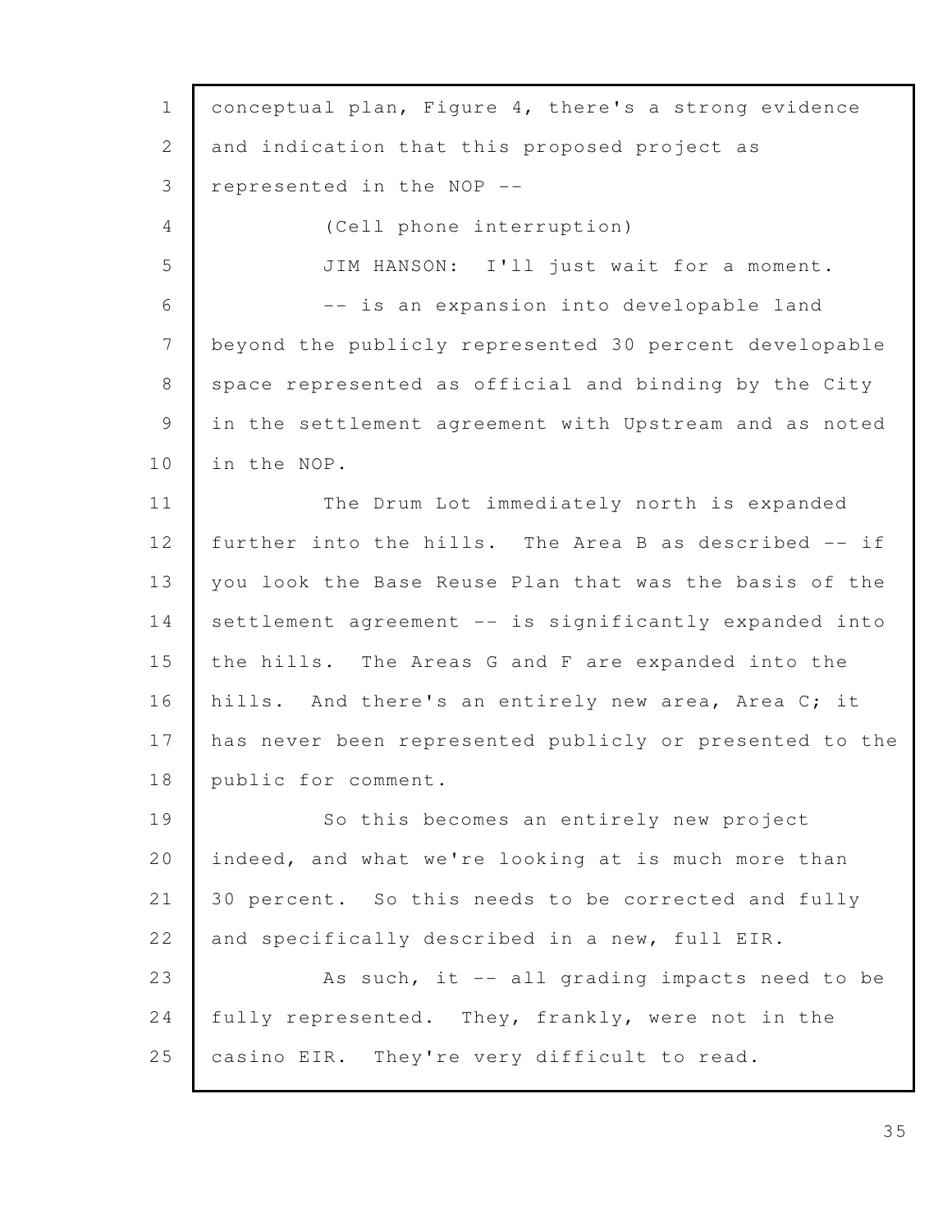conceptual plan, Figure 4, there's a strong evidence and indication that this proposed project as represented in the NOP --

(Cell phone interruption)

JIM HANSON: I'll just wait for a moment.

-- is an expansion into developable land beyond the publicly represented 30 percent developable space represented as official and binding by the City in the settlement agreement with Upstream and as noted in the NOP.

The Drum Lot immediately north is expanded further into the hills. The Area B as described -- if you look the Base Reuse Plan that was the basis of the settlement agreement -- is significantly expanded into the hills. The Areas G and F are expanded into the hills. And there's an entirely new area, Area C; it has never been represented publicly or presented to the public for comment.

So this becomes an entirely new project indeed, and what we're looking at is much more than 30 percent. So this needs to be corrected and fully and specifically described in a new, full EIR.

As such, it -- all grading impacts need to be fully represented. They, frankly, were not in the casino EIR. They're very difficult to read.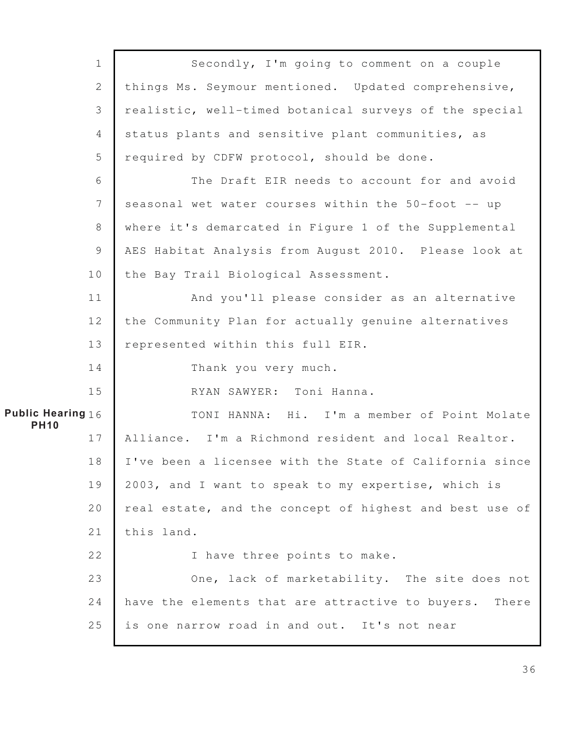Secondly, I'm going to comment on a couple things Ms. Seymour mentioned. Updated comprehensive, realistic, well-timed botanical surveys of the special status plants and sensitive plant communities, as required by CDFW protocol, should be done.

The Draft EIR needs to account for and avoid seasonal wet water courses within the 50-foot -- up where it's demarcated in Figure 1 of the Supplemental AES Habitat Analysis from August 2010. Please look at the Bay Trail Biological Assessment.

And you'll please consider as an alternative the Community Plan for actually genuine alternatives represented within this full EIR.

Thank you very much.

RYAN SAWYER: Toni Hanna.

**Public Hearing PH10**

TONI HANNA: Hi. I'm a member of Point Molate Alliance. I'm a Richmond resident and local Realtor. I've been a licensee with the State of California since 2003, and I want to speak to my expertise, which is real estate, and the concept of highest and best use of this land.

I have three points to make.

One, lack of marketability. The site does not have the elements that are attractive to buyers. There is one narrow road in and out. It's not near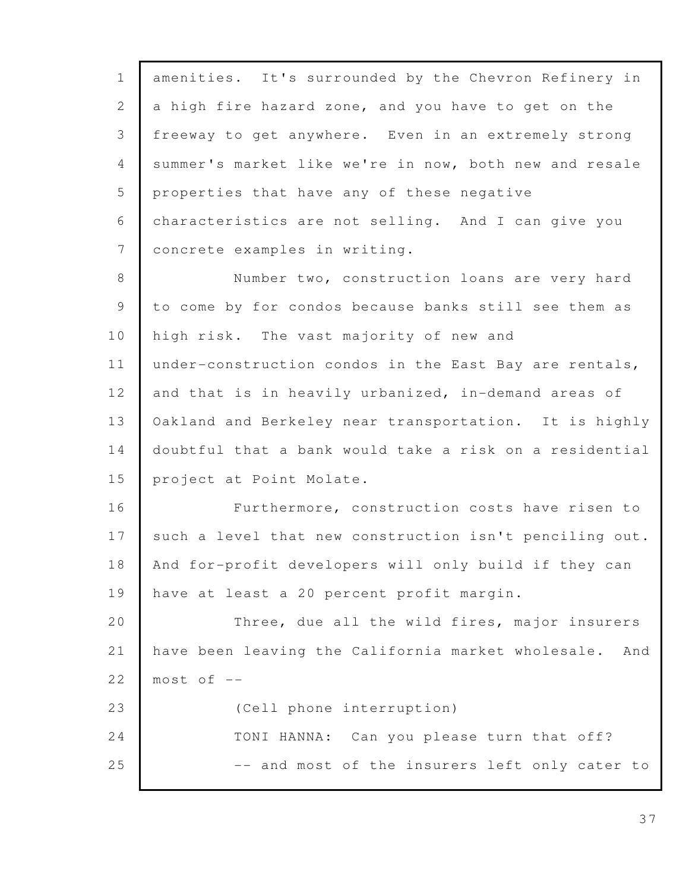amenities. It's surrounded by the Chevron Refinery in a high fire hazard zone, and you have to get on the freeway to get anywhere. Even in an extremely strong summer's market like we're in now, both new and resale properties that have any of these negative characteristics are not selling. And I can give you concrete examples in writing.

Number two, construction loans are very hard to come by for condos because banks still see them as high risk. The vast majority of new and under-construction condos in the East Bay are rentals, and that is in heavily urbanized, in-demand areas of Oakland and Berkeley near transportation. It is highly doubtful that a bank would take a risk on a residential project at Point Molate.

Furthermore, construction costs have risen to such a level that new construction isn't penciling out. And for-profit developers will only build if they can have at least a 20 percent profit margin.

Three, due all the wild fires, major insurers have been leaving the California market wholesale. And most of --

(Cell phone interruption)

TONI HANNA: Can you please turn that off?

-- and most of the insurers left only cater to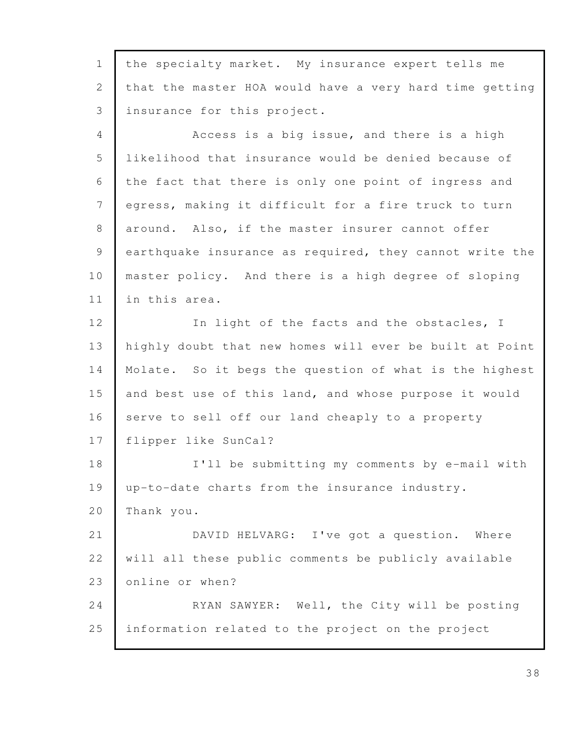the specialty market. My insurance expert tells me that the master HOA would have a very hard time getting insurance for this project.

Access is a big issue, and there is a high likelihood that insurance would be denied because of the fact that there is only one point of ingress and egress, making it difficult for a fire truck to turn around. Also, if the master insurer cannot offer earthquake insurance as required, they cannot write the master policy. And there is a high degree of sloping in this area.

In light of the facts and the obstacles, I highly doubt that new homes will ever be built at Point Molate. So it begs the question of what is the highest and best use of this land, and whose purpose it would serve to sell off our land cheaply to a property flipper like SunCal?

I'll be submitting my comments by e-mail with up-to-date charts from the insurance industry. Thank you.

DAVID HELVARG: I've got a question. Where will all these public comments be publicly available online or when?

RYAN SAWYER: Well, the City will be posting information related to the project on the project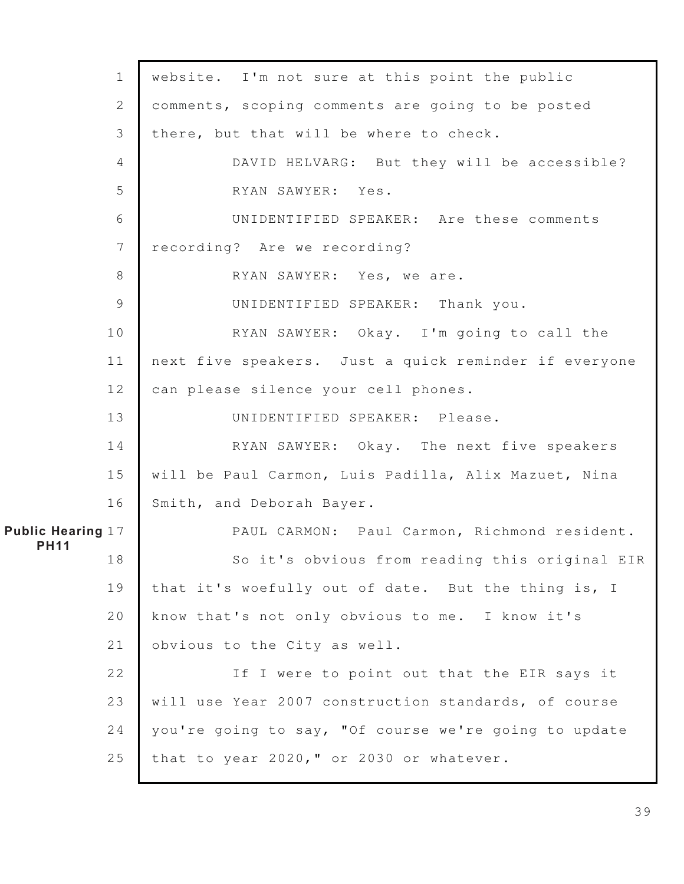website. I'm not sure at this point the public comments, scoping comments are going to be posted there, but that will be where to check.

DAVID HELVARG: But they will be accessible?

RYAN SAWYER: Yes.

UNIDENTIFIED SPEAKER: Are these comments recording? Are we recording?

RYAN SAWYER: Yes, we are.

UNIDENTIFIED SPEAKER: Thank you.

RYAN SAWYER: Okay. I'm going to call the next five speakers. Just a quick reminder if everyone can please silence your cell phones.

UNIDENTIFIED SPEAKER: Please.

RYAN SAWYER: Okay. The next five speakers will be Paul Carmon, Luis Padilla, Alix Mazuet, Nina Smith, and Deborah Bayer.

**Public Hearing PH11**

PAUL CARMON: Paul Carmon, Richmond resident.

So it's obvious from reading this original EIR that it's woefully out of date. But the thing is, I know that's not only obvious to me. I know it's obvious to the City as well.

If I were to point out that the EIR says it will use Year 2007 construction standards, of course you're going to say, "Of course we're going to update that to year 2020," or 2030 or whatever.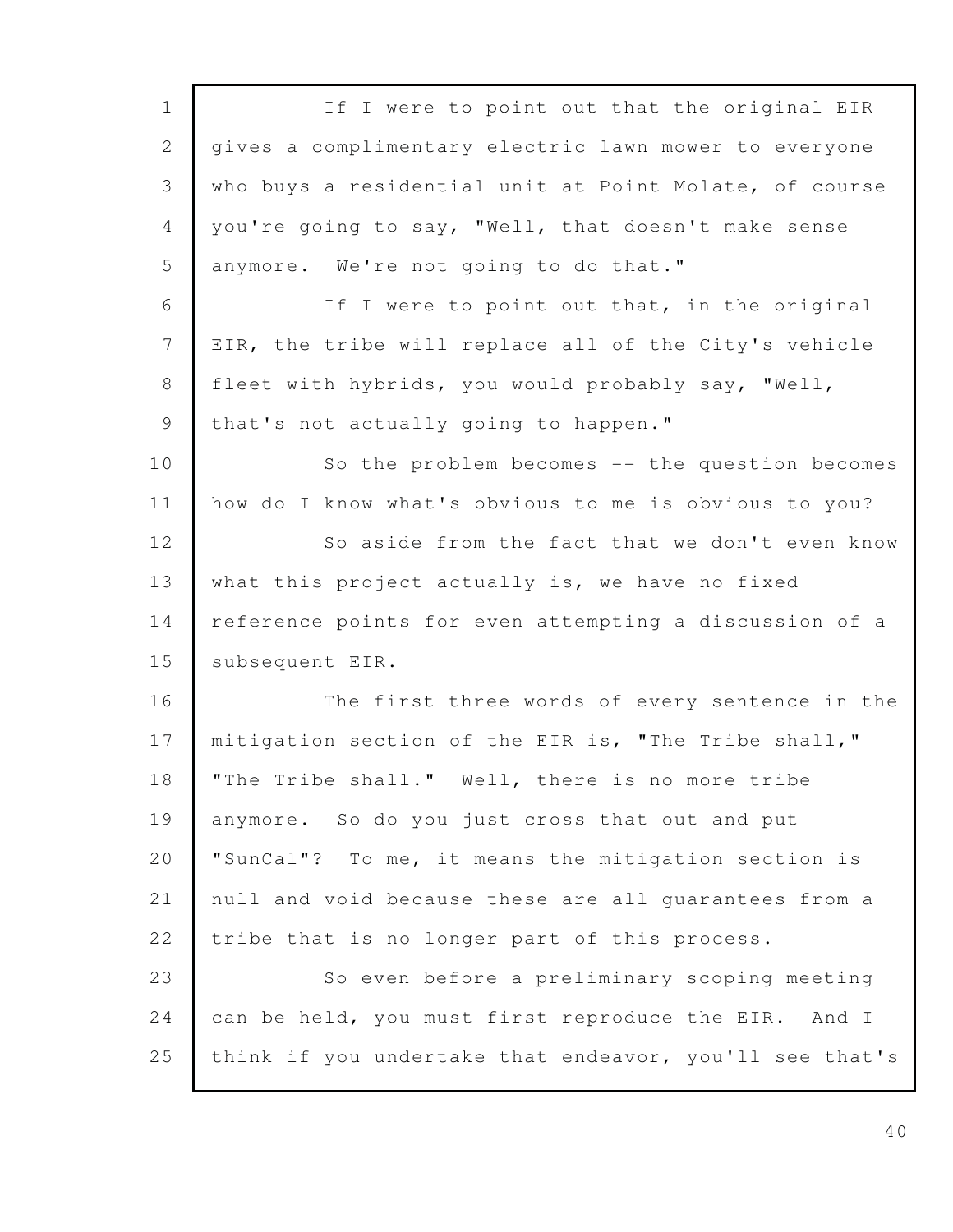If I were to point out that the original EIR gives a complimentary electric lawn mower to everyone who buys a residential unit at Point Molate, of course you're going to say, "Well, that doesn't make sense anymore. We're not going to do that."

If I were to point out that, in the original EIR, the tribe will replace all of the City's vehicle fleet with hybrids, you would probably say, "Well, that's not actually going to happen."

So the problem becomes -- the question becomes how do I know what's obvious to me is obvious to you?

So aside from the fact that we don't even know what this project actually is, we have no fixed reference points for even attempting a discussion of a subsequent EIR.

The first three words of every sentence in the mitigation section of the EIR is, "The Tribe shall," "The Tribe shall." Well, there is no more tribe anymore. So do you just cross that out and put "SunCal"? To me, it means the mitigation section is null and void because these are all guarantees from a tribe that is no longer part of this process.

So even before a preliminary scoping meeting can be held, you must first reproduce the EIR. And I think if you undertake that endeavor, you'll see that's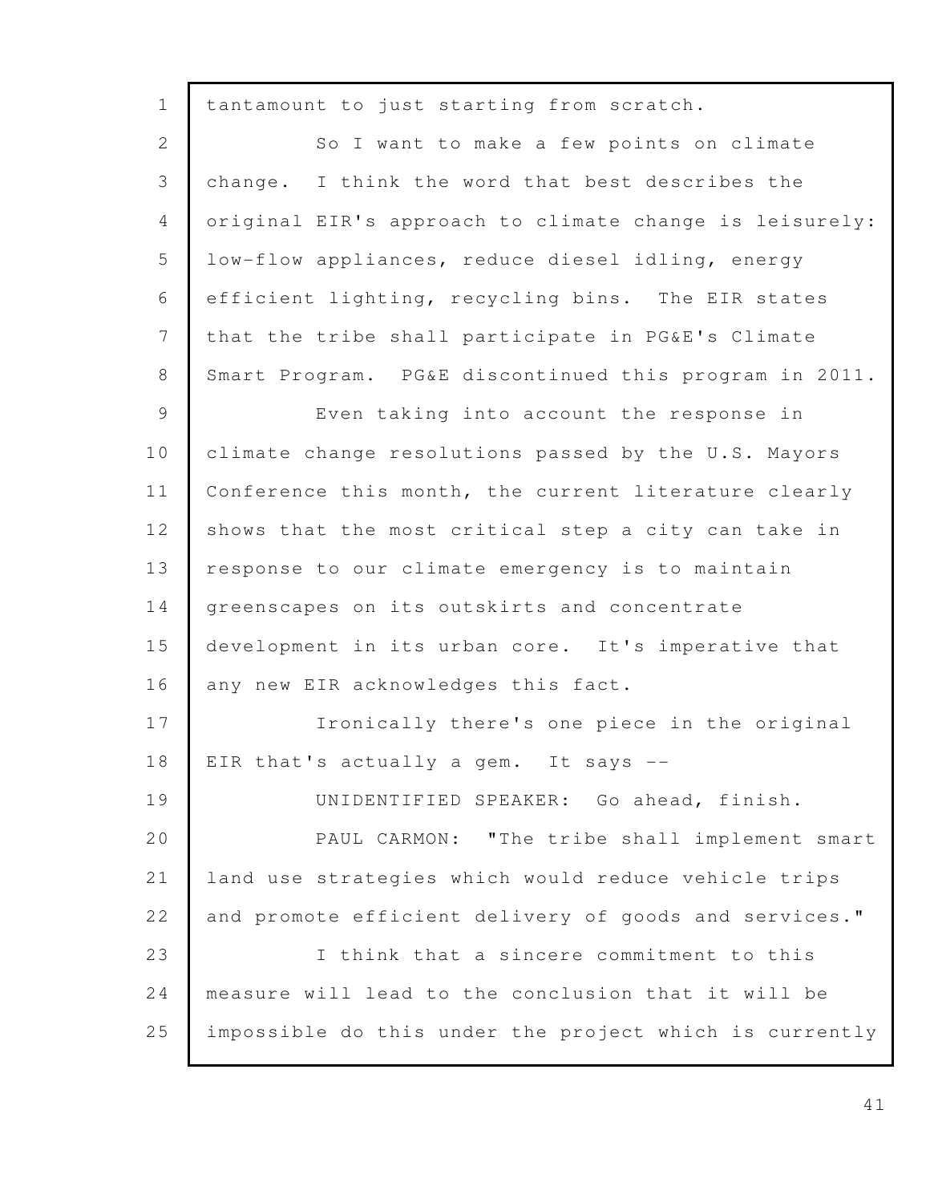tantamount to just starting from scratch.

So I want to make a few points on climate change. I think the word that best describes the original EIR's approach to climate change is leisurely: low-flow appliances, reduce diesel idling, energy efficient lighting, recycling bins. The EIR states that the tribe shall participate in PG&E's Climate Smart Program. PG&E discontinued this program in 2011.

Even taking into account the response in climate change resolutions passed by the U.S. Mayors Conference this month, the current literature clearly shows that the most critical step a city can take in response to our climate emergency is to maintain greenscapes on its outskirts and concentrate development in its urban core. It's imperative that any new EIR acknowledges this fact.

Ironically there's one piece in the original EIR that's actually a gem. It says --

UNIDENTIFIED SPEAKER: Go ahead, finish.

PAUL CARMON: "The tribe shall implement smart land use strategies which would reduce vehicle trips and promote efficient delivery of goods and services."

I think that a sincere commitment to this measure will lead to the conclusion that it will be impossible do this under the project which is currently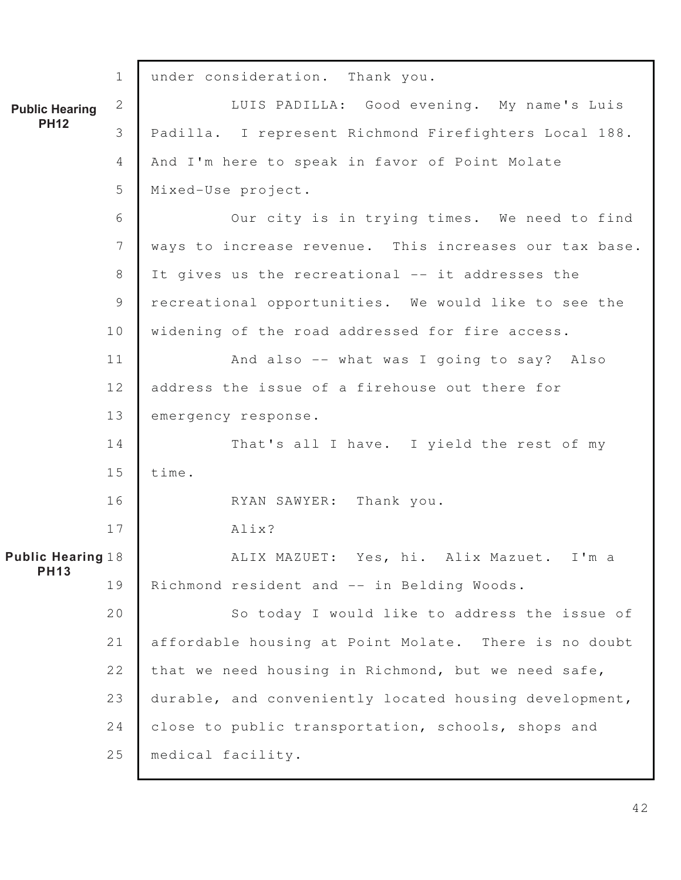under consideration. Thank you.

**Public Hearing PH12**

LUIS PADILLA: Good evening. My name's Luis Padilla. I represent Richmond Firefighters Local 188. And I'm here to speak in favor of Point Molate Mixed-Use project.

Our city is in trying times. We need to find ways to increase revenue. This increases our tax base. It gives us the recreational -- it addresses the recreational opportunities. We would like to see the widening of the road addressed for fire access.

And also -- what was I going to say? Also address the issue of a firehouse out there for emergency response.

That's all I have. I yield the rest of my time.

RYAN SAWYER: Thank you.

Alix?

**Public Hearing PH13**

ALIX MAZUET: Yes, hi. Alix Mazuet. I'm a Richmond resident and -- in Belding Woods.

So today I would like to address the issue of affordable housing at Point Molate. There is no doubt that we need housing in Richmond, but we need safe, durable, and conveniently located housing development, close to public transportation, schools, shops and medical facility.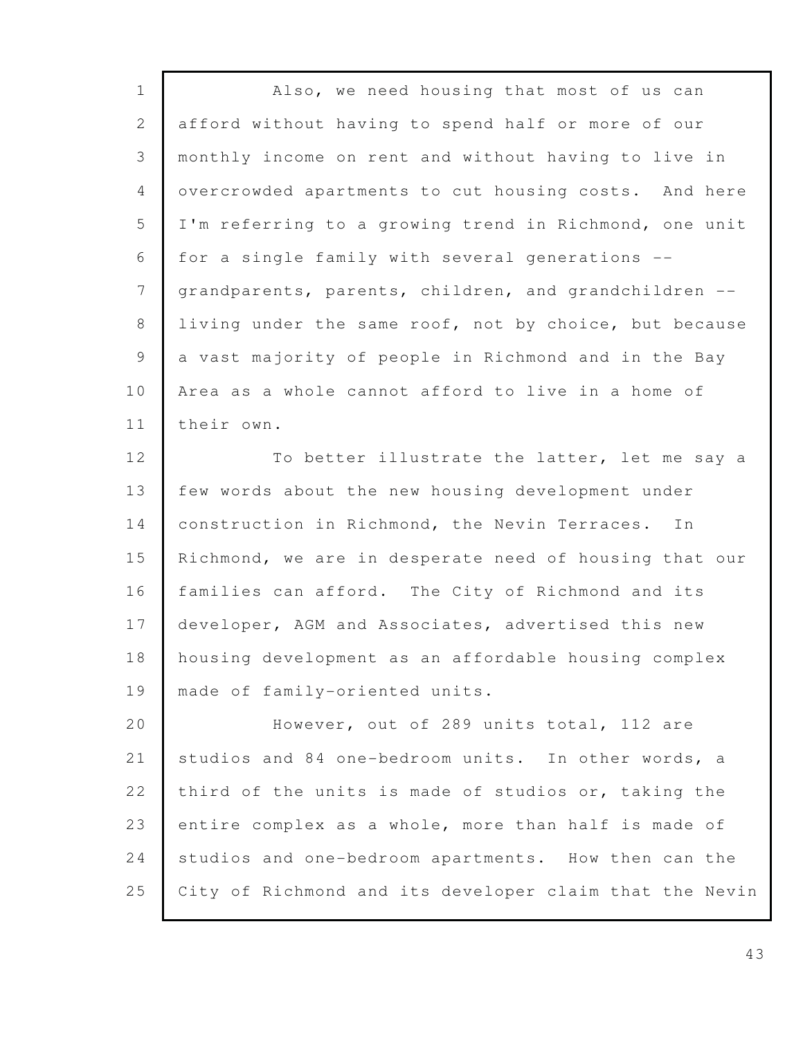Also, we need housing that most of us can afford without having to spend half or more of our monthly income on rent and without having to live in overcrowded apartments to cut housing costs. And here I'm referring to a growing trend in Richmond, one unit for a single family with several generations -- grandparents, parents, children, and grandchildren -- living under the same roof, not by choice, but because a vast majority of people in Richmond and in the Bay Area as a whole cannot afford to live in a home of their own.

To better illustrate the latter, let me say a few words about the new housing development under construction in Richmond, the Nevin Terraces. In Richmond, we are in desperate need of housing that our families can afford. The City of Richmond and its developer, AGM and Associates, advertised this new housing development as an affordable housing complex made of family-oriented units.

However, out of 289 units total, 112 are studios and 84 one-bedroom units. In other words, a third of the units is made of studios or, taking the entire complex as a whole, more than half is made of studios and one-bedroom apartments. How then can the City of Richmond and its developer claim that the Nevin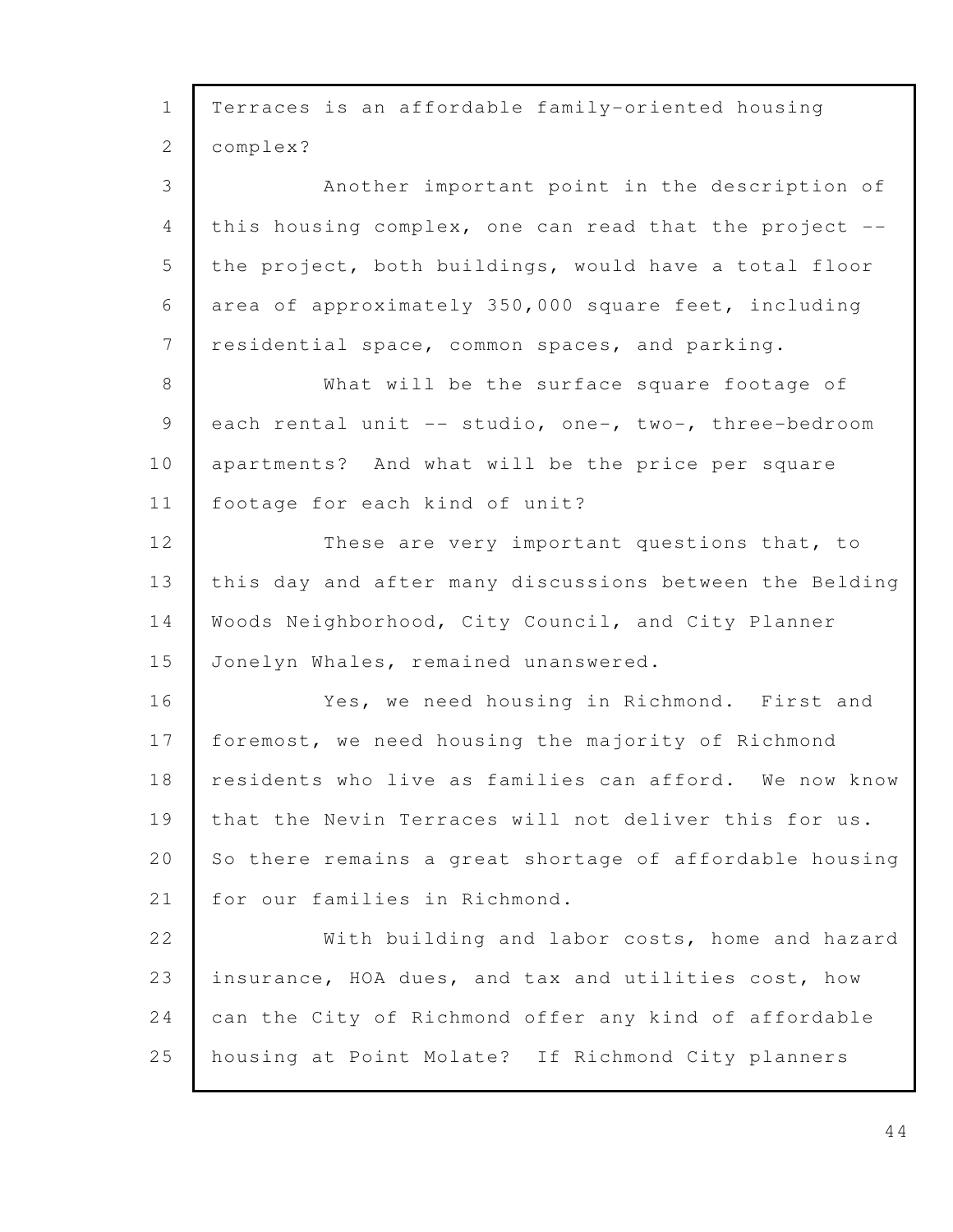Terraces is an affordable family-oriented housing complex?

Another important point in the description of this housing complex, one can read that the project -- the project, both buildings, would have a total floor area of approximately 350,000 square feet, including residential space, common spaces, and parking.

What will be the surface square footage of each rental unit -- studio, one-, two-, three-bedroom apartments? And what will be the price per square footage for each kind of unit?

These are very important questions that, to this day and after many discussions between the Belding Woods Neighborhood, City Council, and City Planner Jonelyn Whales, remained unanswered.

Yes, we need housing in Richmond. First and foremost, we need housing the majority of Richmond residents who live as families can afford. We now know that the Nevin Terraces will not deliver this for us. So there remains a great shortage of affordable housing for our families in Richmond.

With building and labor costs, home and hazard insurance, HOA dues, and tax and utilities cost, how can the City of Richmond offer any kind of affordable housing at Point Molate? If Richmond City planners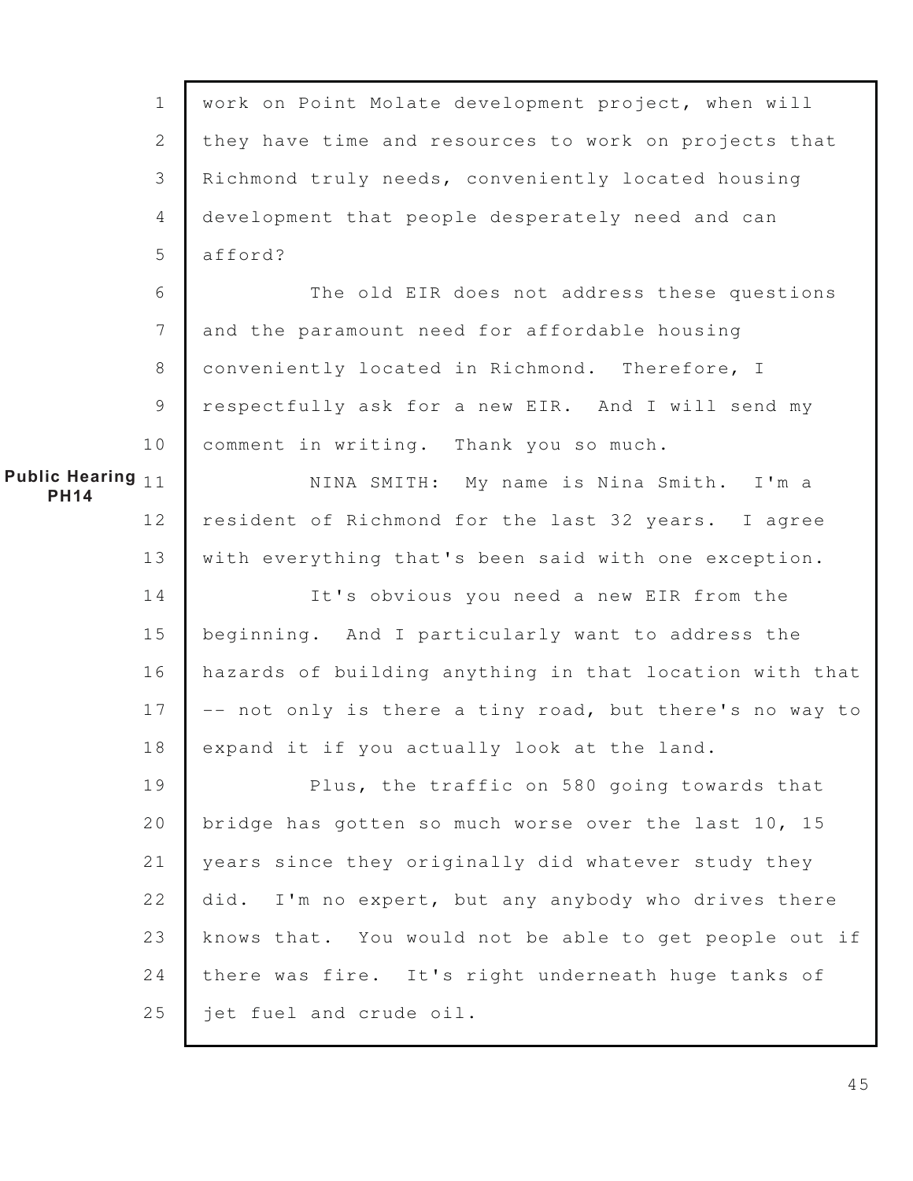work on Point Molate development project, when will they have time and resources to work on projects that Richmond truly needs, conveniently located housing development that people desperately need and can afford?

The old EIR does not address these questions and the paramount need for affordable housing conveniently located in Richmond. Therefore, I respectfully ask for a new EIR. And I will send my comment in writing. Thank you so much.

**Public Hearing PH14**

NINA SMITH: My name is Nina Smith. I'm a resident of Richmond for the last 32 years. I agree with everything that's been said with one exception.

It's obvious you need a new EIR from the beginning. And I particularly want to address the hazards of building anything in that location with that -- not only is there a tiny road, but there's no way to expand it if you actually look at the land.

Plus, the traffic on 580 going towards that bridge has gotten so much worse over the last 10, 15 years since they originally did whatever study they did. I'm no expert, but any anybody who drives there knows that. You would not be able to get people out if there was fire. It's right underneath huge tanks of jet fuel and crude oil.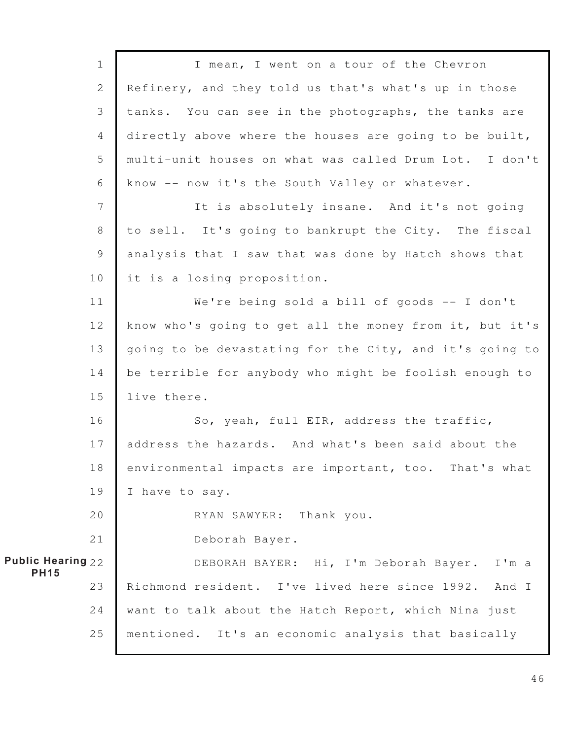I mean, I went on a tour of the Chevron Refinery, and they told us that's what's up in those tanks. You can see in the photographs, the tanks are directly above where the houses are going to be built, multi-unit houses on what was called Drum Lot. I don't know -- now it's the South Valley or whatever.

It is absolutely insane. And it's not going to sell. It's going to bankrupt the City. The fiscal analysis that I saw that was done by Hatch shows that it is a losing proposition.

We're being sold a bill of goods -- I don't know who's going to get all the money from it, but it's going to be devastating for the City, and it's going to be terrible for anybody who might be foolish enough to live there.

So, yeah, full EIR, address the traffic, address the hazards. And what's been said about the environmental impacts are important, too. That's what I have to say.

RYAN SAWYER: Thank you.

Deborah Bayer.

**Public Hearing PH15**

DEBORAH BAYER: Hi, I'm Deborah Bayer. I'm a Richmond resident. I've lived here since 1992. And I want to talk about the Hatch Report, which Nina just mentioned. It's an economic analysis that basically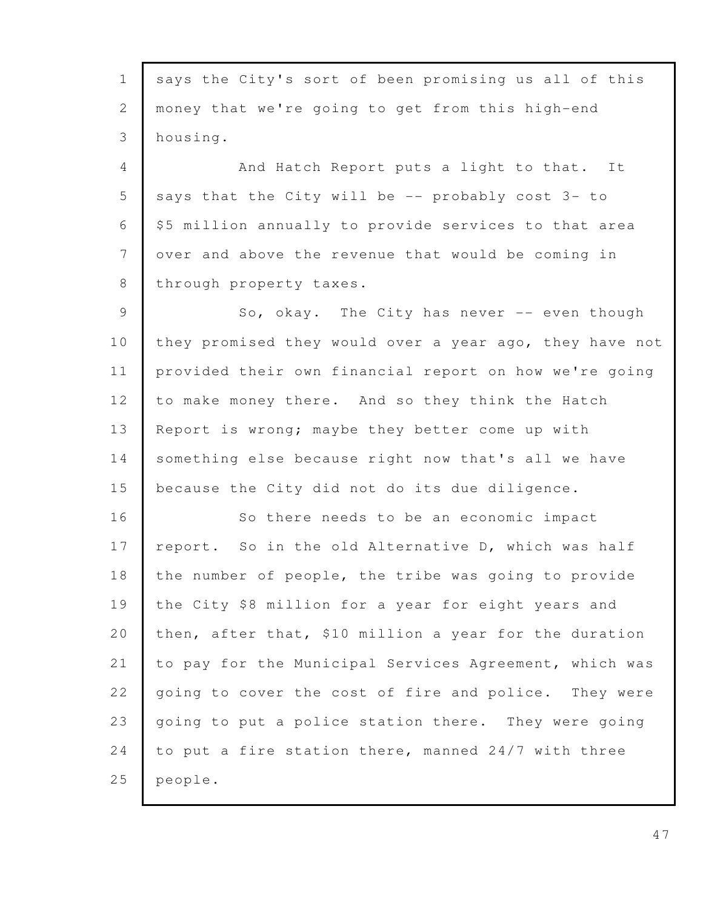says the City's sort of been promising us all of this money that we're going to get from this high-end housing.

And Hatch Report puts a light to that. It says that the City will be -- probably cost 3- to $5 million annually to provide services to that area over and above the revenue that would be coming in through property taxes.

So, okay. The City has never -- even though they promised they would over a year ago, they have not provided their own financial report on how we're going to make money there. And so they think the Hatch Report is wrong; maybe they better come up with something else because right now that's all we have because the City did not do its due diligence.

So there needs to be an economic impact report. So in the old Alternative D, which was half the number of people, the tribe was going to provide the City $8 million for a year for eight years and then, after that, $10 million a year for the duration to pay for the Municipal Services Agreement, which was going to cover the cost of fire and police. They were going to put a police station there. They were going to put a fire station there, manned 24/7 with three people.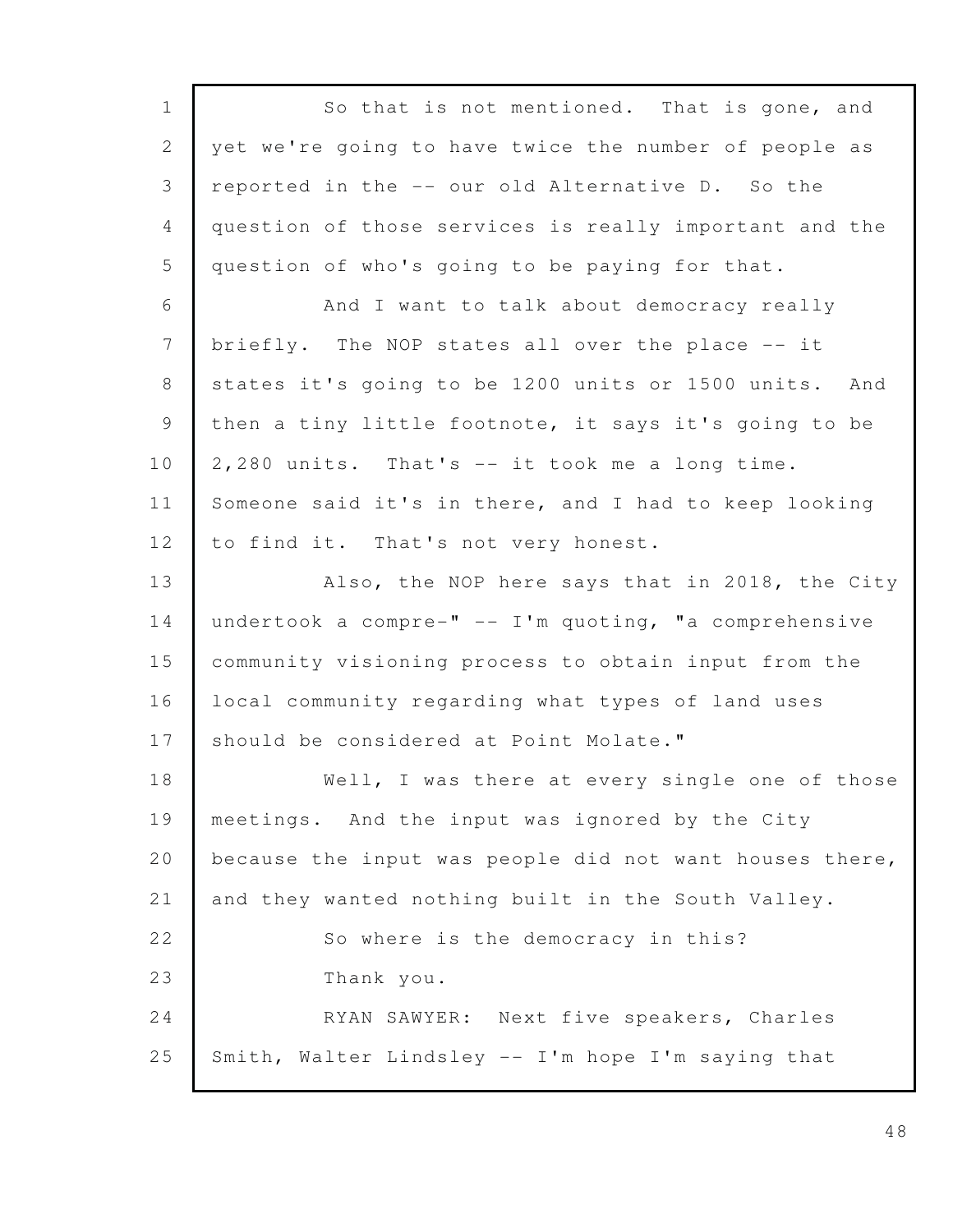So that is not mentioned. That is gone, and yet we're going to have twice the number of people as reported in the -- our old Alternative D. So the question of those services is really important and the question of who's going to be paying for that.

And I want to talk about democracy really briefly. The NOP states all over the place -- it states it's going to be 1200 units or 1500 units. And then a tiny little footnote, it says it's going to be 2,280 units. That's -- it took me a long time. Someone said it's in there, and I had to keep looking to find it. That's not very honest.

Also, the NOP here says that in 2018, the City undertook a compre-" -- I'm quoting, "a comprehensive community visioning process to obtain input from the local community regarding what types of land uses should be considered at Point Molate."

Well, I was there at every single one of those meetings. And the input was ignored by the City because the input was people did not want houses there, and they wanted nothing built in the South Valley.

So where is the democracy in this?

Thank you.

RYAN SAWYER: Next five speakers, Charles Smith, Walter Lindsley -- I'm hope I'm saying that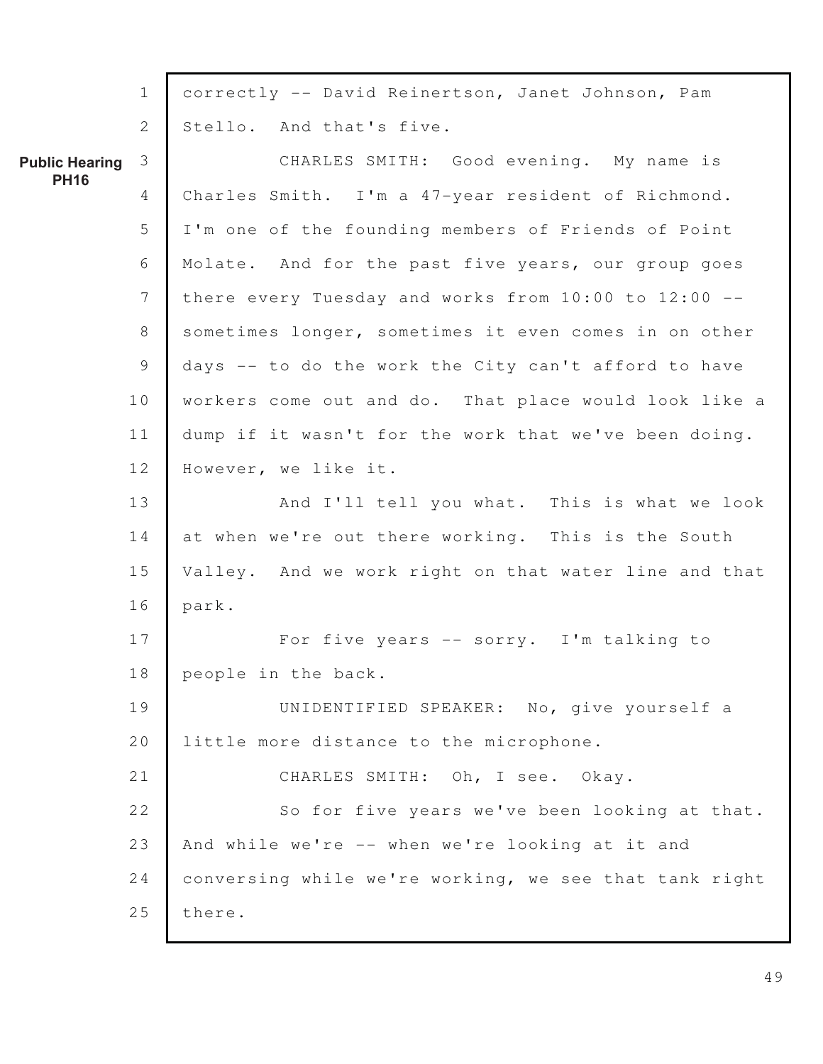correctly -- David Reinertson, Janet Johnson, Pam Stello. And that's five.

**Public Hearing PH16**

CHARLES SMITH: Good evening. My name is Charles Smith. I'm a 47-year resident of Richmond. I'm one of the founding members of Friends of Point Molate. And for the past five years, our group goes there every Tuesday and works from 10:00 to 12:00 -- sometimes longer, sometimes it even comes in on other days -- to do the work the City can't afford to have workers come out and do. That place would look like a dump if it wasn't for the work that we've been doing. However, we like it.

And I'll tell you what. This is what we look at when we're out there working. This is the South Valley. And we work right on that water line and that park.

For five years -- sorry. I'm talking to people in the back.

UNIDENTIFIED SPEAKER: No, give yourself a little more distance to the microphone.

CHARLES SMITH: Oh, I see. Okay.

So for five years we've been looking at that. And while we're -- when we're looking at it and conversing while we're working, we see that tank right there.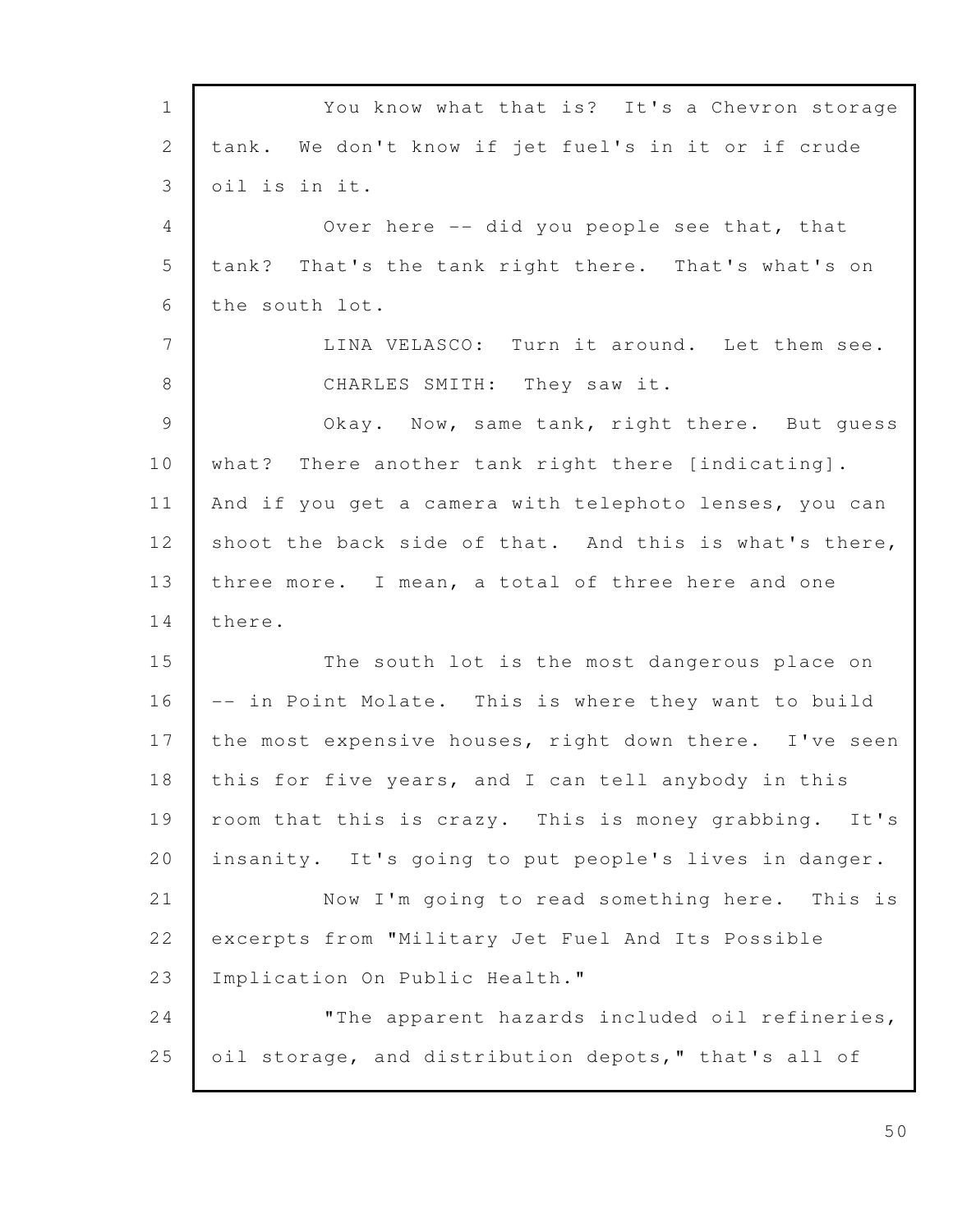You know what that is? It's a Chevron storage tank. We don't know if jet fuel's in it or if crude oil is in it.

Over here -- did you people see that, that tank? That's the tank right there. That's what's on the south lot.

LINA VELASCO: Turn it around. Let them see.

CHARLES SMITH: They saw it.

Okay. Now, same tank, right there. But guess what? There another tank right there [indicating]. And if you get a camera with telephoto lenses, you can shoot the back side of that. And this is what's there, three more. I mean, a total of three here and one there.

The south lot is the most dangerous place on -- in Point Molate. This is where they want to build the most expensive houses, right down there. I've seen this for five years, and I can tell anybody in this room that this is crazy. This is money grabbing. It's insanity. It's going to put people's lives in danger.

Now I'm going to read something here. This is excerpts from "Military Jet Fuel And Its Possible Implication On Public Health."

"The apparent hazards included oil refineries, oil storage, and distribution depots," that's all of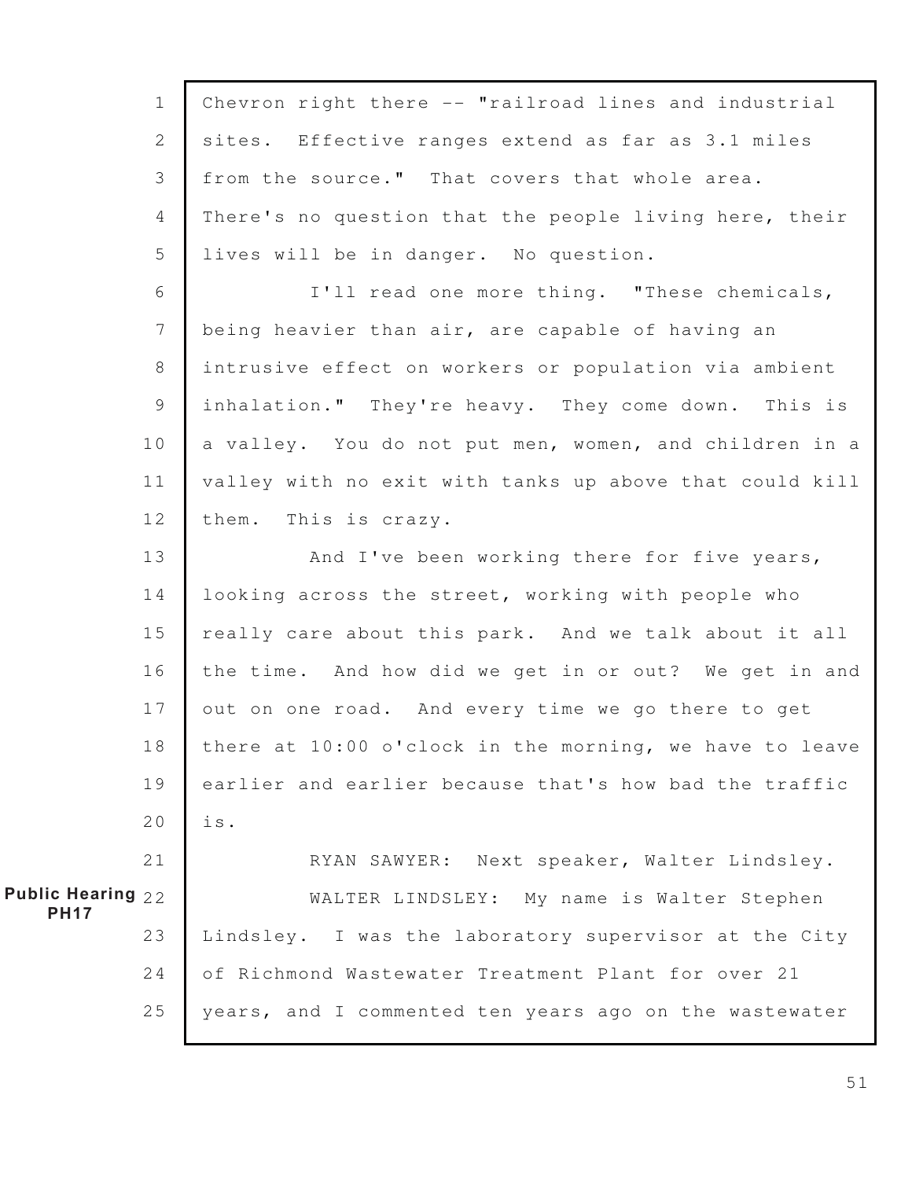Chevron right there -- "railroad lines and industrial sites. Effective ranges extend as far as 3.1 miles from the source." That covers that whole area. There's no question that the people living here, their lives will be in danger. No question.

I'll read one more thing. "These chemicals, being heavier than air, are capable of having an intrusive effect on workers or population via ambient inhalation." They're heavy. They come down. This is a valley. You do not put men, women, and children in a valley with no exit with tanks up above that could kill them. This is crazy.

And I've been working there for five years, looking across the street, working with people who really care about this park. And we talk about it all the time. And how did we get in or out? We get in and out on one road. And every time we go there to get there at 10:00 o'clock in the morning, we have to leave earlier and earlier because that's how bad the traffic is.

RYAN SAWYER: Next speaker, Walter Lindsley.

**Public Hearing PH17**

WALTER LINDSLEY: My name is Walter Stephen Lindsley. I was the laboratory supervisor at the City of Richmond Wastewater Treatment Plant for over 21 years, and I commented ten years ago on the wastewater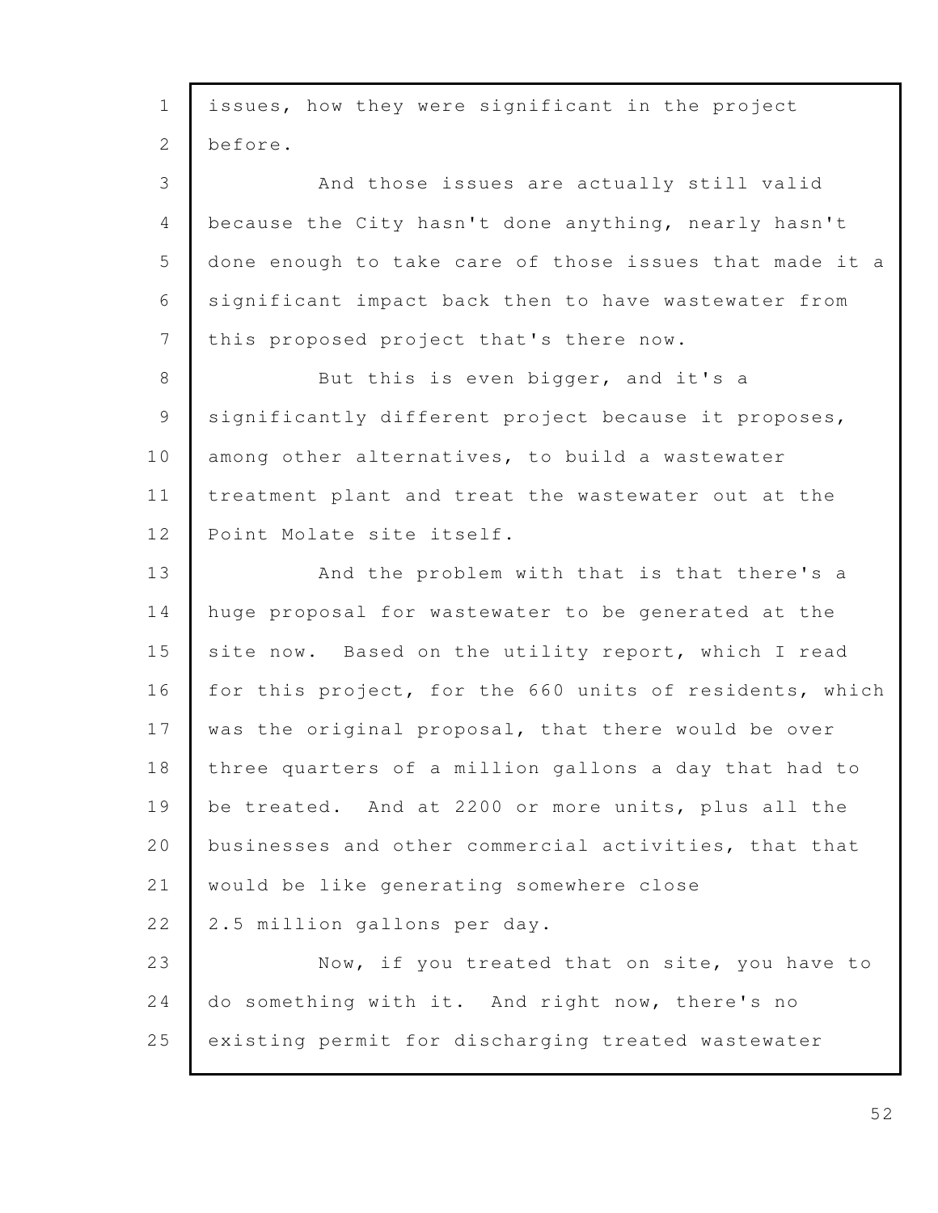issues, how they were significant in the project before.

And those issues are actually still valid because the City hasn't done anything, nearly hasn't done enough to take care of those issues that made it a significant impact back then to have wastewater from this proposed project that's there now.

But this is even bigger, and it's a significantly different project because it proposes, among other alternatives, to build a wastewater treatment plant and treat the wastewater out at the Point Molate site itself.

And the problem with that is that there's a huge proposal for wastewater to be generated at the site now. Based on the utility report, which I read for this project, for the 660 units of residents, which was the original proposal, that there would be over three quarters of a million gallons a day that had to be treated. And at 2200 or more units, plus all the businesses and other commercial activities, that that would be like generating somewhere close 2.5 million gallons per day.

Now, if you treated that on site, you have to do something with it. And right now, there's no existing permit for discharging treated wastewater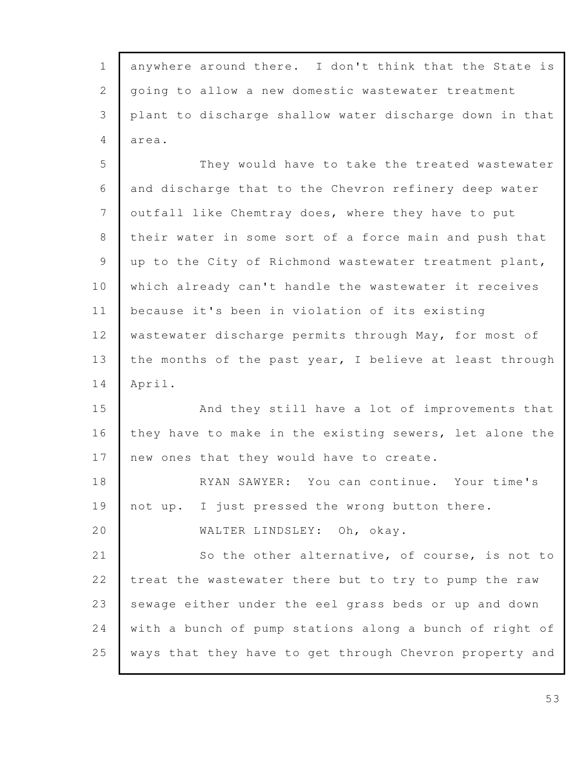anywhere around there. I don't think that the State is going to allow a new domestic wastewater treatment plant to discharge shallow water discharge down in that area.

They would have to take the treated wastewater and discharge that to the Chevron refinery deep water outfall like Chemtray does, where they have to put their water in some sort of a force main and push that up to the City of Richmond wastewater treatment plant, which already can't handle the wastewater it receives because it's been in violation of its existing wastewater discharge permits through May, for most of the months of the past year, I believe at least through April.

And they still have a lot of improvements that they have to make in the existing sewers, let alone the new ones that they would have to create.

RYAN SAWYER: You can continue. Your time's not up. I just pressed the wrong button there.

WALTER LINDSLEY: Oh, okay.

So the other alternative, of course, is not to treat the wastewater there but to try to pump the raw sewage either under the eel grass beds or up and down with a bunch of pump stations along a bunch of right of ways that they have to get through Chevron property and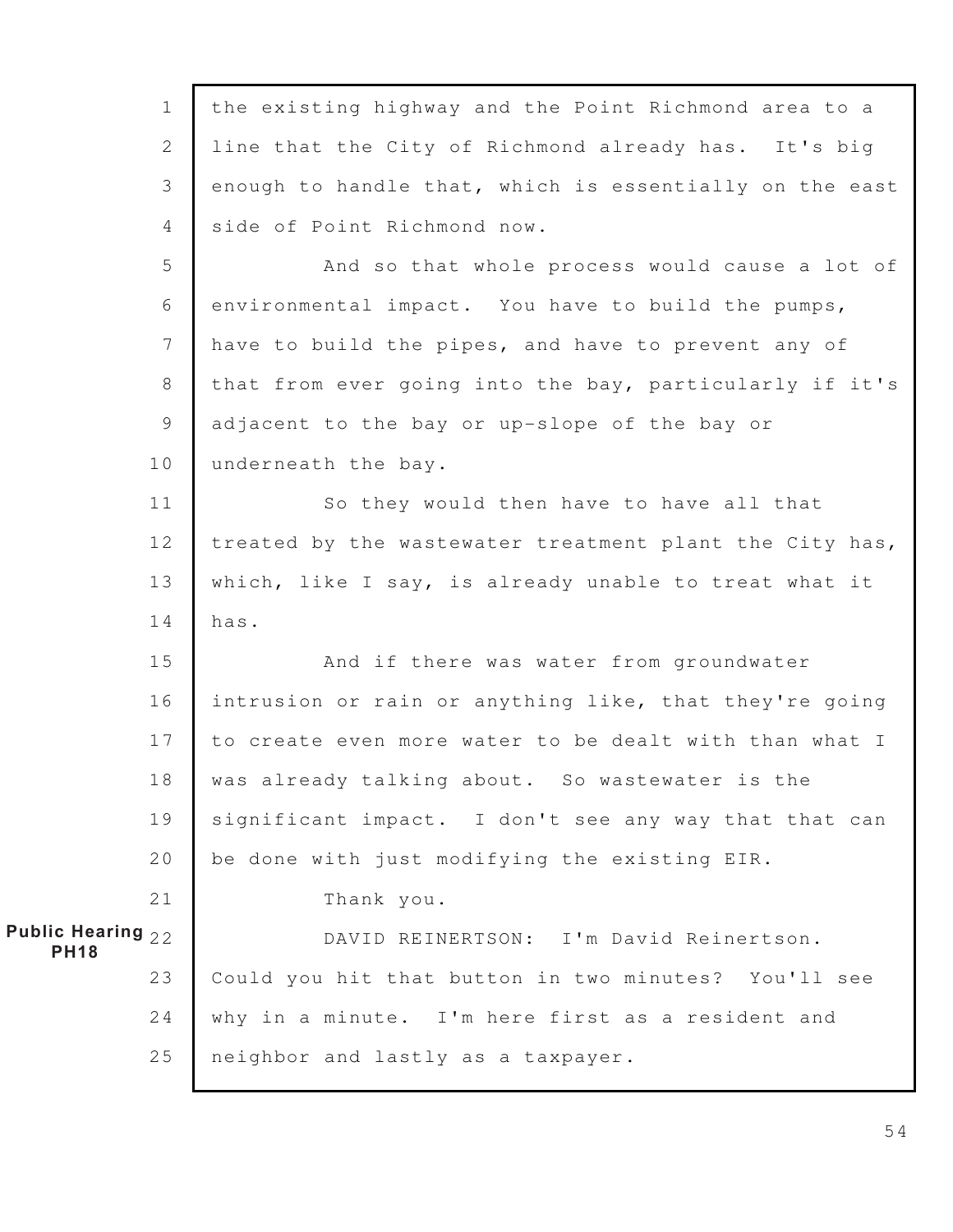the existing highway and the Point Richmond area to a line that the City of Richmond already has. It's big enough to handle that, which is essentially on the east side of Point Richmond now.

And so that whole process would cause a lot of environmental impact. You have to build the pumps, have to build the pipes, and have to prevent any of that from ever going into the bay, particularly if it's adjacent to the bay or up-slope of the bay or underneath the bay.

So they would then have to have all that treated by the wastewater treatment plant the City has, which, like I say, is already unable to treat what it has.

And if there was water from groundwater intrusion or rain or anything like, that they're going to create even more water to be dealt with than what I was already talking about. So wastewater is the significant impact. I don't see any way that that can be done with just modifying the existing EIR.

Thank you.

**Public Hearing PH18**

DAVID REINERTSON: I'm David Reinertson. Could you hit that button in two minutes? You'll see why in a minute. I'm here first as a resident and neighbor and lastly as a taxpayer.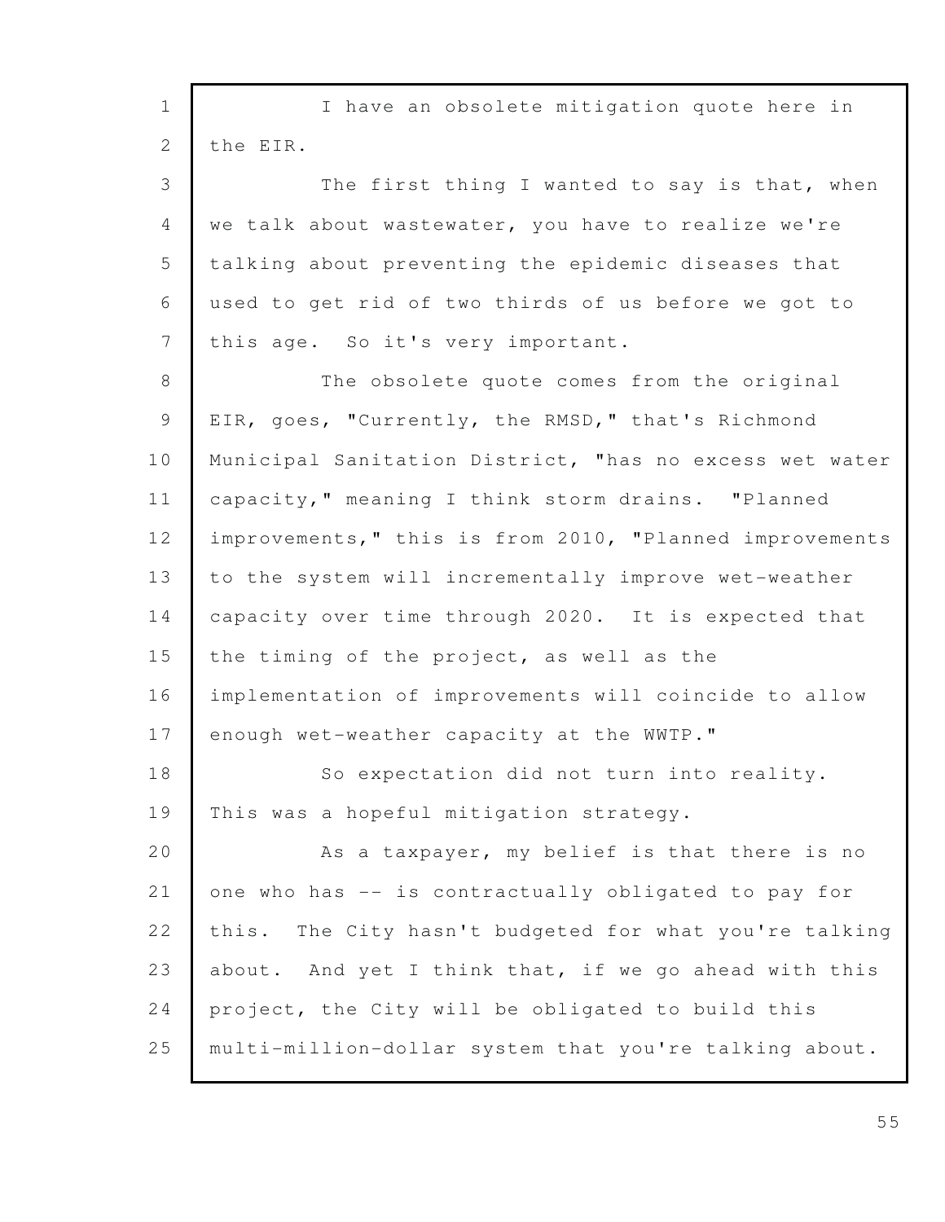I have an obsolete mitigation quote here in the EIR.

The first thing I wanted to say is that, when we talk about wastewater, you have to realize we're talking about preventing the epidemic diseases that used to get rid of two thirds of us before we got to this age. So it's very important.

The obsolete quote comes from the original EIR, goes, "Currently, the RMSD," that's Richmond Municipal Sanitation District, "has no excess wet water capacity," meaning I think storm drains. "Planned improvements," this is from 2010, "Planned improvements to the system will incrementally improve wet-weather capacity over time through 2020. It is expected that the timing of the project, as well as the implementation of improvements will coincide to allow enough wet-weather capacity at the WWTP."

So expectation did not turn into reality. This was a hopeful mitigation strategy.

As a taxpayer, my belief is that there is no one who has -- is contractually obligated to pay for this. The City hasn't budgeted for what you're talking about. And yet I think that, if we go ahead with this project, the City will be obligated to build this multi-million-dollar system that you're talking about.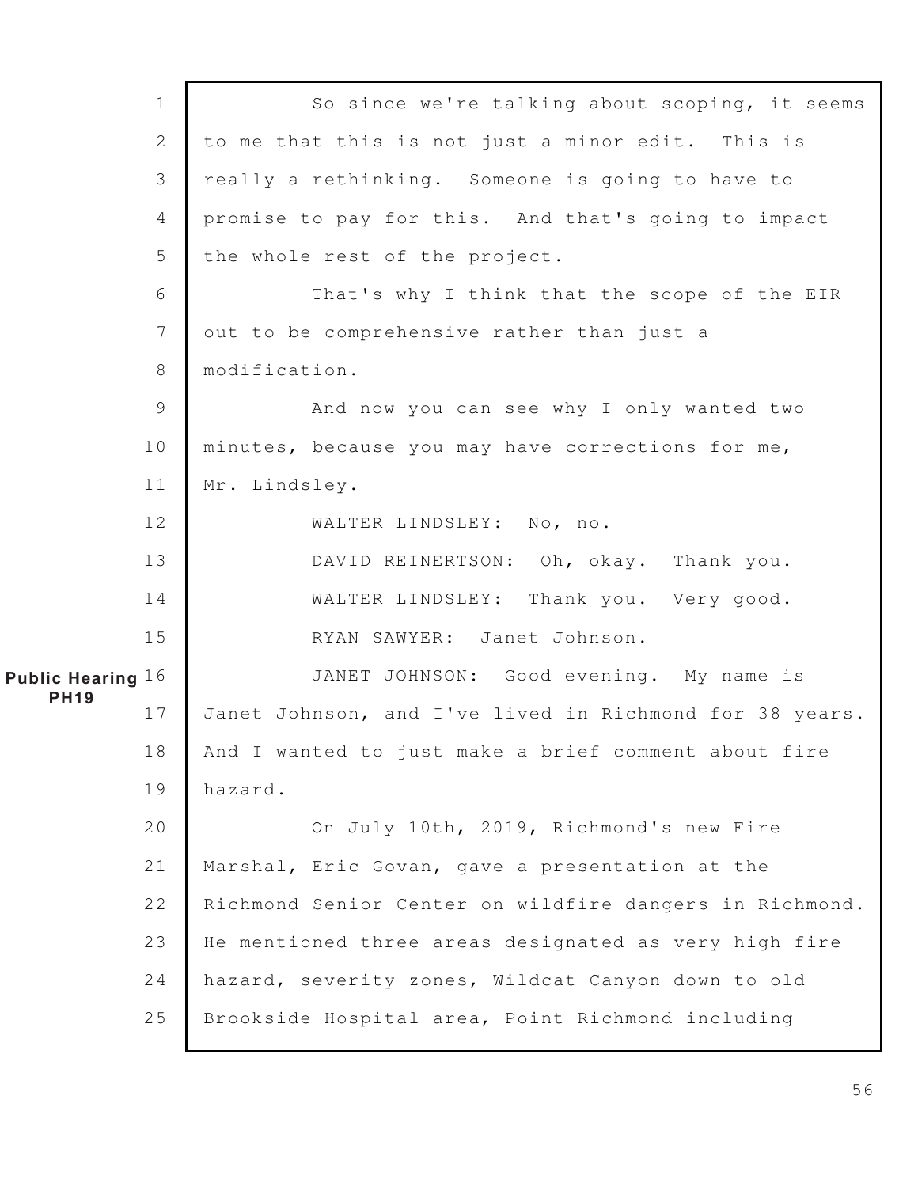So since we're talking about scoping, it seems to me that this is not just a minor edit. This is really a rethinking. Someone is going to have to promise to pay for this. And that's going to impact the whole rest of the project.

That's why I think that the scope of the EIR out to be comprehensive rather than just a modification.

And now you can see why I only wanted two minutes, because you may have corrections for me, Mr. Lindsley.

WALTER LINDSLEY: No, no.

DAVID REINERTSON: Oh, okay. Thank you.

WALTER LINDSLEY: Thank you. Very good.

RYAN SAWYER: Janet Johnson.

**Public Hearing PH19**

JANET JOHNSON: Good evening. My name is Janet Johnson, and I've lived in Richmond for 38 years. And I wanted to just make a brief comment about fire hazard.

On July 10th, 2019, Richmond's new Fire Marshal, Eric Govan, gave a presentation at the Richmond Senior Center on wildfire dangers in Richmond. He mentioned three areas designated as very high fire hazard, severity zones, Wildcat Canyon down to old Brookside Hospital area, Point Richmond including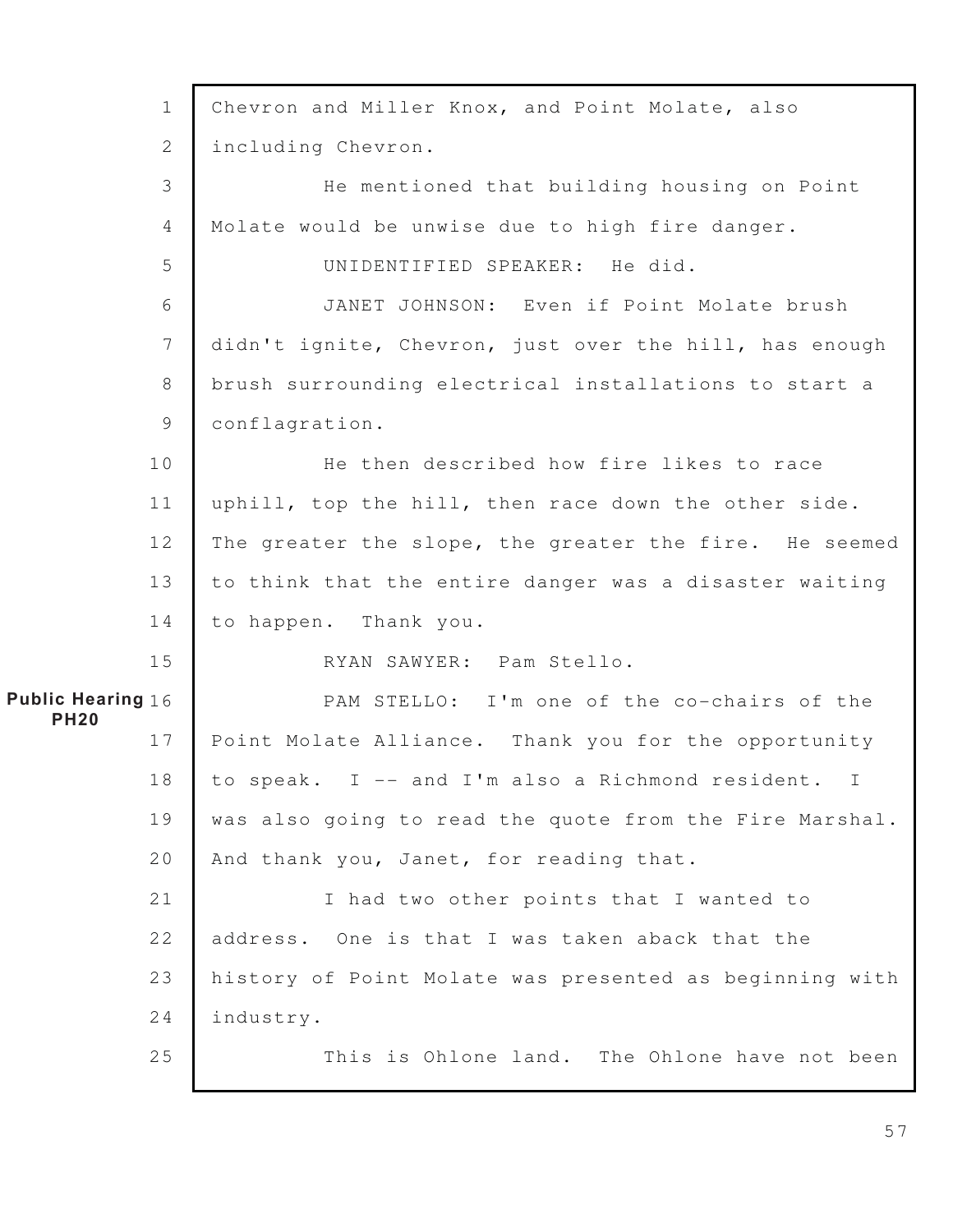Chevron and Miller Knox, and Point Molate, also including Chevron.

He mentioned that building housing on Point Molate would be unwise due to high fire danger.

UNIDENTIFIED SPEAKER: He did.

JANET JOHNSON: Even if Point Molate brush didn't ignite, Chevron, just over the hill, has enough brush surrounding electrical installations to start a conflagration.

He then described how fire likes to race uphill, top the hill, then race down the other side. The greater the slope, the greater the fire. He seemed to think that the entire danger was a disaster waiting to happen. Thank you.

RYAN SAWYER: Pam Stello.

**Public Hearing PH20**

PAM STELLO: I'm one of the co-chairs of the Point Molate Alliance. Thank you for the opportunity to speak. I -- and I'm also a Richmond resident. I was also going to read the quote from the Fire Marshal. And thank you, Janet, for reading that.

I had two other points that I wanted to address. One is that I was taken aback that the history of Point Molate was presented as beginning with industry.

This is Ohlone land. The Ohlone have not been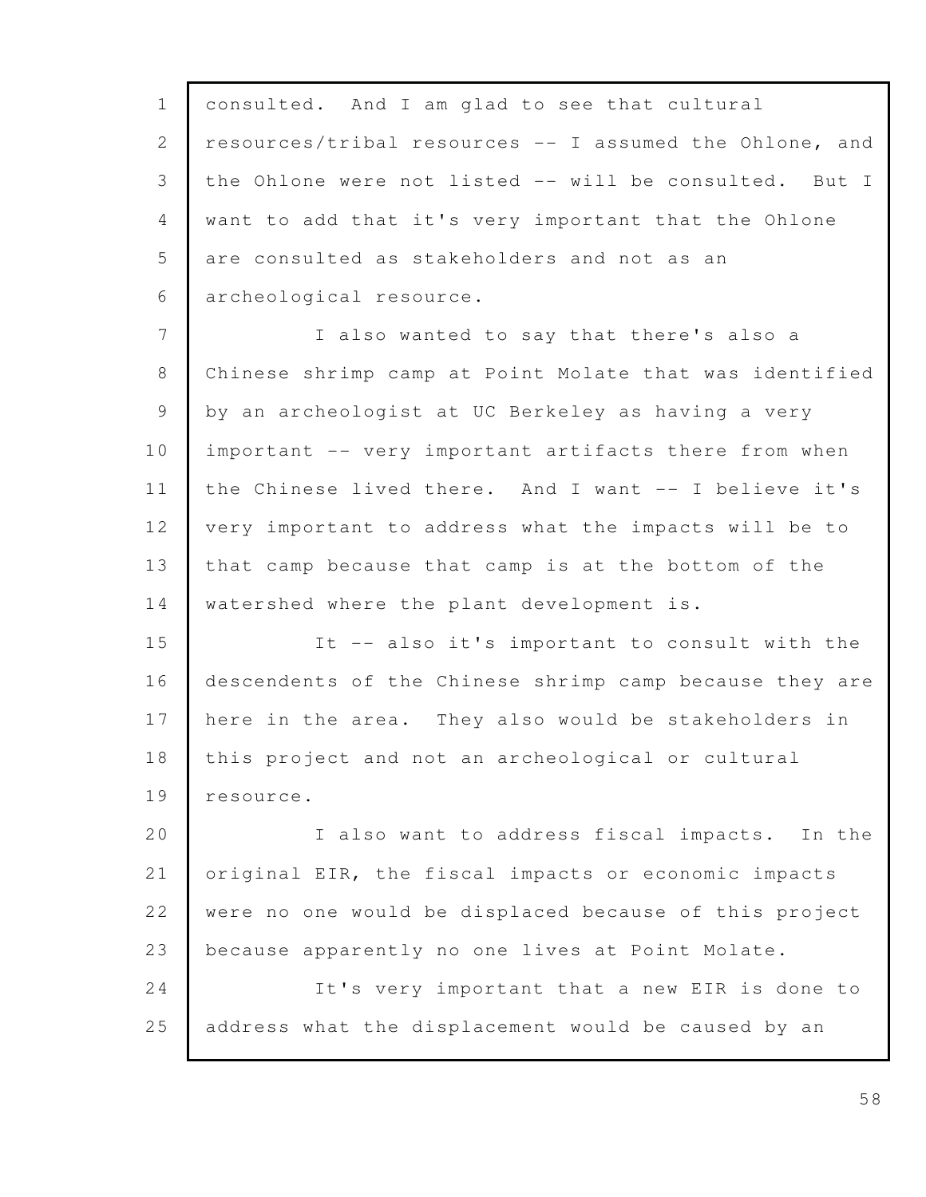consulted. And I am glad to see that cultural resources/tribal resources -- I assumed the Ohlone, and the Ohlone were not listed -- will be consulted. But I want to add that it's very important that the Ohlone are consulted as stakeholders and not as an archeological resource.

I also wanted to say that there's also a Chinese shrimp camp at Point Molate that was identified by an archeologist at UC Berkeley as having a very important -- very important artifacts there from when the Chinese lived there. And I want -- I believe it's very important to address what the impacts will be to that camp because that camp is at the bottom of the watershed where the plant development is.

It -- also it's important to consult with the descendents of the Chinese shrimp camp because they are here in the area. They also would be stakeholders in this project and not an archeological or cultural resource.

I also want to address fiscal impacts. In the original EIR, the fiscal impacts or economic impacts were no one would be displaced because of this project because apparently no one lives at Point Molate.

It's very important that a new EIR is done to address what the displacement would be caused by an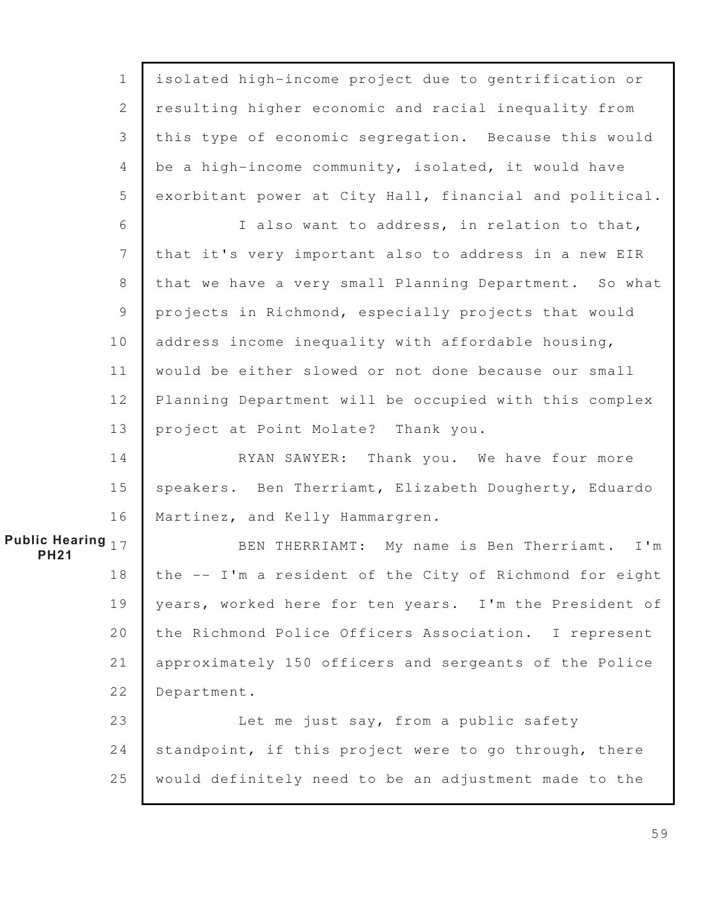isolated high-income project due to gentrification or resulting higher economic and racial inequality from this type of economic segregation. Because this would be a high-income community, isolated, it would have exorbitant power at City Hall, financial and political.

I also want to address, in relation to that, that it's very important also to address in a new EIR that we have a very small Planning Department. So what projects in Richmond, especially projects that would address income inequality with affordable housing, would be either slowed or not done because our small Planning Department will be occupied with this complex project at Point Molate? Thank you.

RYAN SAWYER: Thank you. We have four more speakers. Ben Therriamt, Elizabeth Dougherty, Eduardo Martinez, and Kelly Hammargren.

**Public Hearing PH21**

BEN THERRIAMT: My name is Ben Therriamt. I'm the -- I'm a resident of the City of Richmond for eight years, worked here for ten years. I'm the President of the Richmond Police Officers Association. I represent approximately 150 officers and sergeants of the Police Department.

Let me just say, from a public safety standpoint, if this project were to go through, there would definitely need to be an adjustment made to the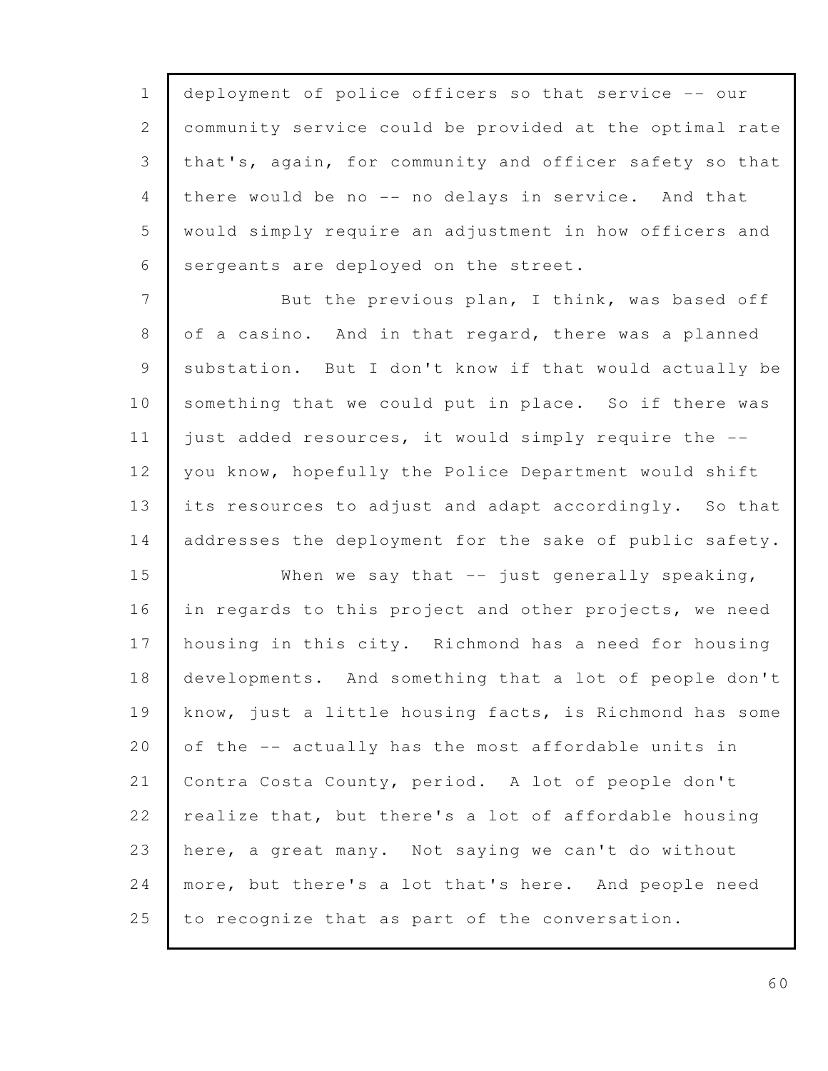deployment of police officers so that service -- our community service could be provided at the optimal rate that's, again, for community and officer safety so that there would be no -- no delays in service. And that would simply require an adjustment in how officers and sergeants are deployed on the street.

But the previous plan, I think, was based off of a casino. And in that regard, there was a planned substation. But I don't know if that would actually be something that we could put in place. So if there was just added resources, it would simply require the -- you know, hopefully the Police Department would shift its resources to adjust and adapt accordingly. So that addresses the deployment for the sake of public safety.

When we say that -- just generally speaking, in regards to this project and other projects, we need housing in this city. Richmond has a need for housing developments. And something that a lot of people don't know, just a little housing facts, is Richmond has some of the -- actually has the most affordable units in Contra Costa County, period. A lot of people don't realize that, but there's a lot of affordable housing here, a great many. Not saying we can't do without more, but there's a lot that's here. And people need to recognize that as part of the conversation.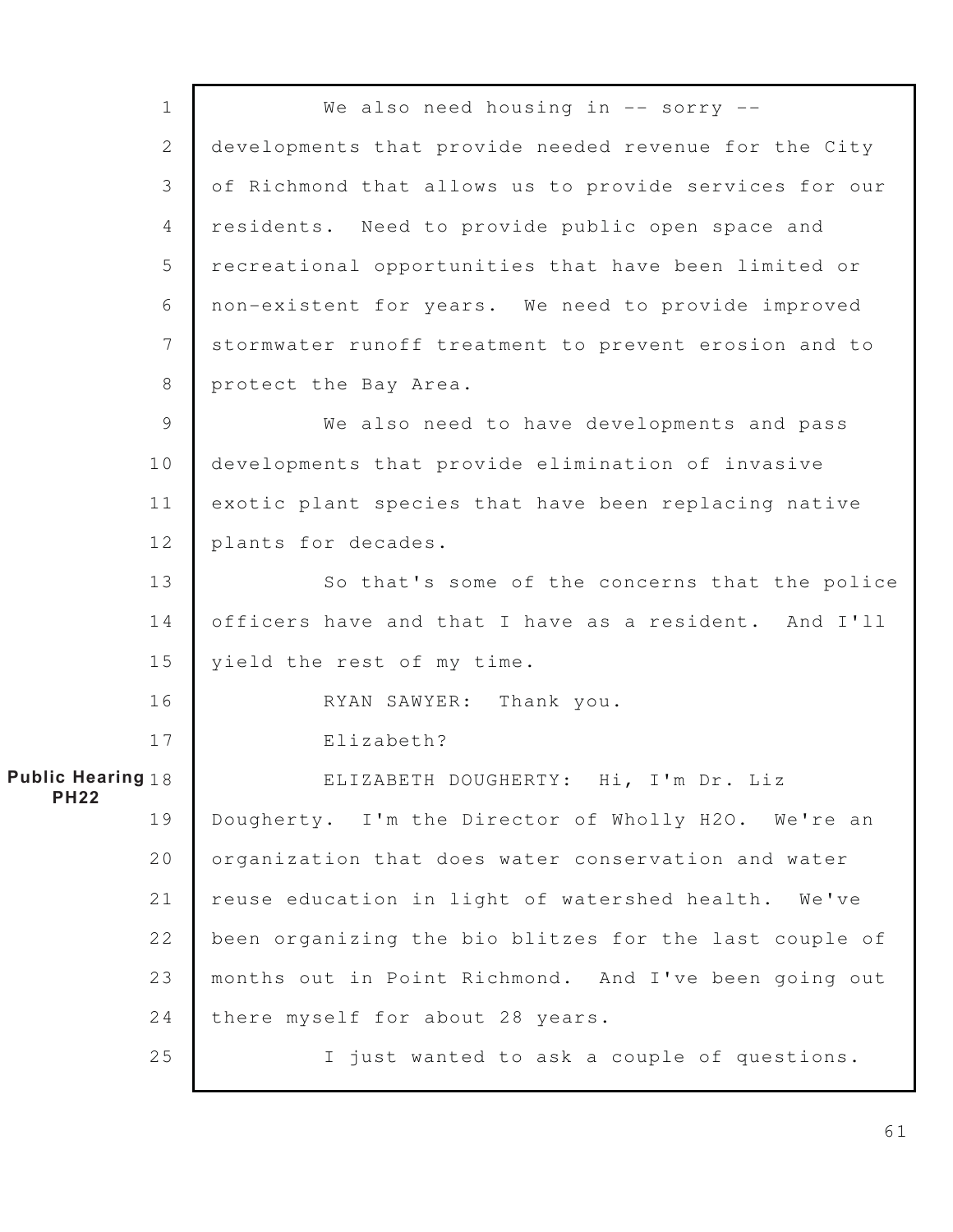We also need housing in -- sorry -- developments that provide needed revenue for the City of Richmond that allows us to provide services for our residents. Need to provide public open space and recreational opportunities that have been limited or non-existent for years. We need to provide improved stormwater runoff treatment to prevent erosion and to protect the Bay Area.

We also need to have developments and pass developments that provide elimination of invasive exotic plant species that have been replacing native plants for decades.

So that's some of the concerns that the police officers have and that I have as a resident. And I'll yield the rest of my time.

RYAN SAWYER: Thank you.

Elizabeth?

**Public Hearing PH22**

ELIZABETH DOUGHERTY: Hi, I'm Dr. Liz Dougherty. I'm the Director of Wholly H2O. We're an organization that does water conservation and water reuse education in light of watershed health. We've been organizing the bio blitzes for the last couple of months out in Point Richmond. And I've been going out there myself for about 28 years.

I just wanted to ask a couple of questions.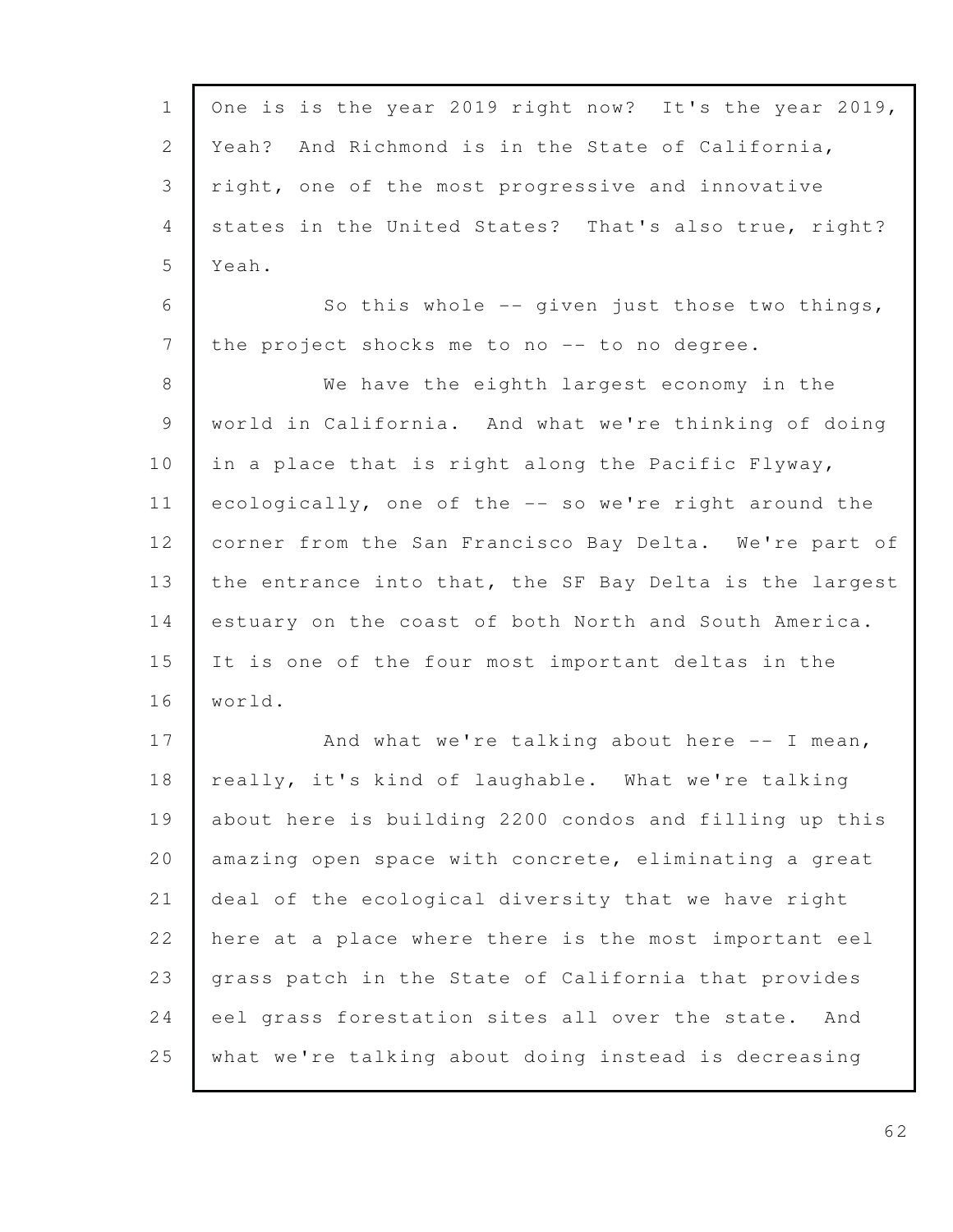One is is the year 2019 right now? It's the year 2019, Yeah? And Richmond is in the State of California, right, one of the most progressive and innovative states in the United States? That's also true, right? Yeah.

So this whole -- given just those two things, the project shocks me to no -- to no degree.

We have the eighth largest economy in the world in California. And what we're thinking of doing in a place that is right along the Pacific Flyway, ecologically, one of the -- so we're right around the corner from the San Francisco Bay Delta. We're part of the entrance into that, the SF Bay Delta is the largest estuary on the coast of both North and South America. It is one of the four most important deltas in the world.

And what we're talking about here -- I mean, really, it's kind of laughable. What we're talking about here is building 2200 condos and filling up this amazing open space with concrete, eliminating a great deal of the ecological diversity that we have right here at a place where there is the most important eel grass patch in the State of California that provides eel grass forestation sites all over the state. And what we're talking about doing instead is decreasing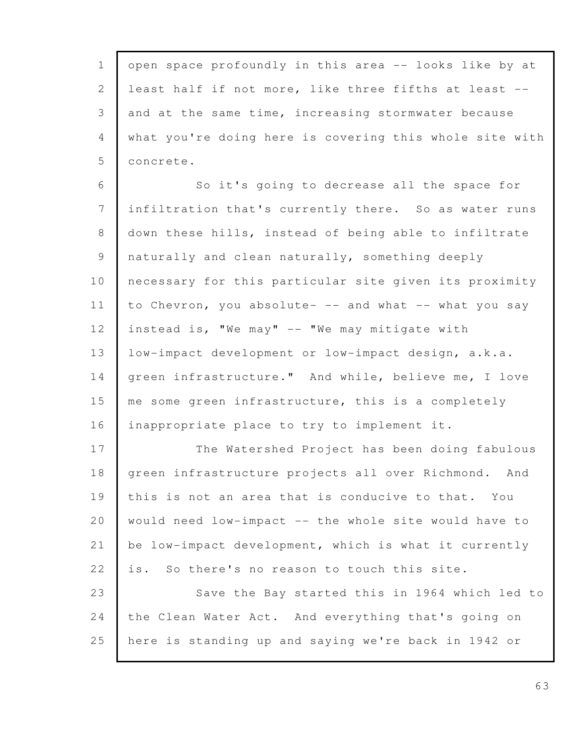open space profoundly in this area -- looks like by at least half if not more, like three fifths at least -- and at the same time, increasing stormwater because what you're doing here is covering this whole site with concrete.

So it's going to decrease all the space for infiltration that's currently there. So as water runs down these hills, instead of being able to infiltrate naturally and clean naturally, something deeply necessary for this particular site given its proximity to Chevron, you absolute- -- and what -- what you say instead is, "We may" -- "We may mitigate with low-impact development or low-impact design, a.k.a. green infrastructure." And while, believe me, I love me some green infrastructure, this is a completely inappropriate place to try to implement it.

The Watershed Project has been doing fabulous green infrastructure projects all over Richmond. And this is not an area that is conducive to that. You would need low-impact -- the whole site would have to be low-impact development, which is what it currently is. So there's no reason to touch this site.

Save the Bay started this in 1964 which led to the Clean Water Act. And everything that's going on here is standing up and saying we're back in 1942 or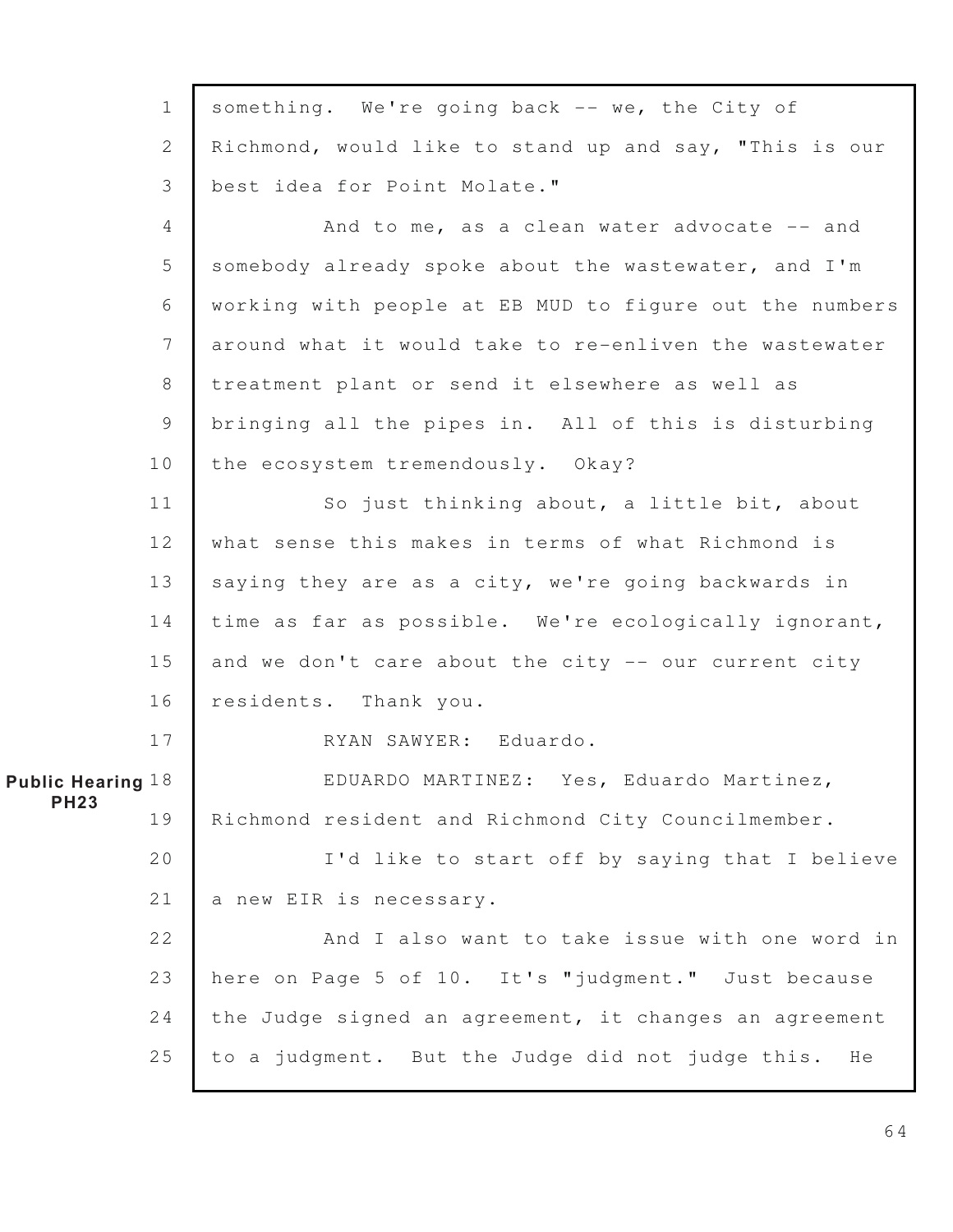something. We're going back -- we, the City of Richmond, would like to stand up and say, "This is our best idea for Point Molate."

And to me, as a clean water advocate -- and somebody already spoke about the wastewater, and I'm working with people at EB MUD to figure out the numbers around what it would take to re-enliven the wastewater treatment plant or send it elsewhere as well as bringing all the pipes in. All of this is disturbing the ecosystem tremendously. Okay?

So just thinking about, a little bit, about what sense this makes in terms of what Richmond is saying they are as a city, we're going backwards in time as far as possible. We're ecologically ignorant, and we don't care about the city -- our current city residents. Thank you.

RYAN SAWYER: Eduardo.

**Public Hearing PH23**

EDUARDO MARTINEZ: Yes, Eduardo Martinez, Richmond resident and Richmond City Councilmember.

I'd like to start off by saying that I believe a new EIR is necessary.

And I also want to take issue with one word in here on Page 5 of 10. It's "judgment." Just because the Judge signed an agreement, it changes an agreement to a judgment. But the Judge did not judge this. He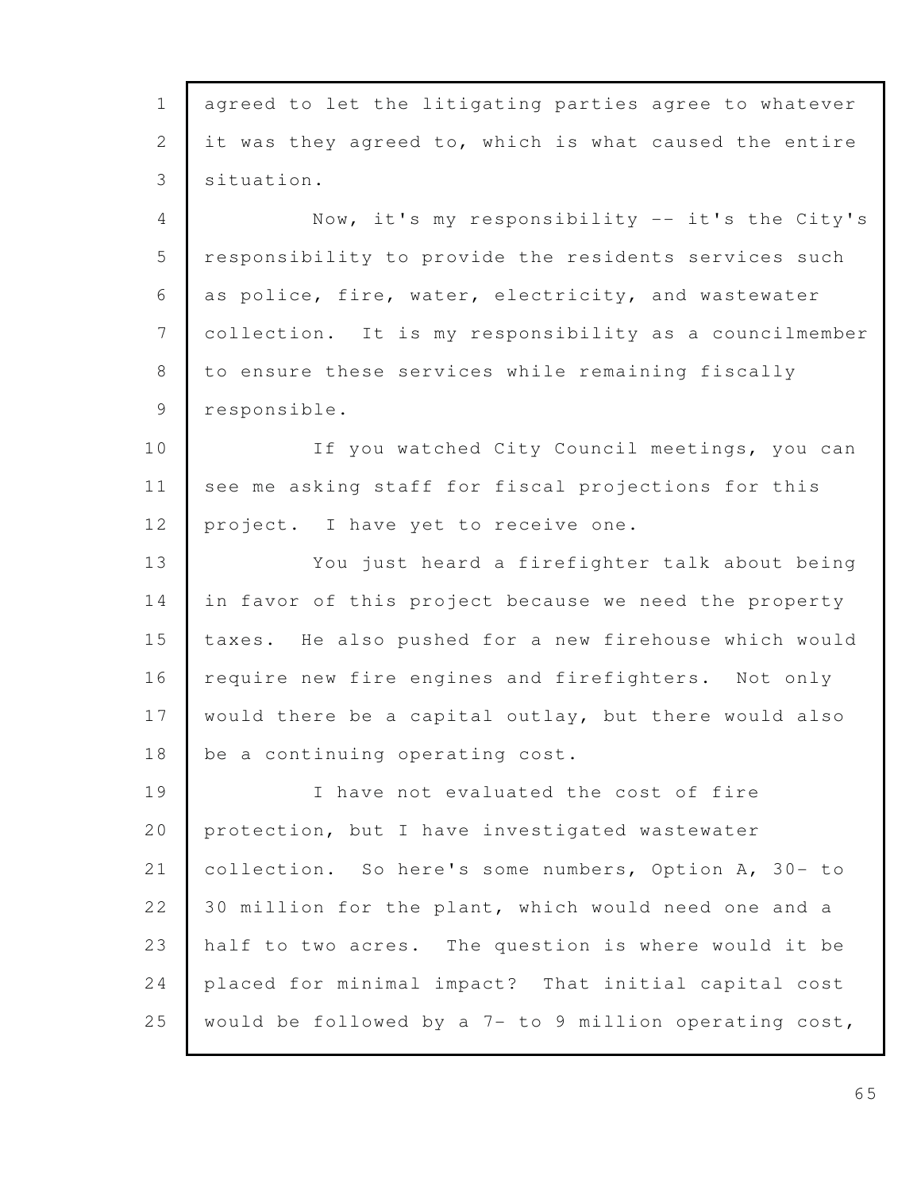agreed to let the litigating parties agree to whatever it was they agreed to, which is what caused the entire situation.

Now, it's my responsibility -- it's the City's responsibility to provide the residents services such as police, fire, water, electricity, and wastewater collection. It is my responsibility as a councilmember to ensure these services while remaining fiscally responsible.

If you watched City Council meetings, you can see me asking staff for fiscal projections for this project. I have yet to receive one.

You just heard a firefighter talk about being in favor of this project because we need the property taxes. He also pushed for a new firehouse which would require new fire engines and firefighters. Not only would there be a capital outlay, but there would also be a continuing operating cost.

I have not evaluated the cost of fire protection, but I have investigated wastewater collection. So here's some numbers, Option A, 30- to 30 million for the plant, which would need one and a half to two acres. The question is where would it be placed for minimal impact? That initial capital cost would be followed by a 7- to 9 million operating cost,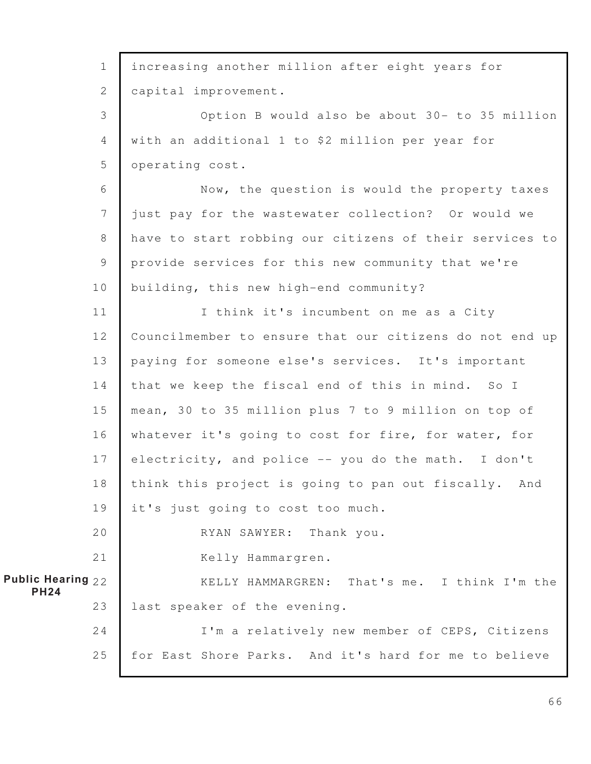increasing another million after eight years for capital improvement.

Option B would also be about 30- to 35 million with an additional 1 to $2 million per year for operating cost.

Now, the question is would the property taxes just pay for the wastewater collection? Or would we have to start robbing our citizens of their services to provide services for this new community that we're building, this new high-end community?

I think it's incumbent on me as a City Councilmember to ensure that our citizens do not end up paying for someone else's services. It's important that we keep the fiscal end of this in mind. So I mean, 30 to 35 million plus 7 to 9 million on top of whatever it's going to cost for fire, for water, for electricity, and police -- you do the math. I don't think this project is going to pan out fiscally. And it's just going to cost too much.

RYAN SAWYER: Thank you.

Kelly Hammargren.

**Public Hearing PH24**

KELLY HAMMARGREN: That's me. I think I'm the last speaker of the evening.

I'm a relatively new member of CEPS, Citizens for East Shore Parks. And it's hard for me to believe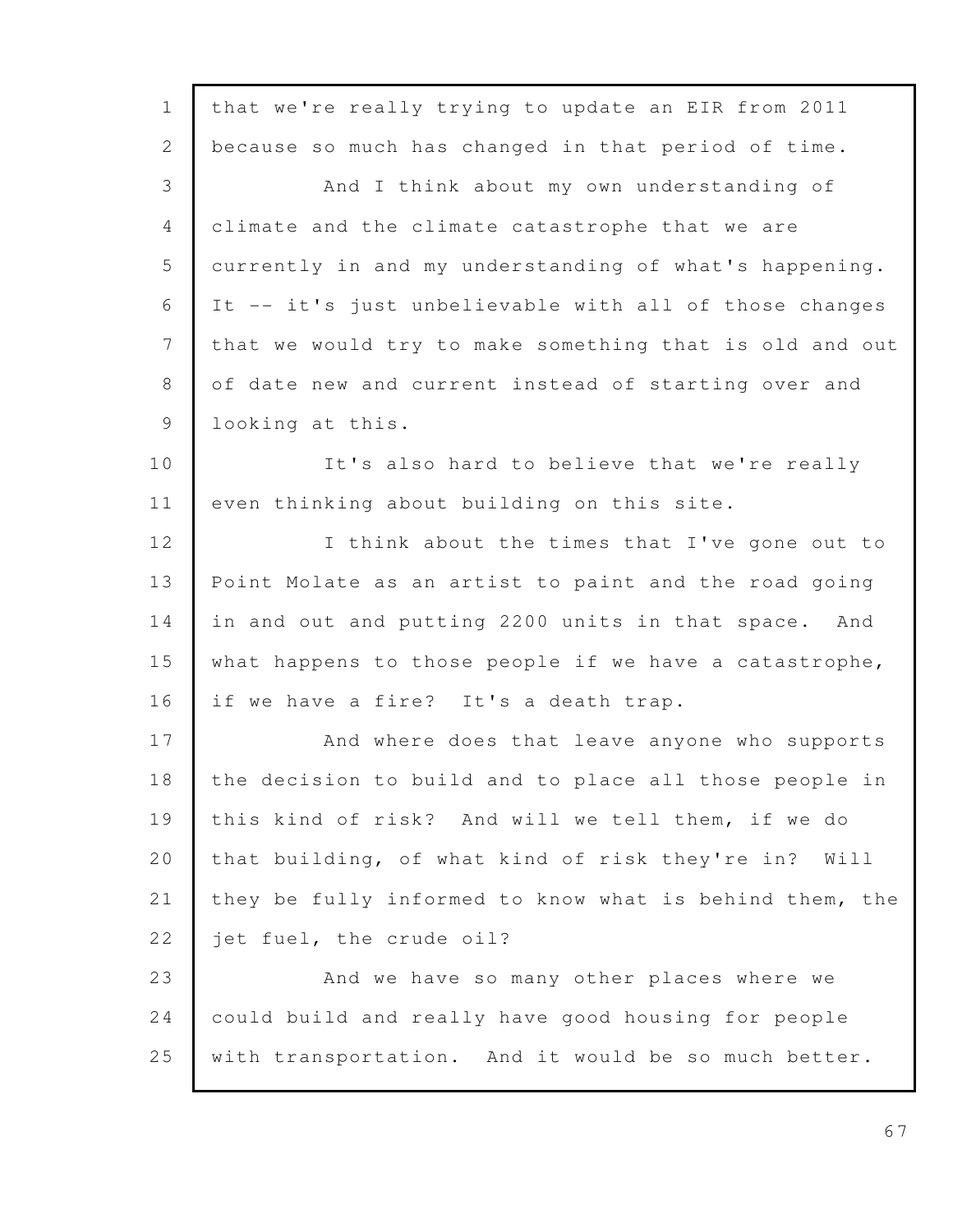that we're really trying to update an EIR from 2011 because so much has changed in that period of time.

And I think about my own understanding of climate and the climate catastrophe that we are currently in and my understanding of what's happening. It -- it's just unbelievable with all of those changes that we would try to make something that is old and out of date new and current instead of starting over and looking at this.

It's also hard to believe that we're really even thinking about building on this site.

I think about the times that I've gone out to Point Molate as an artist to paint and the road going in and out and putting 2200 units in that space. And what happens to those people if we have a catastrophe, if we have a fire? It's a death trap.

And where does that leave anyone who supports the decision to build and to place all those people in this kind of risk? And will we tell them, if we do that building, of what kind of risk they're in? Will they be fully informed to know what is behind them, the jet fuel, the crude oil?

And we have so many other places where we could build and really have good housing for people with transportation. And it would be so much better.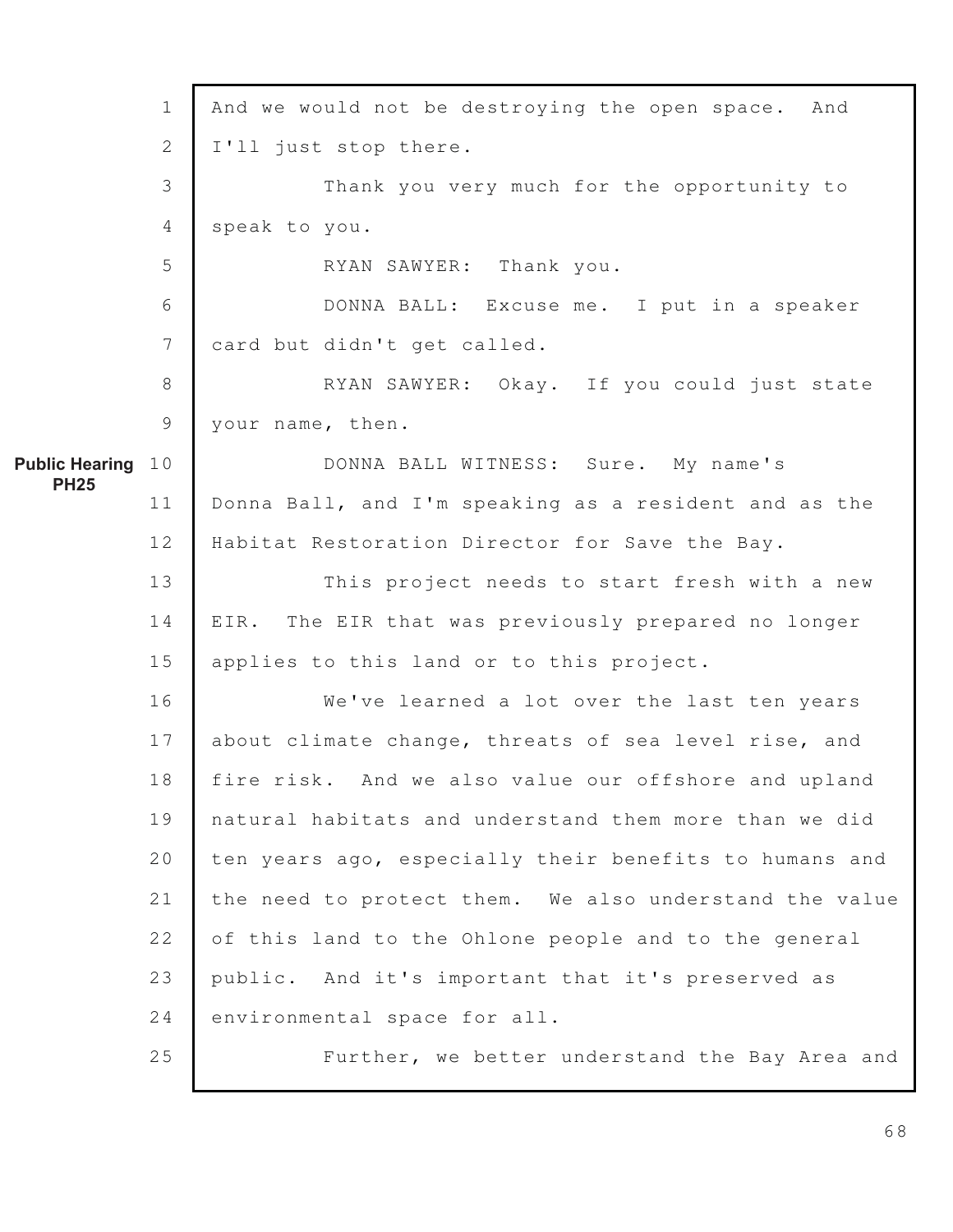And we would not be destroying the open space. And I'll just stop there.

Thank you very much for the opportunity to speak to you.

RYAN SAWYER: Thank you.

DONNA BALL: Excuse me. I put in a speaker card but didn't get called.

RYAN SAWYER: Okay. If you could just state your name, then.

**Public Hearing PH25**

DONNA BALL WITNESS: Sure. My name's Donna Ball, and I'm speaking as a resident and as the Habitat Restoration Director for Save the Bay.

This project needs to start fresh with a new EIR. The EIR that was previously prepared no longer applies to this land or to this project.

We've learned a lot over the last ten years about climate change, threats of sea level rise, and fire risk. And we also value our offshore and upland natural habitats and understand them more than we did ten years ago, especially their benefits to humans and the need to protect them. We also understand the value of this land to the Ohlone people and to the general public. And it's important that it's preserved as environmental space for all.

Further, we better understand the Bay Area and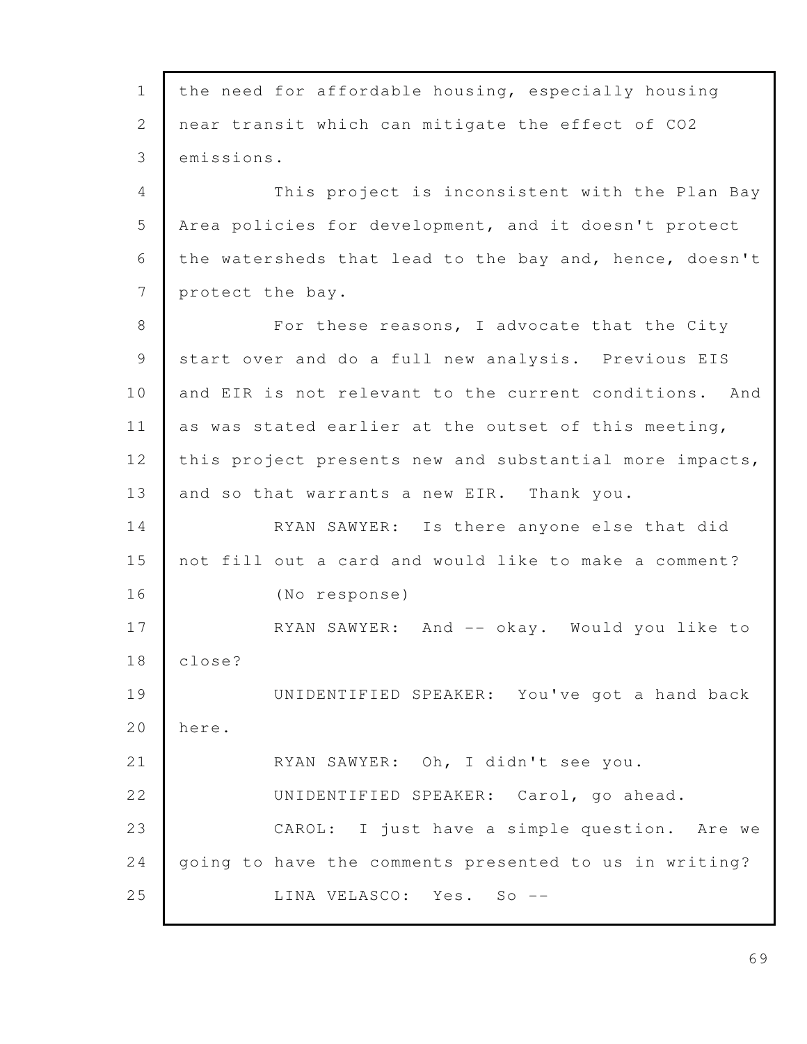the need for affordable housing, especially housing near transit which can mitigate the effect of $CO_2$ emissions.

This project is inconsistent with the Plan Bay Area policies for development, and it doesn't protect the watersheds that lead to the bay and, hence, doesn't protect the bay.

For these reasons, I advocate that the City start over and do a full new analysis. Previous EIS and EIR is not relevant to the current conditions. And as was stated earlier at the outset of this meeting, this project presents new and substantial more impacts, and so that warrants a new EIR. Thank you.

RYAN SAWYER: Is there anyone else that did not fill out a card and would like to make a comment?

(No response)

RYAN SAWYER: And -- okay. Would you like to close?

UNIDENTIFIED SPEAKER: You've got a hand back here.

RYAN SAWYER: Oh, I didn't see you.

UNIDENTIFIED SPEAKER: Carol, go ahead.

CAROL: I just have a simple question. Are we going to have the comments presented to us in writing?

LINA VELASCO: Yes. So --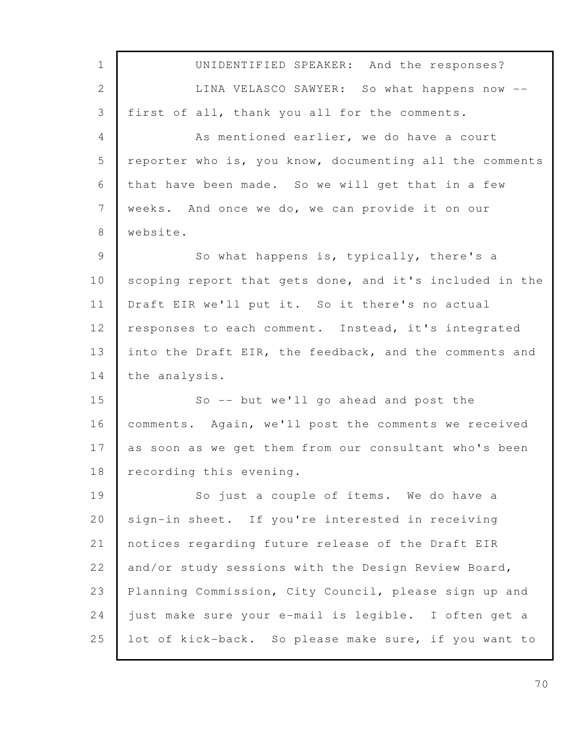UNIDENTIFIED SPEAKER: And the responses?

LINA VELASCO SAWYER: So what happens now -- first of all, thank you all for the comments.

As mentioned earlier, we do have a court reporter who is, you know, documenting all the comments that have been made. So we will get that in a few weeks. And once we do, we can provide it on our website.

So what happens is, typically, there's a scoping report that gets done, and it's included in the Draft EIR we'll put it. So it there's no actual responses to each comment. Instead, it's integrated into the Draft EIR, the feedback, and the comments and the analysis.

So -- but we'll go ahead and post the comments. Again, we'll post the comments we received as soon as we get them from our consultant who's been recording this evening.

So just a couple of items. We do have a sign-in sheet. If you're interested in receiving notices regarding future release of the Draft EIR and/or study sessions with the Design Review Board, Planning Commission, City Council, please sign up and just make sure your e-mail is legible. I often get a lot of kick-back. So please make sure, if you want to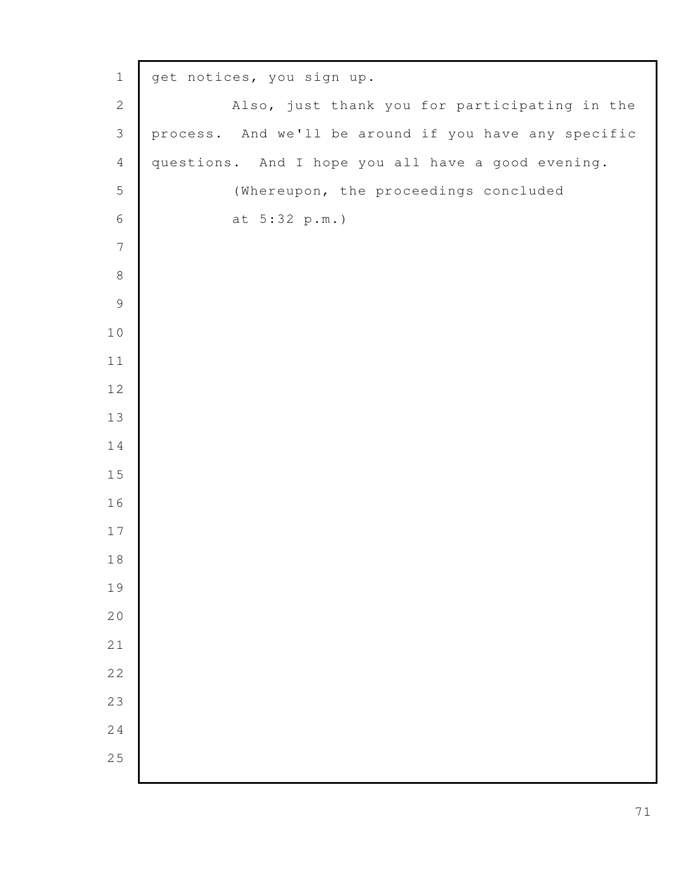get notices, you sign up.

Also, just thank you for participating in the process. And we'll be around if you have any specific questions. And I hope you all have a good evening.

(Whereupon, the proceedings concluded at 5:32 p.m.)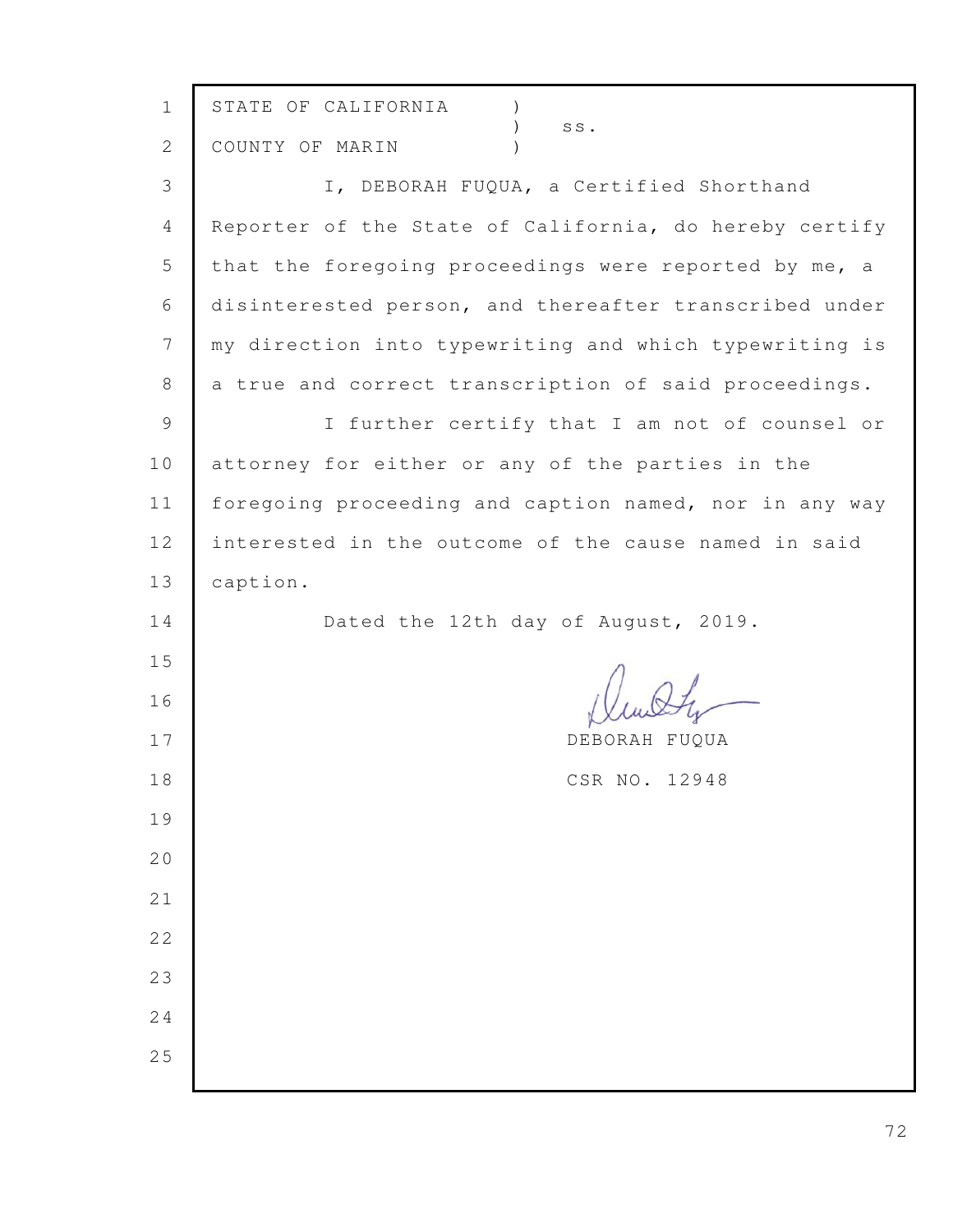STATE OF CALIFORNIA )
) ss.
COUNTY OF MARIN )

I, DEBORAH FUQUA, a Certified Shorthand Reporter of the State of California, do hereby certify that the foregoing proceedings were reported by me, a disinterested person, and thereafter transcribed under my direction into typewriting and which typewriting is a true and correct transcription of said proceedings.

I further certify that I am not of counsel or attorney for either or any of the parties in the foregoing proceeding and caption named, nor in any way interested in the outcome of the cause named in said caption.

Dated the 12th day of August, 2019.

DEBORAH FUQUA

CSR NO. 12948